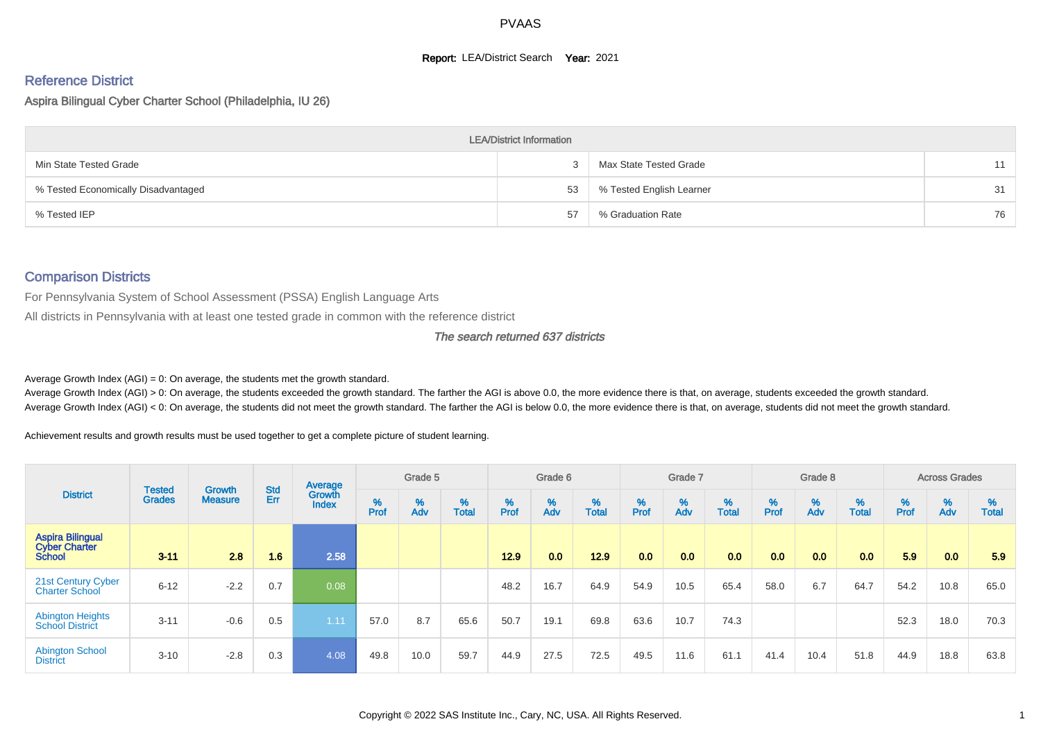# PVAAS

**Report:** LEA/District Search **Year:** 2021

## Reference District

### Aspira Bilingual Cyber Charter School (Philadelphia, IU 26)

| LEA/District Information | | | |
|---|---|---|---|
| Min State Tested Grade | 3 | Max State Tested Grade | 11 |
| % Tested Economically Disadvantaged | 53 | % Tested English Learner | 31 |
| % Tested IEP | 57 | % Graduation Rate | 76 |

## Comparison Districts

For Pennsylvania System of School Assessment (PSSA) English Language Arts

All districts in Pennsylvania with at least one tested grade in common with the reference district

*The search returned 637 districts*

Average Growth Index (AGI) = 0: On average, the students met the growth standard.

Average Growth Index (AGI) > 0: On average, the students exceeded the growth standard. The farther the AGI is above 0.0, the more evidence there is that, on average, students exceeded the growth standard.

Average Growth Index (AGI) < 0: On average, the students did not meet the growth standard. The farther the AGI is below 0.0, the more evidence there is that, on average, students did not meet the growth standard.

Achievement results and growth results must be used together to get a complete picture of student learning.

| District | Tested Grades | Growth Measure | Std Err | Average Growth Index | Grade 5 | | | Grade 6 | | | Grade 7 | | | Grade 8 | | | Across Grades | | |
|---|---|---|---|---|---|---|---|---|---|---|---|---|---|---|---|---|---|---|---|
| | | | | | % Prof | % Adv | % Total | % Prof | % Adv | % Total | % Prof | % Adv | % Total | % Prof | % Adv | % Total | % Prof | % Adv | % Total |
| **Aspira Bilingual Cyber Charter School** | **3-11** | **2.8** | **1.6** | **2.58** | | | | **12.9** | **0.0** | **12.9** | **0.0** | **0.0** | **0.0** | **0.0** | **0.0** | **0.0** | **5.9** | **0.0** | **5.9** |
| 21st Century Cyber Charter School | 6-12 | -2.2 | 0.7 | 0.08 | | | | 48.2 | 16.7 | 64.9 | 54.9 | 10.5 | 65.4 | 58.0 | 6.7 | 64.7 | 54.2 | 10.8 | 65.0 |
| Abington Heights School District | 3-11 | -0.6 | 0.5 | 1.11 | 57.0 | 8.7 | 65.6 | 50.7 | 19.1 | 69.8 | 63.6 | 10.7 | 74.3 | | | | 52.3 | 18.0 | 70.3 |
| Abington School District | 3-10 | -2.8 | 0.3 | 4.08 | 49.8 | 10.0 | 59.7 | 44.9 | 27.5 | 72.5 | 49.5 | 11.6 | 61.1 | 41.4 | 10.4 | 51.8 | 44.9 | 18.8 | 63.8 |

Copyright © 2022 SAS Institute Inc., Cary, NC, USA. All Rights Reserved.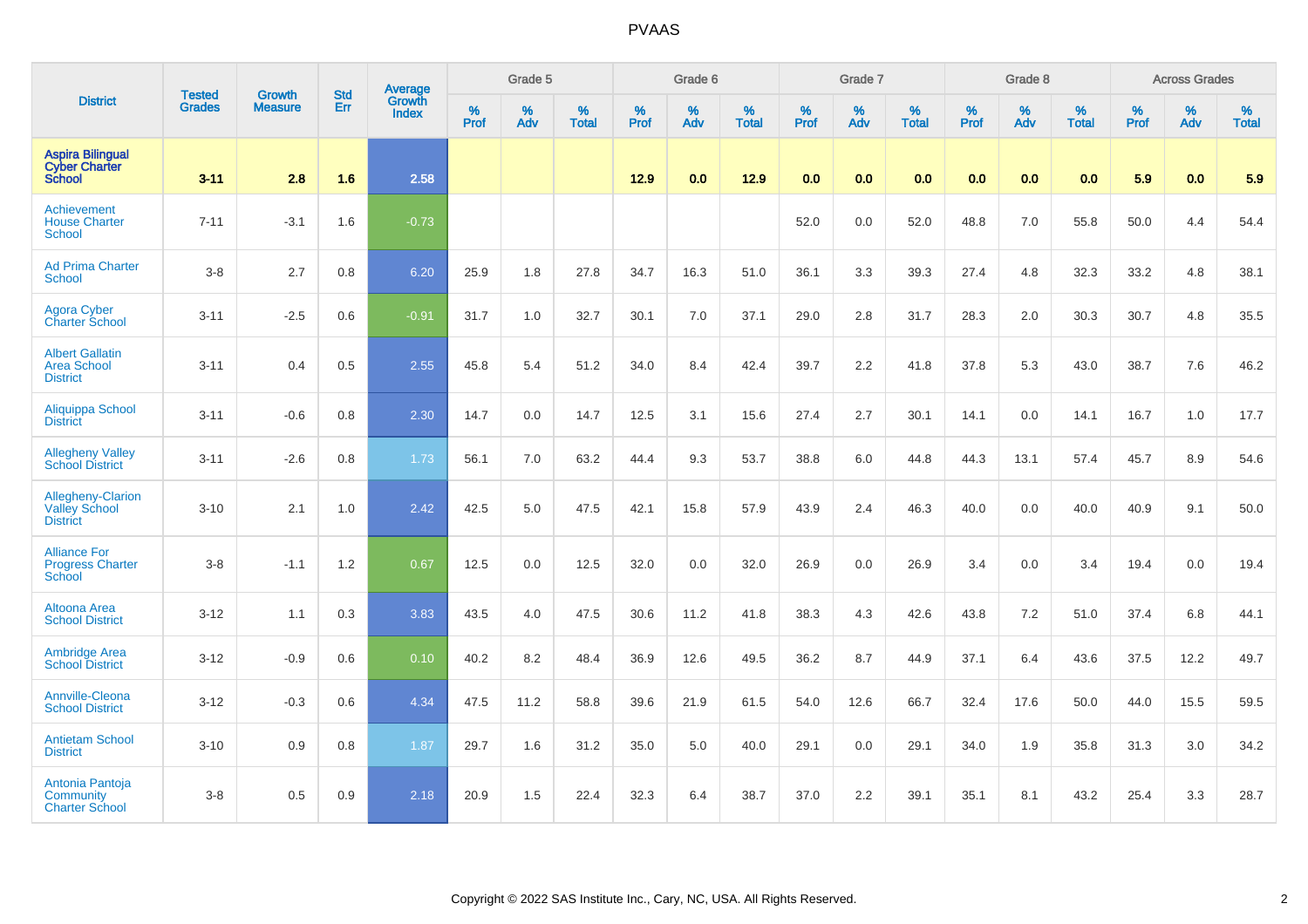# PVAAS

| District | Tested Grades | Growth Measure | Std Err | Average Growth Index | Grade 5 | | | Grade 6 | | | Grade 7 | | | Grade 8 | | | Across Grades | | |
|---|---|---|---|---|---|---|---|---|---|---|---|---|---|---|---|---|---|---|---|
| | | | | | % Prof | % Adv | % Total | % Prof | % Adv | % Total | % Prof | % Adv | % Total | % Prof | % Adv | % Total | % Prof | % Adv | % Total |
| **Aspira Bilingual Cyber Charter School** | **3-11** | **2.8** | **1.6** | **2.58** | | | | **12.9** | **0.0** | **12.9** | **0.0** | **0.0** | **0.0** | **0.0** | **0.0** | **0.0** | **5.9** | **0.0** | **5.9** |
| Achievement House Charter School | 7-11 | -3.1 | 1.6 | -0.73 | | | | | | | 52.0 | 0.0 | 52.0 | 48.8 | 7.0 | 55.8 | 50.0 | 4.4 | 54.4 |
| Ad Prima Charter School | 3-8 | 2.7 | 0.8 | 6.20 | 25.9 | 1.8 | 27.8 | 34.7 | 16.3 | 51.0 | 36.1 | 3.3 | 39.3 | 27.4 | 4.8 | 32.3 | 33.2 | 4.8 | 38.1 |
| Agora Cyber Charter School | 3-11 | -2.5 | 0.6 | -0.91 | 31.7 | 1.0 | 32.7 | 30.1 | 7.0 | 37.1 | 29.0 | 2.8 | 31.7 | 28.3 | 2.0 | 30.3 | 30.7 | 4.8 | 35.5 |
| Albert Gallatin Area School District | 3-11 | 0.4 | 0.5 | 2.55 | 45.8 | 5.4 | 51.2 | 34.0 | 8.4 | 42.4 | 39.7 | 2.2 | 41.8 | 37.8 | 5.3 | 43.0 | 38.7 | 7.6 | 46.2 |
| Aliquippa School District | 3-11 | -0.6 | 0.8 | 2.30 | 14.7 | 0.0 | 14.7 | 12.5 | 3.1 | 15.6 | 27.4 | 2.7 | 30.1 | 14.1 | 0.0 | 14.1 | 16.7 | 1.0 | 17.7 |
| Allegheny Valley School District | 3-11 | -2.6 | 0.8 | 1.73 | 56.1 | 7.0 | 63.2 | 44.4 | 9.3 | 53.7 | 38.8 | 6.0 | 44.8 | 44.3 | 13.1 | 57.4 | 45.7 | 8.9 | 54.6 |
| Allegheny-Clarion Valley School District | 3-10 | 2.1 | 1.0 | 2.42 | 42.5 | 5.0 | 47.5 | 42.1 | 15.8 | 57.9 | 43.9 | 2.4 | 46.3 | 40.0 | 0.0 | 40.0 | 40.9 | 9.1 | 50.0 |
| Alliance For Progress Charter School | 3-8 | -1.1 | 1.2 | 0.67 | 12.5 | 0.0 | 12.5 | 32.0 | 0.0 | 32.0 | 26.9 | 0.0 | 26.9 | 3.4 | 0.0 | 3.4 | 19.4 | 0.0 | 19.4 |
| Altoona Area School District | 3-12 | 1.1 | 0.3 | 3.83 | 43.5 | 4.0 | 47.5 | 30.6 | 11.2 | 41.8 | 38.3 | 4.3 | 42.6 | 43.8 | 7.2 | 51.0 | 37.4 | 6.8 | 44.1 |
| Ambridge Area School District | 3-12 | -0.9 | 0.6 | 0.10 | 40.2 | 8.2 | 48.4 | 36.9 | 12.6 | 49.5 | 36.2 | 8.7 | 44.9 | 37.1 | 6.4 | 43.6 | 37.5 | 12.2 | 49.7 |
| Annville-Cleona School District | 3-12 | -0.3 | 0.6 | 4.34 | 47.5 | 11.2 | 58.8 | 39.6 | 21.9 | 61.5 | 54.0 | 12.6 | 66.7 | 32.4 | 17.6 | 50.0 | 44.0 | 15.5 | 59.5 |
| Antietam School District | 3-10 | 0.9 | 0.8 | 1.87 | 29.7 | 1.6 | 31.2 | 35.0 | 5.0 | 40.0 | 29.1 | 0.0 | 29.1 | 34.0 | 1.9 | 35.8 | 31.3 | 3.0 | 34.2 |
| Antonia Pantoja Community Charter School | 3-8 | 0.5 | 0.9 | 2.18 | 20.9 | 1.5 | 22.4 | 32.3 | 6.4 | 38.7 | 37.0 | 2.2 | 39.1 | 35.1 | 8.1 | 43.2 | 25.4 | 3.3 | 28.7 |

Copyright © 2022 SAS Institute Inc., Cary, NC, USA. All Rights Reserved.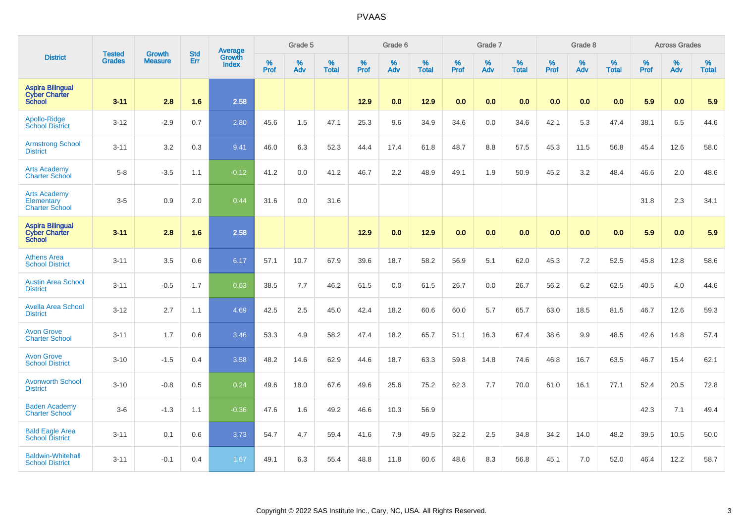# PVAAS

| District | Tested Grades | Growth Measure | Std Err | Average Growth Index | Grade 5 | | | Grade 6 | | | Grade 7 | | | Grade 8 | | | Across Grades | | |
|---|---|---|---|---|---|---|---|---|---|---|---|---|---|---|---|---|---|---|---|
| | | | | | % Prof | % Adv | % Total | % Prof | % Adv | % Total | % Prof | % Adv | % Total | % Prof | % Adv | % Total | % Prof | % Adv | % Total |
| **Aspira Bilingual Cyber Charter School** | **3-11** | **2.8** | **1.6** | **2.58** | | | | **12.9** | **0.0** | **12.9** | **0.0** | **0.0** | **0.0** | **0.0** | **0.0** | **0.0** | **5.9** | **0.0** | **5.9** |
| Apollo-Ridge School District | 3-12 | -2.9 | 0.7 | 2.80 | 45.6 | 1.5 | 47.1 | 25.3 | 9.6 | 34.9 | 34.6 | 0.0 | 34.6 | 42.1 | 5.3 | 47.4 | 38.1 | 6.5 | 44.6 |
| Armstrong School District | 3-11 | 3.2 | 0.3 | 9.41 | 46.0 | 6.3 | 52.3 | 44.4 | 17.4 | 61.8 | 48.7 | 8.8 | 57.5 | 45.3 | 11.5 | 56.8 | 45.4 | 12.6 | 58.0 |
| Arts Academy Charter School | 5-8 | -3.5 | 1.1 | -0.12 | 41.2 | 0.0 | 41.2 | 46.7 | 2.2 | 48.9 | 49.1 | 1.9 | 50.9 | 45.2 | 3.2 | 48.4 | 46.6 | 2.0 | 48.6 |
| Arts Academy Elementary Charter School | 3-5 | 0.9 | 2.0 | 0.44 | 31.6 | 0.0 | 31.6 | | | | | | | | | | 31.8 | 2.3 | 34.1 |
| **Aspira Bilingual Cyber Charter School** | **3-11** | **2.8** | **1.6** | **2.58** | | | | **12.9** | **0.0** | **12.9** | **0.0** | **0.0** | **0.0** | **0.0** | **0.0** | **0.0** | **5.9** | **0.0** | **5.9** |
| Athens Area School District | 3-11 | 3.5 | 0.6 | 6.17 | 57.1 | 10.7 | 67.9 | 39.6 | 18.7 | 58.2 | 56.9 | 5.1 | 62.0 | 45.3 | 7.2 | 52.5 | 45.8 | 12.8 | 58.6 |
| Austin Area School District | 3-11 | -0.5 | 1.7 | 0.63 | 38.5 | 7.7 | 46.2 | 61.5 | 0.0 | 61.5 | 26.7 | 0.0 | 26.7 | 56.2 | 6.2 | 62.5 | 40.5 | 4.0 | 44.6 |
| Avella Area School District | 3-12 | 2.7 | 1.1 | 4.69 | 42.5 | 2.5 | 45.0 | 42.4 | 18.2 | 60.6 | 60.0 | 5.7 | 65.7 | 63.0 | 18.5 | 81.5 | 46.7 | 12.6 | 59.3 |
| Avon Grove Charter School | 3-11 | 1.7 | 0.6 | 3.46 | 53.3 | 4.9 | 58.2 | 47.4 | 18.2 | 65.7 | 51.1 | 16.3 | 67.4 | 38.6 | 9.9 | 48.5 | 42.6 | 14.8 | 57.4 |
| Avon Grove School District | 3-10 | -1.5 | 0.4 | 3.58 | 48.2 | 14.6 | 62.9 | 44.6 | 18.7 | 63.3 | 59.8 | 14.8 | 74.6 | 46.8 | 16.7 | 63.5 | 46.7 | 15.4 | 62.1 |
| Avonworth School District | 3-10 | -0.8 | 0.5 | 0.24 | 49.6 | 18.0 | 67.6 | 49.6 | 25.6 | 75.2 | 62.3 | 7.7 | 70.0 | 61.0 | 16.1 | 77.1 | 52.4 | 20.5 | 72.8 |
| Baden Academy Charter School | 3-6 | -1.3 | 1.1 | -0.36 | 47.6 | 1.6 | 49.2 | 46.6 | 10.3 | 56.9 | | | | | | | 42.3 | 7.1 | 49.4 |
| Bald Eagle Area School District | 3-11 | 0.1 | 0.6 | 3.73 | 54.7 | 4.7 | 59.4 | 41.6 | 7.9 | 49.5 | 32.2 | 2.5 | 34.8 | 34.2 | 14.0 | 48.2 | 39.5 | 10.5 | 50.0 |
| Baldwin-Whitehall School District | 3-11 | -0.1 | 0.4 | 1.67 | 49.1 | 6.3 | 55.4 | 48.8 | 11.8 | 60.6 | 48.6 | 8.3 | 56.8 | 45.1 | 7.0 | 52.0 | 46.4 | 12.2 | 58.7 |

Copyright © 2022 SAS Institute Inc., Cary, NC, USA. All Rights Reserved.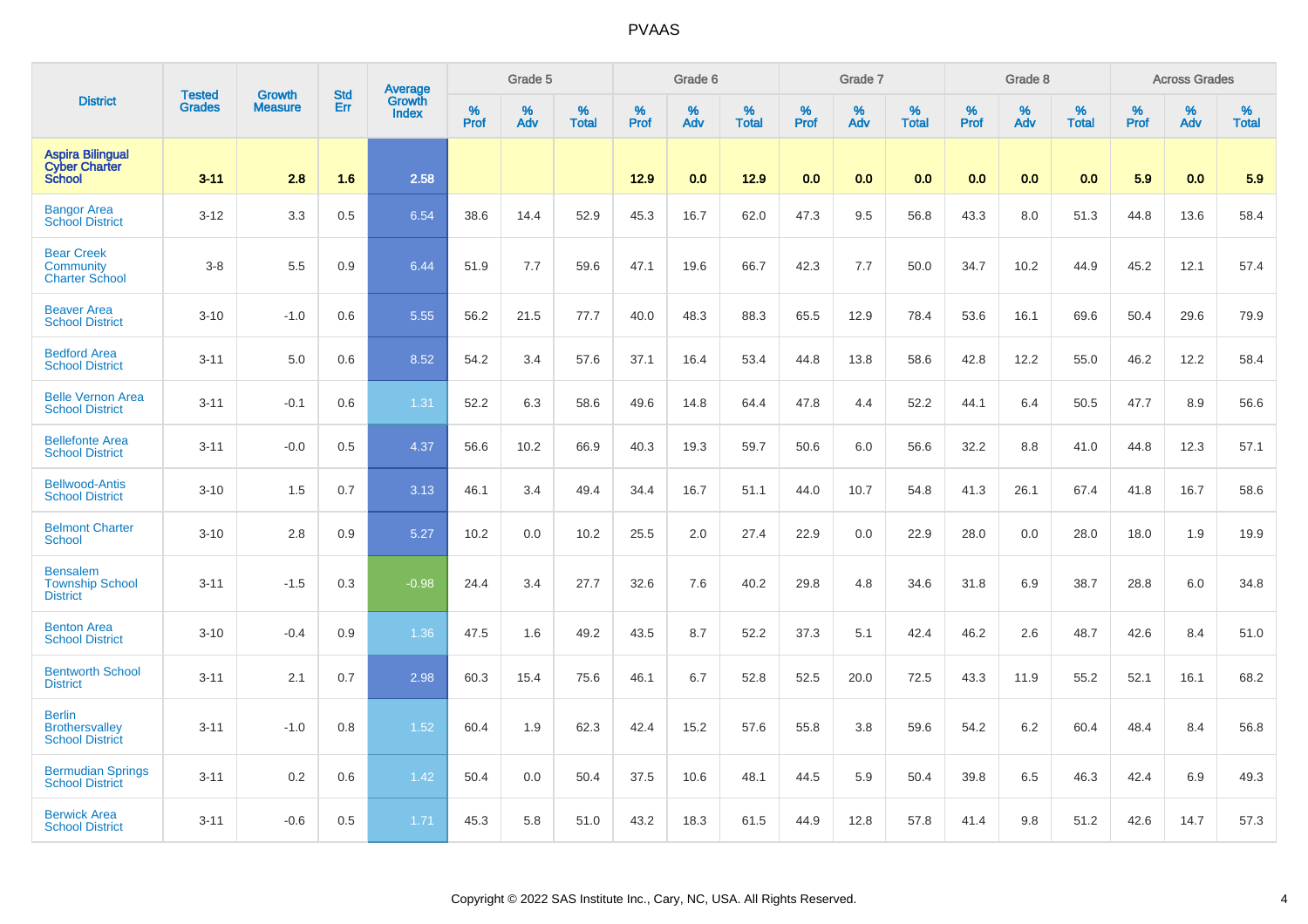# PVAAS

| District | Tested Grades | Growth Measure | Std Err | Average Growth Index | Grade 5 | | | Grade 6 | | | Grade 7 | | | Grade 8 | | | Across Grades | | |
|---|---|---|---|---|---|---|---|---|---|---|---|---|---|---|---|---|---|---|---|
| | | | | | % Prof | % Adv | % Total | % Prof | % Adv | % Total | % Prof | % Adv | % Total | % Prof | % Adv | % Total | % Prof | % Adv | % Total |
| **Aspira Bilingual Cyber Charter School** | **3-11** | **2.8** | **1.6** | **2.58** | | | | **12.9** | **0.0** | **12.9** | **0.0** | **0.0** | **0.0** | **0.0** | **0.0** | **0.0** | **5.9** | **0.0** | **5.9** |
| Bangor Area School District | 3-12 | 3.3 | 0.5 | 6.54 | 38.6 | 14.4 | 52.9 | 45.3 | 16.7 | 62.0 | 47.3 | 9.5 | 56.8 | 43.3 | 8.0 | 51.3 | 44.8 | 13.6 | 58.4 |
| Bear Creek Community Charter School | 3-8 | 5.5 | 0.9 | 6.44 | 51.9 | 7.7 | 59.6 | 47.1 | 19.6 | 66.7 | 42.3 | 7.7 | 50.0 | 34.7 | 10.2 | 44.9 | 45.2 | 12.1 | 57.4 |
| Beaver Area School District | 3-10 | -1.0 | 0.6 | 5.55 | 56.2 | 21.5 | 77.7 | 40.0 | 48.3 | 88.3 | 65.5 | 12.9 | 78.4 | 53.6 | 16.1 | 69.6 | 50.4 | 29.6 | 79.9 |
| Bedford Area School District | 3-11 | 5.0 | 0.6 | 8.52 | 54.2 | 3.4 | 57.6 | 37.1 | 16.4 | 53.4 | 44.8 | 13.8 | 58.6 | 42.8 | 12.2 | 55.0 | 46.2 | 12.2 | 58.4 |
| Belle Vernon Area School District | 3-11 | -0.1 | 0.6 | 1.31 | 52.2 | 6.3 | 58.6 | 49.6 | 14.8 | 64.4 | 47.8 | 4.4 | 52.2 | 44.1 | 6.4 | 50.5 | 47.7 | 8.9 | 56.6 |
| Bellefonte Area School District | 3-11 | -0.0 | 0.5 | 4.37 | 56.6 | 10.2 | 66.9 | 40.3 | 19.3 | 59.7 | 50.6 | 6.0 | 56.6 | 32.2 | 8.8 | 41.0 | 44.8 | 12.3 | 57.1 |
| Bellwood-Antis School District | 3-10 | 1.5 | 0.7 | 3.13 | 46.1 | 3.4 | 49.4 | 34.4 | 16.7 | 51.1 | 44.0 | 10.7 | 54.8 | 41.3 | 26.1 | 67.4 | 41.8 | 16.7 | 58.6 |
| Belmont Charter School | 3-10 | 2.8 | 0.9 | 5.27 | 10.2 | 0.0 | 10.2 | 25.5 | 2.0 | 27.4 | 22.9 | 0.0 | 22.9 | 28.0 | 0.0 | 28.0 | 18.0 | 1.9 | 19.9 |
| Bensalem Township School District | 3-11 | -1.5 | 0.3 | -0.98 | 24.4 | 3.4 | 27.7 | 32.6 | 7.6 | 40.2 | 29.8 | 4.8 | 34.6 | 31.8 | 6.9 | 38.7 | 28.8 | 6.0 | 34.8 |
| Benton Area School District | 3-10 | -0.4 | 0.9 | 1.36 | 47.5 | 1.6 | 49.2 | 43.5 | 8.7 | 52.2 | 37.3 | 5.1 | 42.4 | 46.2 | 2.6 | 48.7 | 42.6 | 8.4 | 51.0 |
| Bentworth School District | 3-11 | 2.1 | 0.7 | 2.98 | 60.3 | 15.4 | 75.6 | 46.1 | 6.7 | 52.8 | 52.5 | 20.0 | 72.5 | 43.3 | 11.9 | 55.2 | 52.1 | 16.1 | 68.2 |
| Berlin Brothersvalley School District | 3-11 | -1.0 | 0.8 | 1.52 | 60.4 | 1.9 | 62.3 | 42.4 | 15.2 | 57.6 | 55.8 | 3.8 | 59.6 | 54.2 | 6.2 | 60.4 | 48.4 | 8.4 | 56.8 |
| Bermudian Springs School District | 3-11 | 0.2 | 0.6 | 1.42 | 50.4 | 0.0 | 50.4 | 37.5 | 10.6 | 48.1 | 44.5 | 5.9 | 50.4 | 39.8 | 6.5 | 46.3 | 42.4 | 6.9 | 49.3 |
| Berwick Area School District | 3-11 | -0.6 | 0.5 | 1.71 | 45.3 | 5.8 | 51.0 | 43.2 | 18.3 | 61.5 | 44.9 | 12.8 | 57.8 | 41.4 | 9.8 | 51.2 | 42.6 | 14.7 | 57.3 |

Copyright © 2022 SAS Institute Inc., Cary, NC, USA. All Rights Reserved.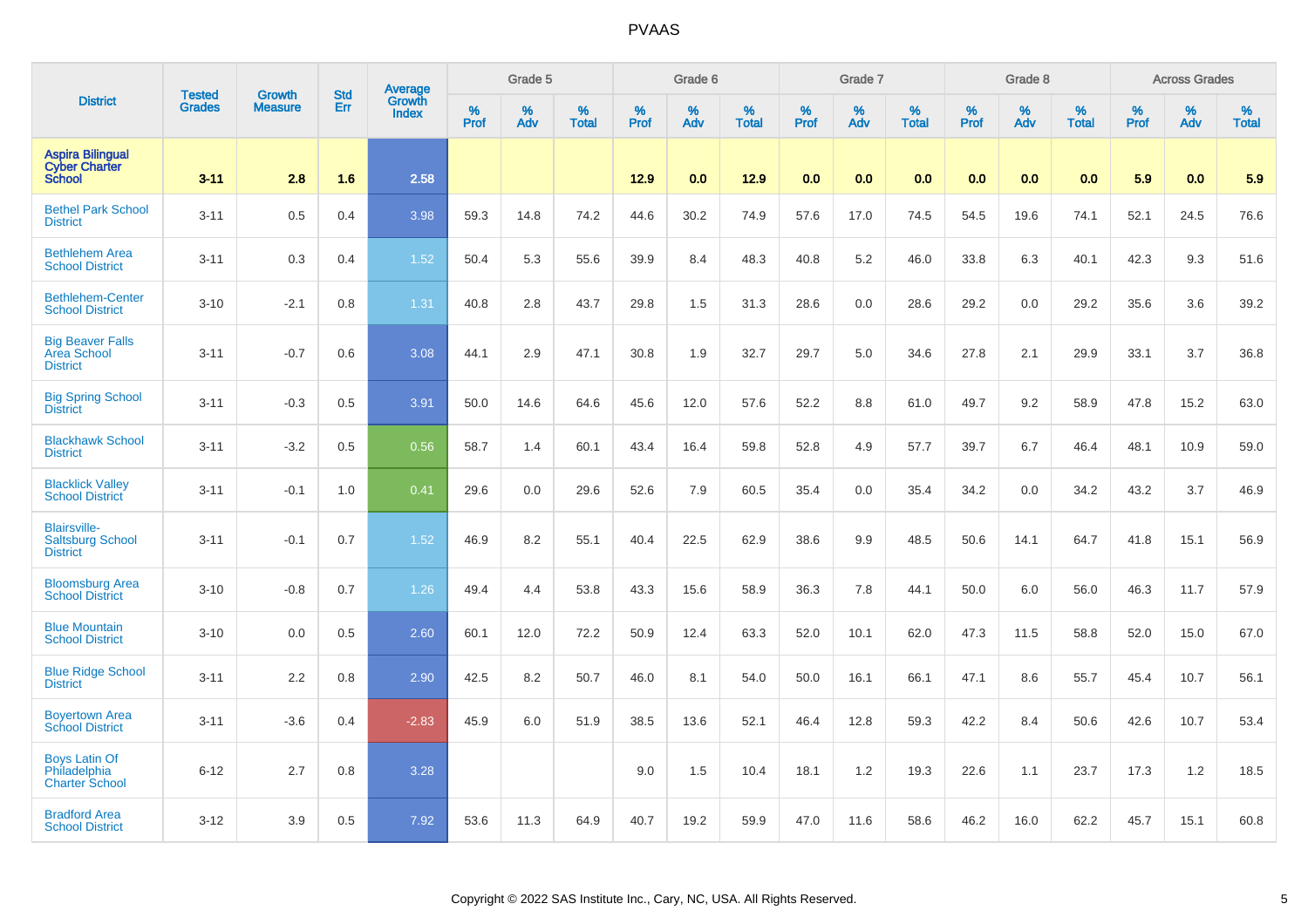# PVAAS

| District | Tested Grades | Growth Measure | Std Err | Average Growth Index | Grade 5 | | | Grade 6 | | | Grade 7 | | | Grade 8 | | | Across Grades | | |
|---|---|---|---|---|---|---|---|---|---|---|---|---|---|---|---|---|---|---|---|
| | | | | | % Prof | % Adv | % Total | % Prof | % Adv | % Total | % Prof | % Adv | % Total | % Prof | % Adv | % Total | % Prof | % Adv | % Total |
| **Aspira Bilingual Cyber Charter School** | **3-11** | **2.8** | **1.6** | **2.58** | | | | **12.9** | **0.0** | **12.9** | **0.0** | **0.0** | **0.0** | **0.0** | **0.0** | **0.0** | **5.9** | **0.0** | **5.9** |
| Bethel Park School District | 3-11 | 0.5 | 0.4 | 3.98 | 59.3 | 14.8 | 74.2 | 44.6 | 30.2 | 74.9 | 57.6 | 17.0 | 74.5 | 54.5 | 19.6 | 74.1 | 52.1 | 24.5 | 76.6 |
| Bethlehem Area School District | 3-11 | 0.3 | 0.4 | 1.52 | 50.4 | 5.3 | 55.6 | 39.9 | 8.4 | 48.3 | 40.8 | 5.2 | 46.0 | 33.8 | 6.3 | 40.1 | 42.3 | 9.3 | 51.6 |
| Bethlehem-Center School District | 3-10 | -2.1 | 0.8 | 1.31 | 40.8 | 2.8 | 43.7 | 29.8 | 1.5 | 31.3 | 28.6 | 0.0 | 28.6 | 29.2 | 0.0 | 29.2 | 35.6 | 3.6 | 39.2 |
| Big Beaver Falls Area School District | 3-11 | -0.7 | 0.6 | 3.08 | 44.1 | 2.9 | 47.1 | 30.8 | 1.9 | 32.7 | 29.7 | 5.0 | 34.6 | 27.8 | 2.1 | 29.9 | 33.1 | 3.7 | 36.8 |
| Big Spring School District | 3-11 | -0.3 | 0.5 | 3.91 | 50.0 | 14.6 | 64.6 | 45.6 | 12.0 | 57.6 | 52.2 | 8.8 | 61.0 | 49.7 | 9.2 | 58.9 | 47.8 | 15.2 | 63.0 |
| Blackhawk School District | 3-11 | -3.2 | 0.5 | 0.56 | 58.7 | 1.4 | 60.1 | 43.4 | 16.4 | 59.8 | 52.8 | 4.9 | 57.7 | 39.7 | 6.7 | 46.4 | 48.1 | 10.9 | 59.0 |
| Blacklick Valley School District | 3-11 | -0.1 | 1.0 | 0.41 | 29.6 | 0.0 | 29.6 | 52.6 | 7.9 | 60.5 | 35.4 | 0.0 | 35.4 | 34.2 | 0.0 | 34.2 | 43.2 | 3.7 | 46.9 |
| Blairsville-Saltsburg School District | 3-11 | -0.1 | 0.7 | 1.52 | 46.9 | 8.2 | 55.1 | 40.4 | 22.5 | 62.9 | 38.6 | 9.9 | 48.5 | 50.6 | 14.1 | 64.7 | 41.8 | 15.1 | 56.9 |
| Bloomsburg Area School District | 3-10 | -0.8 | 0.7 | 1.26 | 49.4 | 4.4 | 53.8 | 43.3 | 15.6 | 58.9 | 36.3 | 7.8 | 44.1 | 50.0 | 6.0 | 56.0 | 46.3 | 11.7 | 57.9 |
| Blue Mountain School District | 3-10 | 0.0 | 0.5 | 2.60 | 60.1 | 12.0 | 72.2 | 50.9 | 12.4 | 63.3 | 52.0 | 10.1 | 62.0 | 47.3 | 11.5 | 58.8 | 52.0 | 15.0 | 67.0 |
| Blue Ridge School District | 3-11 | 2.2 | 0.8 | 2.90 | 42.5 | 8.2 | 50.7 | 46.0 | 8.1 | 54.0 | 50.0 | 16.1 | 66.1 | 47.1 | 8.6 | 55.7 | 45.4 | 10.7 | 56.1 |
| Boyertown Area School District | 3-11 | -3.6 | 0.4 | -2.83 | 45.9 | 6.0 | 51.9 | 38.5 | 13.6 | 52.1 | 46.4 | 12.8 | 59.3 | 42.2 | 8.4 | 50.6 | 42.6 | 10.7 | 53.4 |
| Boys Latin Of Philadelphia Charter School | 6-12 | 2.7 | 0.8 | 3.28 | | | | 9.0 | 1.5 | 10.4 | 18.1 | 1.2 | 19.3 | 22.6 | 1.1 | 23.7 | 17.3 | 1.2 | 18.5 |
| Bradford Area School District | 3-12 | 3.9 | 0.5 | 7.92 | 53.6 | 11.3 | 64.9 | 40.7 | 19.2 | 59.9 | 47.0 | 11.6 | 58.6 | 46.2 | 16.0 | 62.2 | 45.7 | 15.1 | 60.8 |

Copyright © 2022 SAS Institute Inc., Cary, NC, USA. All Rights Reserved.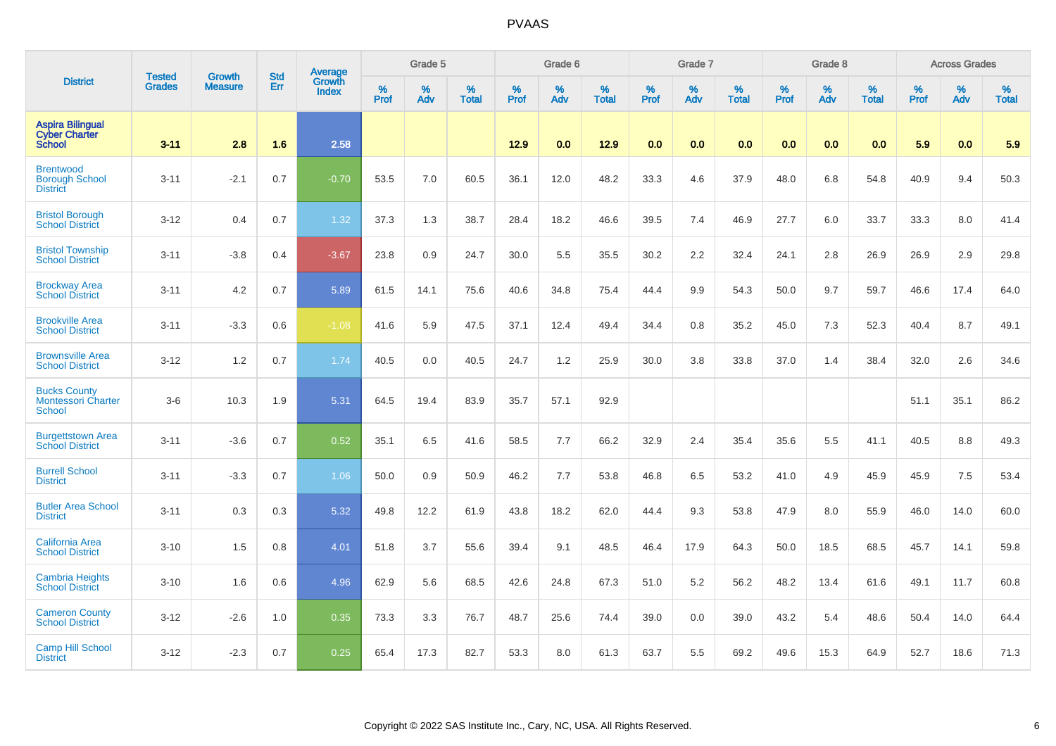# PVAAS

| District | Tested Grades | Growth Measure | Std Err | Average Growth Index | Grade 5 | | | Grade 6 | | | Grade 7 | | | Grade 8 | | | Across Grades | | |
|---|---|---|---|---|---|---|---|---|---|---|---|---|---|---|---|---|---|---|---|
| | | | | | % Prof | % Adv | % Total | % Prof | % Adv | % Total | % Prof | % Adv | % Total | % Prof | % Adv | % Total | % Prof | % Adv | % Total |
| **Aspira Bilingual Cyber Charter School** | **3-11** | **2.8** | **1.6** | **2.58** | | | | **12.9** | **0.0** | **12.9** | **0.0** | **0.0** | **0.0** | **0.0** | **0.0** | **0.0** | **5.9** | **0.0** | **5.9** |
| Brentwood Borough School District | 3-11 | -2.1 | 0.7 | -0.70 | 53.5 | 7.0 | 60.5 | 36.1 | 12.0 | 48.2 | 33.3 | 4.6 | 37.9 | 48.0 | 6.8 | 54.8 | 40.9 | 9.4 | 50.3 |
| Bristol Borough School District | 3-12 | 0.4 | 0.7 | 1.32 | 37.3 | 1.3 | 38.7 | 28.4 | 18.2 | 46.6 | 39.5 | 7.4 | 46.9 | 27.7 | 6.0 | 33.7 | 33.3 | 8.0 | 41.4 |
| Bristol Township School District | 3-11 | -3.8 | 0.4 | -3.67 | 23.8 | 0.9 | 24.7 | 30.0 | 5.5 | 35.5 | 30.2 | 2.2 | 32.4 | 24.1 | 2.8 | 26.9 | 26.9 | 2.9 | 29.8 |
| Brockway Area School District | 3-11 | 4.2 | 0.7 | 5.89 | 61.5 | 14.1 | 75.6 | 40.6 | 34.8 | 75.4 | 44.4 | 9.9 | 54.3 | 50.0 | 9.7 | 59.7 | 46.6 | 17.4 | 64.0 |
| Brookville Area School District | 3-11 | -3.3 | 0.6 | -1.08 | 41.6 | 5.9 | 47.5 | 37.1 | 12.4 | 49.4 | 34.4 | 0.8 | 35.2 | 45.0 | 7.3 | 52.3 | 40.4 | 8.7 | 49.1 |
| Brownsville Area School District | 3-12 | 1.2 | 0.7 | 1.74 | 40.5 | 0.0 | 40.5 | 24.7 | 1.2 | 25.9 | 30.0 | 3.8 | 33.8 | 37.0 | 1.4 | 38.4 | 32.0 | 2.6 | 34.6 |
| Bucks County Montessori Charter School | 3-6 | 10.3 | 1.9 | 5.31 | 64.5 | 19.4 | 83.9 | 35.7 | 57.1 | 92.9 | | | | | | | 51.1 | 35.1 | 86.2 |
| Burgettstown Area School District | 3-11 | -3.6 | 0.7 | 0.52 | 35.1 | 6.5 | 41.6 | 58.5 | 7.7 | 66.2 | 32.9 | 2.4 | 35.4 | 35.6 | 5.5 | 41.1 | 40.5 | 8.8 | 49.3 |
| Burrell School District | 3-11 | -3.3 | 0.7 | 1.06 | 50.0 | 0.9 | 50.9 | 46.2 | 7.7 | 53.8 | 46.8 | 6.5 | 53.2 | 41.0 | 4.9 | 45.9 | 45.9 | 7.5 | 53.4 |
| Butler Area School District | 3-11 | 0.3 | 0.3 | 5.32 | 49.8 | 12.2 | 61.9 | 43.8 | 18.2 | 62.0 | 44.4 | 9.3 | 53.8 | 47.9 | 8.0 | 55.9 | 46.0 | 14.0 | 60.0 |
| California Area School District | 3-10 | 1.5 | 0.8 | 4.01 | 51.8 | 3.7 | 55.6 | 39.4 | 9.1 | 48.5 | 46.4 | 17.9 | 64.3 | 50.0 | 18.5 | 68.5 | 45.7 | 14.1 | 59.8 |
| Cambria Heights School District | 3-10 | 1.6 | 0.6 | 4.96 | 62.9 | 5.6 | 68.5 | 42.6 | 24.8 | 67.3 | 51.0 | 5.2 | 56.2 | 48.2 | 13.4 | 61.6 | 49.1 | 11.7 | 60.8 |
| Cameron County School District | 3-12 | -2.6 | 1.0 | 0.35 | 73.3 | 3.3 | 76.7 | 48.7 | 25.6 | 74.4 | 39.0 | 0.0 | 39.0 | 43.2 | 5.4 | 48.6 | 50.4 | 14.0 | 64.4 |
| Camp Hill School District | 3-12 | -2.3 | 0.7 | 0.25 | 65.4 | 17.3 | 82.7 | 53.3 | 8.0 | 61.3 | 63.7 | 5.5 | 69.2 | 49.6 | 15.3 | 64.9 | 52.7 | 18.6 | 71.3 |

Copyright © 2022 SAS Institute Inc., Cary, NC, USA. All Rights Reserved.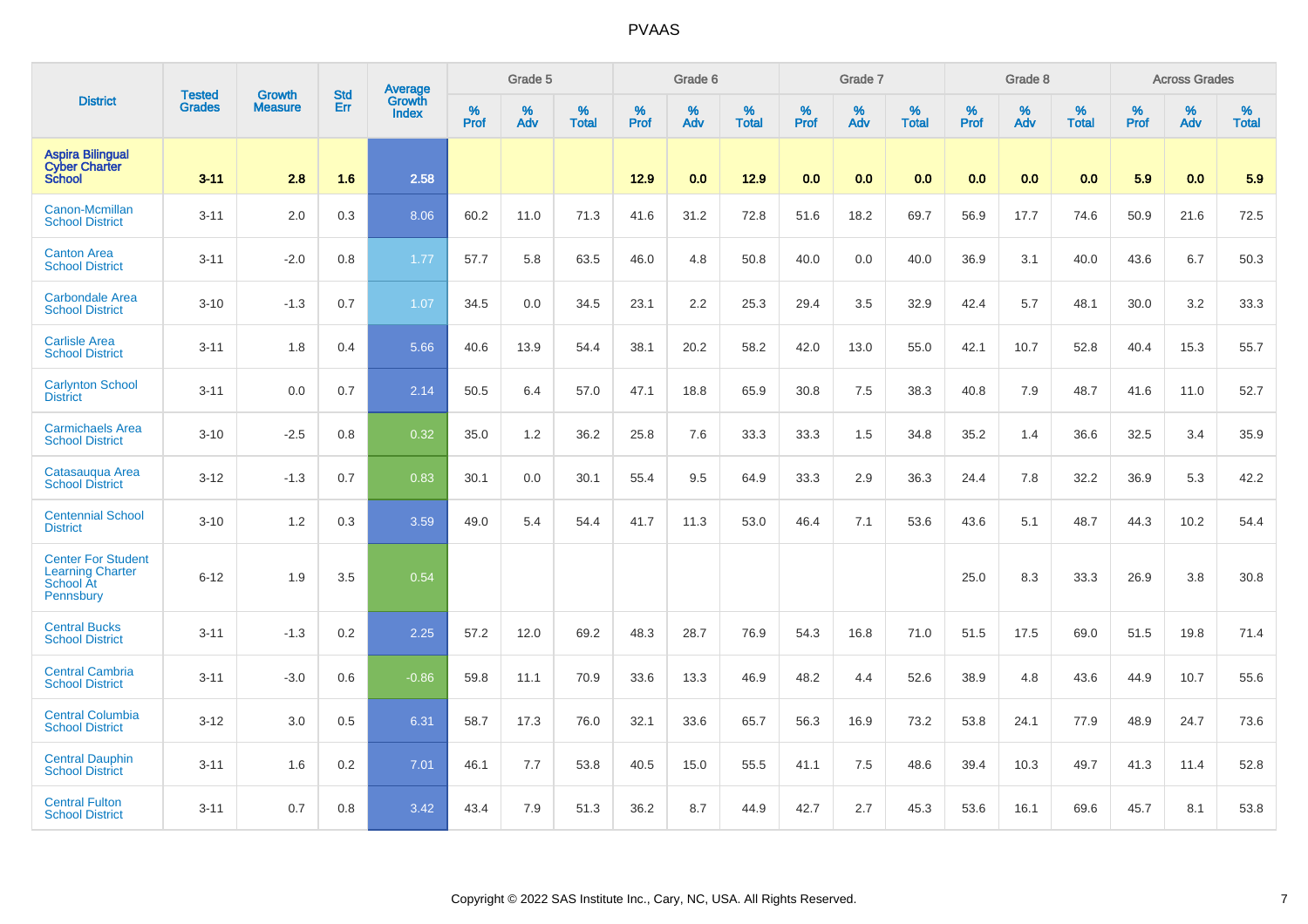# PVAAS

| District | Tested Grades | Growth Measure | Std Err | Average Growth Index | Grade 5 | | | Grade 6 | | | Grade 7 | | | Grade 8 | | | Across Grades | | |
|---|---|---|---|---|---|---|---|---|---|---|---|---|---|---|---|---|---|---|---|
| | | | | | % Prof | % Adv | % Total | % Prof | % Adv | % Total | % Prof | % Adv | % Total | % Prof | % Adv | % Total | % Prof | % Adv | % Total |
| **Aspira Bilingual Cyber Charter School** | **3-11** | **2.8** | **1.6** | **2.58** | | | | **12.9** | **0.0** | **12.9** | **0.0** | **0.0** | **0.0** | **0.0** | **0.0** | **0.0** | **5.9** | **0.0** | **5.9** |
| Canon-Mcmillan School District | 3-11 | 2.0 | 0.3 | 8.06 | 60.2 | 11.0 | 71.3 | 41.6 | 31.2 | 72.8 | 51.6 | 18.2 | 69.7 | 56.9 | 17.7 | 74.6 | 50.9 | 21.6 | 72.5 |
| Canton Area School District | 3-11 | -2.0 | 0.8 | 1.77 | 57.7 | 5.8 | 63.5 | 46.0 | 4.8 | 50.8 | 40.0 | 0.0 | 40.0 | 36.9 | 3.1 | 40.0 | 43.6 | 6.7 | 50.3 |
| Carbondale Area School District | 3-10 | -1.3 | 0.7 | 1.07 | 34.5 | 0.0 | 34.5 | 23.1 | 2.2 | 25.3 | 29.4 | 3.5 | 32.9 | 42.4 | 5.7 | 48.1 | 30.0 | 3.2 | 33.3 |
| Carlisle Area School District | 3-11 | 1.8 | 0.4 | 5.66 | 40.6 | 13.9 | 54.4 | 38.1 | 20.2 | 58.2 | 42.0 | 13.0 | 55.0 | 42.1 | 10.7 | 52.8 | 40.4 | 15.3 | 55.7 |
| Carlynton School District | 3-11 | 0.0 | 0.7 | 2.14 | 50.5 | 6.4 | 57.0 | 47.1 | 18.8 | 65.9 | 30.8 | 7.5 | 38.3 | 40.8 | 7.9 | 48.7 | 41.6 | 11.0 | 52.7 |
| Carmichaels Area School District | 3-10 | -2.5 | 0.8 | 0.32 | 35.0 | 1.2 | 36.2 | 25.8 | 7.6 | 33.3 | 33.3 | 1.5 | 34.8 | 35.2 | 1.4 | 36.6 | 32.5 | 3.4 | 35.9 |
| Catasauqua Area School District | 3-12 | -1.3 | 0.7 | 0.83 | 30.1 | 0.0 | 30.1 | 55.4 | 9.5 | 64.9 | 33.3 | 2.9 | 36.3 | 24.4 | 7.8 | 32.2 | 36.9 | 5.3 | 42.2 |
| Centennial School District | 3-10 | 1.2 | 0.3 | 3.59 | 49.0 | 5.4 | 54.4 | 41.7 | 11.3 | 53.0 | 46.4 | 7.1 | 53.6 | 43.6 | 5.1 | 48.7 | 44.3 | 10.2 | 54.4 |
| Center For Student Learning Charter School At Pennsbury | 6-12 | 1.9 | 3.5 | 0.54 | | | | | | | | | | 25.0 | 8.3 | 33.3 | 26.9 | 3.8 | 30.8 |
| Central Bucks School District | 3-11 | -1.3 | 0.2 | 2.25 | 57.2 | 12.0 | 69.2 | 48.3 | 28.7 | 76.9 | 54.3 | 16.8 | 71.0 | 51.5 | 17.5 | 69.0 | 51.5 | 19.8 | 71.4 |
| Central Cambria School District | 3-11 | -3.0 | 0.6 | -0.86 | 59.8 | 11.1 | 70.9 | 33.6 | 13.3 | 46.9 | 48.2 | 4.4 | 52.6 | 38.9 | 4.8 | 43.6 | 44.9 | 10.7 | 55.6 |
| Central Columbia School District | 3-12 | 3.0 | 0.5 | 6.31 | 58.7 | 17.3 | 76.0 | 32.1 | 33.6 | 65.7 | 56.3 | 16.9 | 73.2 | 53.8 | 24.1 | 77.9 | 48.9 | 24.7 | 73.6 |
| Central Dauphin School District | 3-11 | 1.6 | 0.2 | 7.01 | 46.1 | 7.7 | 53.8 | 40.5 | 15.0 | 55.5 | 41.1 | 7.5 | 48.6 | 39.4 | 10.3 | 49.7 | 41.3 | 11.4 | 52.8 |
| Central Fulton School District | 3-11 | 0.7 | 0.8 | 3.42 | 43.4 | 7.9 | 51.3 | 36.2 | 8.7 | 44.9 | 42.7 | 2.7 | 45.3 | 53.6 | 16.1 | 69.6 | 45.7 | 8.1 | 53.8 |

Copyright © 2022 SAS Institute Inc., Cary, NC, USA. All Rights Reserved.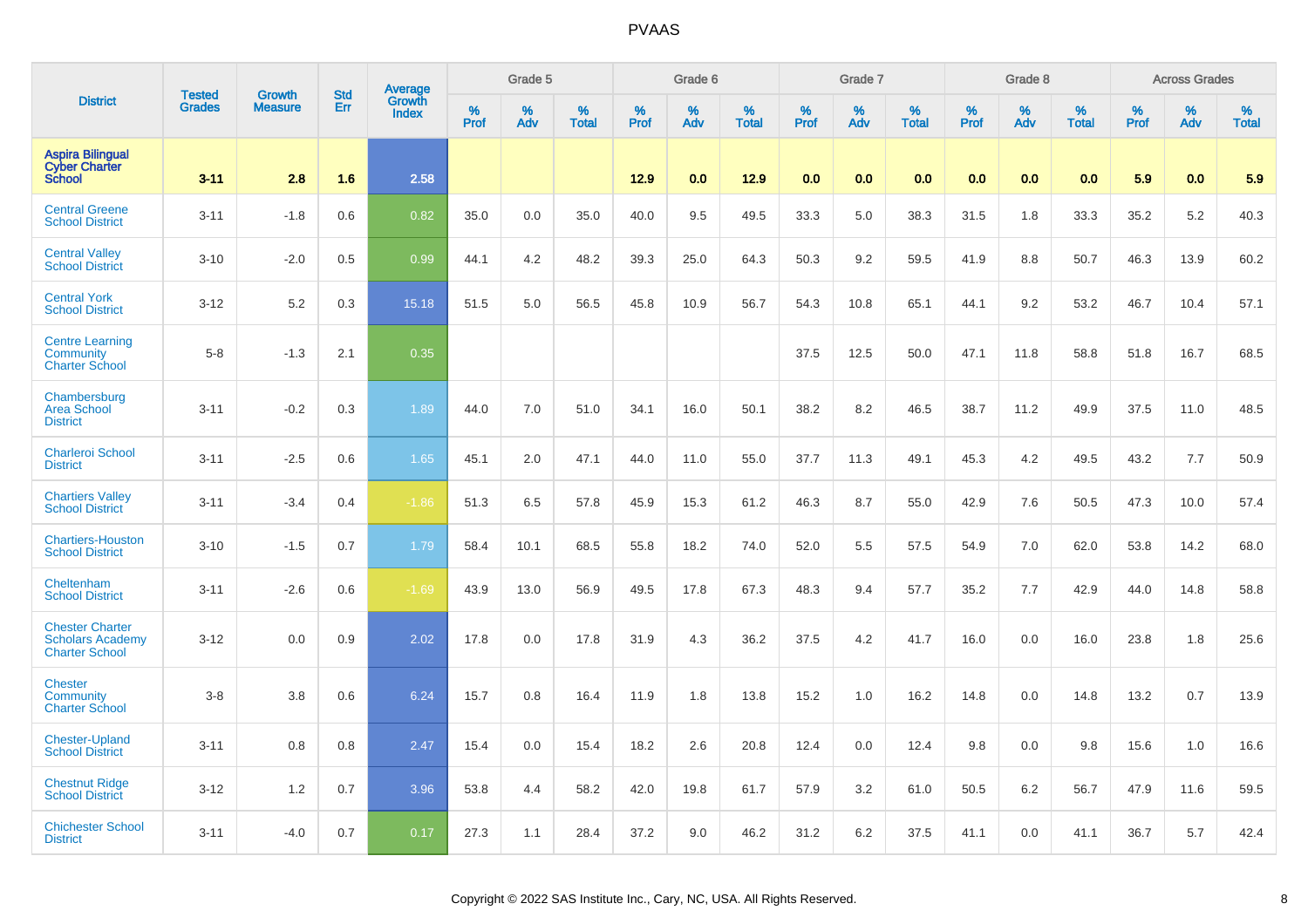| District | Tested Grades | Growth Measure | Std Err | Average Growth Index | Grade 5 | | | Grade 6 | | | Grade 7 | | | Grade 8 | | | Across Grades | | |
|---|---|---|---|---|---|---|---|---|---|---|---|---|---|---|---|---|---|---|---|
| | | | | | % Prof | % Adv | % Total | % Prof | % Adv | % Total | % Prof | % Adv | % Total | % Prof | % Adv | % Total | % Prof | % Adv | % Total |
| **Aspira Bilingual Cyber Charter School** | **3-11** | **2.8** | **1.6** | **2.58** | | | | **12.9** | **0.0** | **12.9** | **0.0** | **0.0** | **0.0** | **0.0** | **0.0** | **0.0** | **5.9** | **0.0** | **5.9** |
| Central Greene School District | 3-11 | -1.8 | 0.6 | 0.82 | 35.0 | 0.0 | 35.0 | 40.0 | 9.5 | 49.5 | 33.3 | 5.0 | 38.3 | 31.5 | 1.8 | 33.3 | 35.2 | 5.2 | 40.3 |
| Central Valley School District | 3-10 | -2.0 | 0.5 | 0.99 | 44.1 | 4.2 | 48.2 | 39.3 | 25.0 | 64.3 | 50.3 | 9.2 | 59.5 | 41.9 | 8.8 | 50.7 | 46.3 | 13.9 | 60.2 |
| Central York School District | 3-12 | 5.2 | 0.3 | 15.18 | 51.5 | 5.0 | 56.5 | 45.8 | 10.9 | 56.7 | 54.3 | 10.8 | 65.1 | 44.1 | 9.2 | 53.2 | 46.7 | 10.4 | 57.1 |
| Centre Learning Community Charter School | 5-8 | -1.3 | 2.1 | 0.35 | | | | | | | 37.5 | 12.5 | 50.0 | 47.1 | 11.8 | 58.8 | 51.8 | 16.7 | 68.5 |
| Chambersburg Area School District | 3-11 | -0.2 | 0.3 | 1.89 | 44.0 | 7.0 | 51.0 | 34.1 | 16.0 | 50.1 | 38.2 | 8.2 | 46.5 | 38.7 | 11.2 | 49.9 | 37.5 | 11.0 | 48.5 |
| Charleroi School District | 3-11 | -2.5 | 0.6 | 1.65 | 45.1 | 2.0 | 47.1 | 44.0 | 11.0 | 55.0 | 37.7 | 11.3 | 49.1 | 45.3 | 4.2 | 49.5 | 43.2 | 7.7 | 50.9 |
| Chartiers Valley School District | 3-11 | -3.4 | 0.4 | -1.86 | 51.3 | 6.5 | 57.8 | 45.9 | 15.3 | 61.2 | 46.3 | 8.7 | 55.0 | 42.9 | 7.6 | 50.5 | 47.3 | 10.0 | 57.4 |
| Chartiers-Houston School District | 3-10 | -1.5 | 0.7 | 1.79 | 58.4 | 10.1 | 68.5 | 55.8 | 18.2 | 74.0 | 52.0 | 5.5 | 57.5 | 54.9 | 7.0 | 62.0 | 53.8 | 14.2 | 68.0 |
| Cheltenham School District | 3-11 | -2.6 | 0.6 | -1.69 | 43.9 | 13.0 | 56.9 | 49.5 | 17.8 | 67.3 | 48.3 | 9.4 | 57.7 | 35.2 | 7.7 | 42.9 | 44.0 | 14.8 | 58.8 |
| Chester Charter Scholars Academy Charter School | 3-12 | 0.0 | 0.9 | 2.02 | 17.8 | 0.0 | 17.8 | 31.9 | 4.3 | 36.2 | 37.5 | 4.2 | 41.7 | 16.0 | 0.0 | 16.0 | 23.8 | 1.8 | 25.6 |
| Chester Community Charter School | 3-8 | 3.8 | 0.6 | 6.24 | 15.7 | 0.8 | 16.4 | 11.9 | 1.8 | 13.8 | 15.2 | 1.0 | 16.2 | 14.8 | 0.0 | 14.8 | 13.2 | 0.7 | 13.9 |
| Chester-Upland School District | 3-11 | 0.8 | 0.8 | 2.47 | 15.4 | 0.0 | 15.4 | 18.2 | 2.6 | 20.8 | 12.4 | 0.0 | 12.4 | 9.8 | 0.0 | 9.8 | 15.6 | 1.0 | 16.6 |
| Chestnut Ridge School District | 3-12 | 1.2 | 0.7 | 3.96 | 53.8 | 4.4 | 58.2 | 42.0 | 19.8 | 61.7 | 57.9 | 3.2 | 61.0 | 50.5 | 6.2 | 56.7 | 47.9 | 11.6 | 59.5 |
| Chichester School District | 3-11 | -4.0 | 0.7 | 0.17 | 27.3 | 1.1 | 28.4 | 37.2 | 9.0 | 46.2 | 31.2 | 6.2 | 37.5 | 41.1 | 0.0 | 41.1 | 36.7 | 5.7 | 42.4 |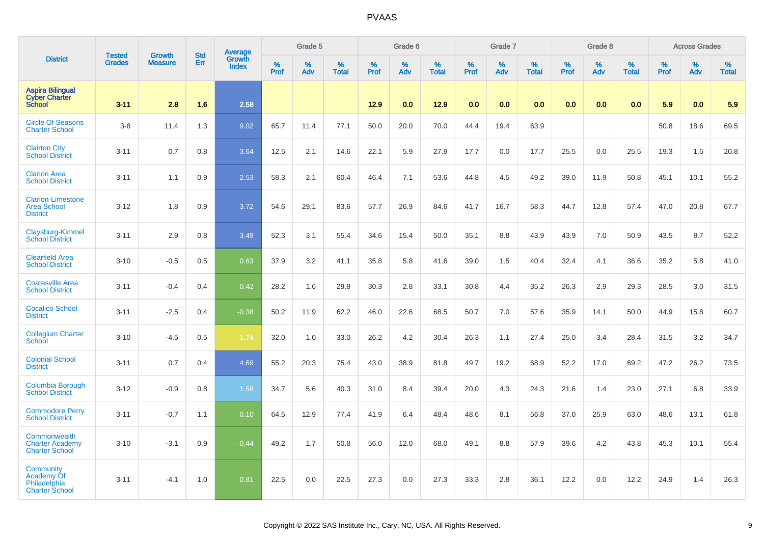# PVAAS

| District | Tested Grades | Growth Measure | Std Err | Average Growth Index | Grade 5 | | | Grade 6 | | | Grade 7 | | | Grade 8 | | | Across Grades | | |
|---|---|---|---|---|---|---|---|---|---|---|---|---|---|---|---|---|---|---|---|
| | | | | | % Prof | % Adv | % Total | % Prof | % Adv | % Total | % Prof | % Adv | % Total | % Prof | % Adv | % Total | % Prof | % Adv | % Total |
| **Aspira Bilingual Cyber Charter School** | **3-11** | **2.8** | **1.6** | **2.58** | | | | **12.9** | **0.0** | **12.9** | **0.0** | **0.0** | **0.0** | **0.0** | **0.0** | **0.0** | **5.9** | **0.0** | **5.9** |
| Circle Of Seasons Charter School | 3-8 | 11.4 | 1.3 | 9.02 | 65.7 | 11.4 | 77.1 | 50.0 | 20.0 | 70.0 | 44.4 | 19.4 | 63.9 | | | | 50.8 | 18.6 | 69.5 |
| Clairton City School District | 3-11 | 0.7 | 0.8 | 3.64 | 12.5 | 2.1 | 14.6 | 22.1 | 5.9 | 27.9 | 17.7 | 0.0 | 17.7 | 25.5 | 0.0 | 25.5 | 19.3 | 1.5 | 20.8 |
| Clarion Area School District | 3-11 | 1.1 | 0.9 | 2.53 | 58.3 | 2.1 | 60.4 | 46.4 | 7.1 | 53.6 | 44.8 | 4.5 | 49.2 | 39.0 | 11.9 | 50.8 | 45.1 | 10.1 | 55.2 |
| Clarion-Limestone Area School District | 3-12 | 1.8 | 0.9 | 3.72 | 54.6 | 29.1 | 83.6 | 57.7 | 26.9 | 84.6 | 41.7 | 16.7 | 58.3 | 44.7 | 12.8 | 57.4 | 47.0 | 20.8 | 67.7 |
| Claysburg-Kimmel School District | 3-11 | 2.9 | 0.8 | 3.49 | 52.3 | 3.1 | 55.4 | 34.6 | 15.4 | 50.0 | 35.1 | 8.8 | 43.9 | 43.9 | 7.0 | 50.9 | 43.5 | 8.7 | 52.2 |
| Clearfield Area School District | 3-10 | -0.5 | 0.5 | 0.63 | 37.9 | 3.2 | 41.1 | 35.8 | 5.8 | 41.6 | 39.0 | 1.5 | 40.4 | 32.4 | 4.1 | 36.6 | 35.2 | 5.8 | 41.0 |
| Coatesville Area School District | 3-11 | -0.4 | 0.4 | 0.42 | 28.2 | 1.6 | 29.8 | 30.3 | 2.8 | 33.1 | 30.8 | 4.4 | 35.2 | 26.3 | 2.9 | 29.3 | 28.5 | 3.0 | 31.5 |
| Cocalico School District | 3-11 | -2.5 | 0.4 | -0.38 | 50.2 | 11.9 | 62.2 | 46.0 | 22.6 | 68.5 | 50.7 | 7.0 | 57.6 | 35.9 | 14.1 | 50.0 | 44.9 | 15.8 | 60.7 |
| Collegium Charter School | 3-10 | -4.5 | 0.5 | -1.74 | 32.0 | 1.0 | 33.0 | 26.2 | 4.2 | 30.4 | 26.3 | 1.1 | 27.4 | 25.0 | 3.4 | 28.4 | 31.5 | 3.2 | 34.7 |
| Colonial School District | 3-11 | 0.7 | 0.4 | 4.69 | 55.2 | 20.3 | 75.4 | 43.0 | 38.9 | 81.8 | 49.7 | 19.2 | 68.9 | 52.2 | 17.0 | 69.2 | 47.2 | 26.2 | 73.5 |
| Columbia Borough School District | 3-12 | -0.9 | 0.8 | 1.58 | 34.7 | 5.6 | 40.3 | 31.0 | 8.4 | 39.4 | 20.0 | 4.3 | 24.3 | 21.6 | 1.4 | 23.0 | 27.1 | 6.8 | 33.9 |
| Commodore Perry School District | 3-11 | -0.7 | 1.1 | 0.10 | 64.5 | 12.9 | 77.4 | 41.9 | 6.4 | 48.4 | 48.6 | 8.1 | 56.8 | 37.0 | 25.9 | 63.0 | 48.6 | 13.1 | 61.8 |
| Commonwealth Charter Academy Charter School | 3-10 | -3.1 | 0.9 | -0.44 | 49.2 | 1.7 | 50.8 | 56.0 | 12.0 | 68.0 | 49.1 | 8.8 | 57.9 | 39.6 | 4.2 | 43.8 | 45.3 | 10.1 | 55.4 |
| Community Academy Of Philadelphia Charter School | 3-11 | -4.1 | 1.0 | 0.81 | 22.5 | 0.0 | 22.5 | 27.3 | 0.0 | 27.3 | 33.3 | 2.8 | 36.1 | 12.2 | 0.0 | 12.2 | 24.9 | 1.4 | 26.3 |

Copyright © 2022 SAS Institute Inc., Cary, NC, USA. All Rights Reserved.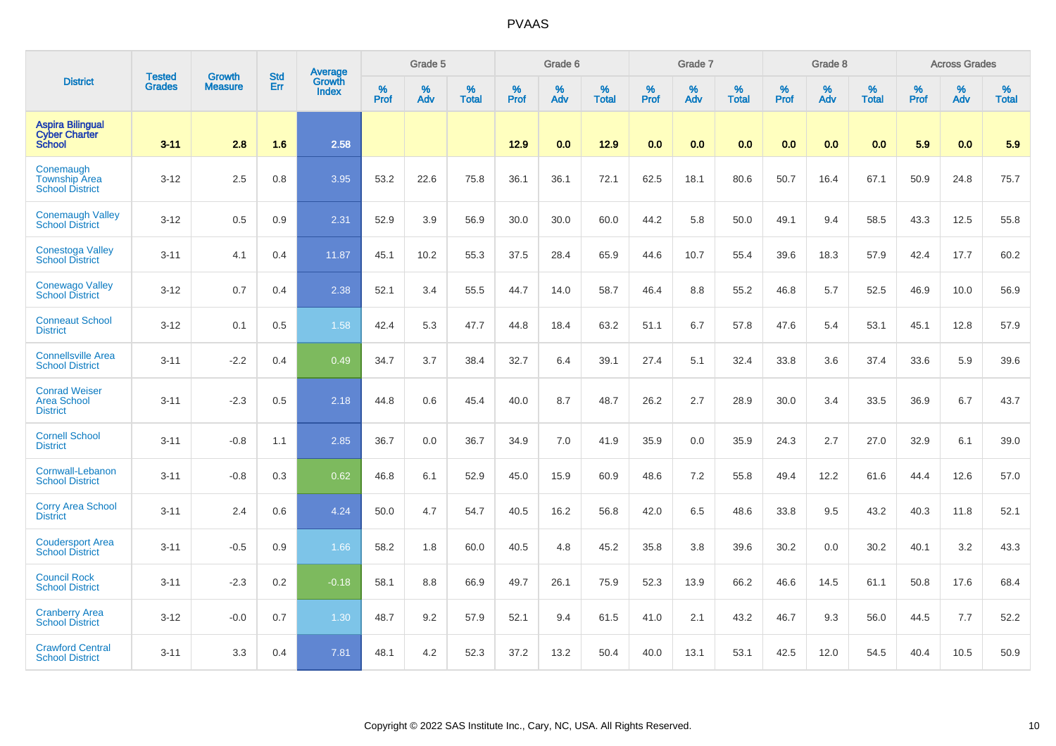# PVAAS

| District | Tested Grades | Growth Measure | Std Err | Average Growth Index | Grade 5 | | | Grade 6 | | | Grade 7 | | | Grade 8 | | | Across Grades | | |
|---|---|---|---|---|---|---|---|---|---|---|---|---|---|---|---|---|---|---|---|
| | | | | | % Prof | % Adv | % Total | % Prof | % Adv | % Total | % Prof | % Adv | % Total | % Prof | % Adv | % Total | % Prof | % Adv | % Total |
| **Aspira Bilingual Cyber Charter School** | **3-11** | **2.8** | **1.6** | **2.58** | | | | **12.9** | **0.0** | **12.9** | **0.0** | **0.0** | **0.0** | **0.0** | **0.0** | **0.0** | **5.9** | **0.0** | **5.9** |
| Conemaugh Township Area School District | 3-12 | 2.5 | 0.8 | 3.95 | 53.2 | 22.6 | 75.8 | 36.1 | 36.1 | 72.1 | 62.5 | 18.1 | 80.6 | 50.7 | 16.4 | 67.1 | 50.9 | 24.8 | 75.7 |
| Conemaugh Valley School District | 3-12 | 0.5 | 0.9 | 2.31 | 52.9 | 3.9 | 56.9 | 30.0 | 30.0 | 60.0 | 44.2 | 5.8 | 50.0 | 49.1 | 9.4 | 58.5 | 43.3 | 12.5 | 55.8 |
| Conestoga Valley School District | 3-11 | 4.1 | 0.4 | 11.87 | 45.1 | 10.2 | 55.3 | 37.5 | 28.4 | 65.9 | 44.6 | 10.7 | 55.4 | 39.6 | 18.3 | 57.9 | 42.4 | 17.7 | 60.2 |
| Conewago Valley School District | 3-12 | 0.7 | 0.4 | 2.38 | 52.1 | 3.4 | 55.5 | 44.7 | 14.0 | 58.7 | 46.4 | 8.8 | 55.2 | 46.8 | 5.7 | 52.5 | 46.9 | 10.0 | 56.9 |
| Conneaut School District | 3-12 | 0.1 | 0.5 | 1.58 | 42.4 | 5.3 | 47.7 | 44.8 | 18.4 | 63.2 | 51.1 | 6.7 | 57.8 | 47.6 | 5.4 | 53.1 | 45.1 | 12.8 | 57.9 |
| Connellsville Area School District | 3-11 | -2.2 | 0.4 | 0.49 | 34.7 | 3.7 | 38.4 | 32.7 | 6.4 | 39.1 | 27.4 | 5.1 | 32.4 | 33.8 | 3.6 | 37.4 | 33.6 | 5.9 | 39.6 |
| Conrad Weiser Area School District | 3-11 | -2.3 | 0.5 | 2.18 | 44.8 | 0.6 | 45.4 | 40.0 | 8.7 | 48.7 | 26.2 | 2.7 | 28.9 | 30.0 | 3.4 | 33.5 | 36.9 | 6.7 | 43.7 |
| Cornell School District | 3-11 | -0.8 | 1.1 | 2.85 | 36.7 | 0.0 | 36.7 | 34.9 | 7.0 | 41.9 | 35.9 | 0.0 | 35.9 | 24.3 | 2.7 | 27.0 | 32.9 | 6.1 | 39.0 |
| Cornwall-Lebanon School District | 3-11 | -0.8 | 0.3 | 0.62 | 46.8 | 6.1 | 52.9 | 45.0 | 15.9 | 60.9 | 48.6 | 7.2 | 55.8 | 49.4 | 12.2 | 61.6 | 44.4 | 12.6 | 57.0 |
| Corry Area School District | 3-11 | 2.4 | 0.6 | 4.24 | 50.0 | 4.7 | 54.7 | 40.5 | 16.2 | 56.8 | 42.0 | 6.5 | 48.6 | 33.8 | 9.5 | 43.2 | 40.3 | 11.8 | 52.1 |
| Coudersport Area School District | 3-11 | -0.5 | 0.9 | 1.66 | 58.2 | 1.8 | 60.0 | 40.5 | 4.8 | 45.2 | 35.8 | 3.8 | 39.6 | 30.2 | 0.0 | 30.2 | 40.1 | 3.2 | 43.3 |
| Council Rock School District | 3-11 | -2.3 | 0.2 | -0.18 | 58.1 | 8.8 | 66.9 | 49.7 | 26.1 | 75.9 | 52.3 | 13.9 | 66.2 | 46.6 | 14.5 | 61.1 | 50.8 | 17.6 | 68.4 |
| Cranberry Area School District | 3-12 | -0.0 | 0.7 | 1.30 | 48.7 | 9.2 | 57.9 | 52.1 | 9.4 | 61.5 | 41.0 | 2.1 | 43.2 | 46.7 | 9.3 | 56.0 | 44.5 | 7.7 | 52.2 |
| Crawford Central School District | 3-11 | 3.3 | 0.4 | 7.81 | 48.1 | 4.2 | 52.3 | 37.2 | 13.2 | 50.4 | 40.0 | 13.1 | 53.1 | 42.5 | 12.0 | 54.5 | 40.4 | 10.5 | 50.9 |

Copyright © 2022 SAS Institute Inc., Cary, NC, USA. All Rights Reserved.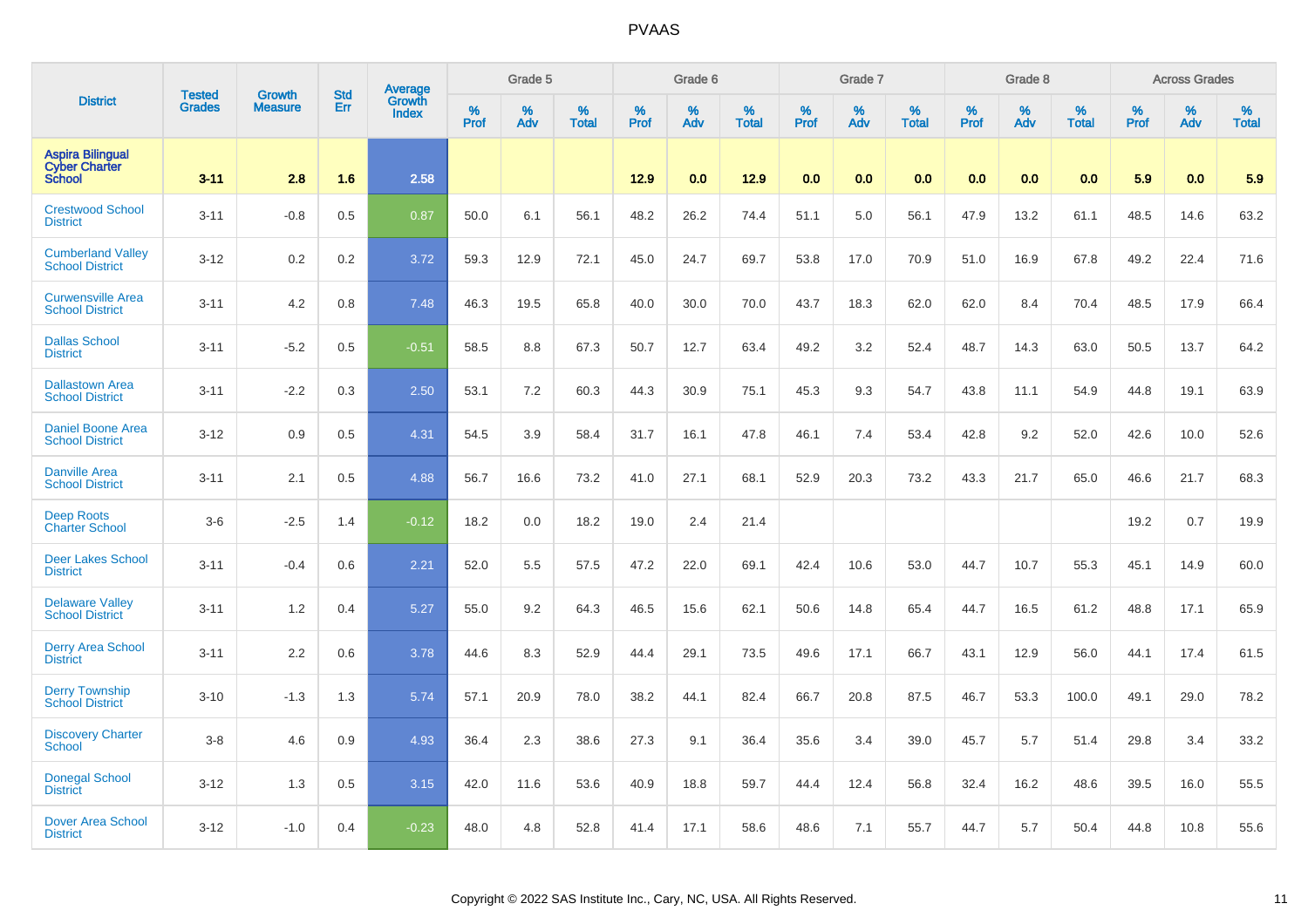# PVAAS

| District | Tested Grades | Growth Measure | Std Err | Average Growth Index | Grade 5 | | | Grade 6 | | | Grade 7 | | | Grade 8 | | | Across Grades | | |
|---|---|---|---|---|---|---|---|---|---|---|---|---|---|---|---|---|---|---|---|
| | | | | | % Prof | % Adv | % Total | % Prof | % Adv | % Total | % Prof | % Adv | % Total | % Prof | % Adv | % Total | % Prof | % Adv | % Total |
| **Aspira Bilingual Cyber Charter School** | **3-11** | **2.8** | **1.6** | **2.58** | | | | **12.9** | **0.0** | **12.9** | **0.0** | **0.0** | **0.0** | **0.0** | **0.0** | **0.0** | **5.9** | **0.0** | **5.9** |
| Crestwood School District | 3-11 | -0.8 | 0.5 | 0.87 | 50.0 | 6.1 | 56.1 | 48.2 | 26.2 | 74.4 | 51.1 | 5.0 | 56.1 | 47.9 | 13.2 | 61.1 | 48.5 | 14.6 | 63.2 |
| Cumberland Valley School District | 3-12 | 0.2 | 0.2 | 3.72 | 59.3 | 12.9 | 72.1 | 45.0 | 24.7 | 69.7 | 53.8 | 17.0 | 70.9 | 51.0 | 16.9 | 67.8 | 49.2 | 22.4 | 71.6 |
| Curwensville Area School District | 3-11 | 4.2 | 0.8 | 7.48 | 46.3 | 19.5 | 65.8 | 40.0 | 30.0 | 70.0 | 43.7 | 18.3 | 62.0 | 62.0 | 8.4 | 70.4 | 48.5 | 17.9 | 66.4 |
| Dallas School District | 3-11 | -5.2 | 0.5 | -0.51 | 58.5 | 8.8 | 67.3 | 50.7 | 12.7 | 63.4 | 49.2 | 3.2 | 52.4 | 48.7 | 14.3 | 63.0 | 50.5 | 13.7 | 64.2 |
| Dallastown Area School District | 3-11 | -2.2 | 0.3 | 2.50 | 53.1 | 7.2 | 60.3 | 44.3 | 30.9 | 75.1 | 45.3 | 9.3 | 54.7 | 43.8 | 11.1 | 54.9 | 44.8 | 19.1 | 63.9 |
| Daniel Boone Area School District | 3-12 | 0.9 | 0.5 | 4.31 | 54.5 | 3.9 | 58.4 | 31.7 | 16.1 | 47.8 | 46.1 | 7.4 | 53.4 | 42.8 | 9.2 | 52.0 | 42.6 | 10.0 | 52.6 |
| Danville Area School District | 3-11 | 2.1 | 0.5 | 4.88 | 56.7 | 16.6 | 73.2 | 41.0 | 27.1 | 68.1 | 52.9 | 20.3 | 73.2 | 43.3 | 21.7 | 65.0 | 46.6 | 21.7 | 68.3 |
| Deep Roots Charter School | 3-6 | -2.5 | 1.4 | -0.12 | 18.2 | 0.0 | 18.2 | 19.0 | 2.4 | 21.4 | | | | | | | 19.2 | 0.7 | 19.9 |
| Deer Lakes School District | 3-11 | -0.4 | 0.6 | 2.21 | 52.0 | 5.5 | 57.5 | 47.2 | 22.0 | 69.1 | 42.4 | 10.6 | 53.0 | 44.7 | 10.7 | 55.3 | 45.1 | 14.9 | 60.0 |
| Delaware Valley School District | 3-11 | 1.2 | 0.4 | 5.27 | 55.0 | 9.2 | 64.3 | 46.5 | 15.6 | 62.1 | 50.6 | 14.8 | 65.4 | 44.7 | 16.5 | 61.2 | 48.8 | 17.1 | 65.9 |
| Derry Area School District | 3-11 | 2.2 | 0.6 | 3.78 | 44.6 | 8.3 | 52.9 | 44.4 | 29.1 | 73.5 | 49.6 | 17.1 | 66.7 | 43.1 | 12.9 | 56.0 | 44.1 | 17.4 | 61.5 |
| Derry Township School District | 3-10 | -1.3 | 1.3 | 5.74 | 57.1 | 20.9 | 78.0 | 38.2 | 44.1 | 82.4 | 66.7 | 20.8 | 87.5 | 46.7 | 53.3 | 100.0 | 49.1 | 29.0 | 78.2 |
| Discovery Charter School | 3-8 | 4.6 | 0.9 | 4.93 | 36.4 | 2.3 | 38.6 | 27.3 | 9.1 | 36.4 | 35.6 | 3.4 | 39.0 | 45.7 | 5.7 | 51.4 | 29.8 | 3.4 | 33.2 |
| Donegal School District | 3-12 | 1.3 | 0.5 | 3.15 | 42.0 | 11.6 | 53.6 | 40.9 | 18.8 | 59.7 | 44.4 | 12.4 | 56.8 | 32.4 | 16.2 | 48.6 | 39.5 | 16.0 | 55.5 |
| Dover Area School District | 3-12 | -1.0 | 0.4 | -0.23 | 48.0 | 4.8 | 52.8 | 41.4 | 17.1 | 58.6 | 48.6 | 7.1 | 55.7 | 44.7 | 5.7 | 50.4 | 44.8 | 10.8 | 55.6 |

Copyright © 2022 SAS Institute Inc., Cary, NC, USA. All Rights Reserved.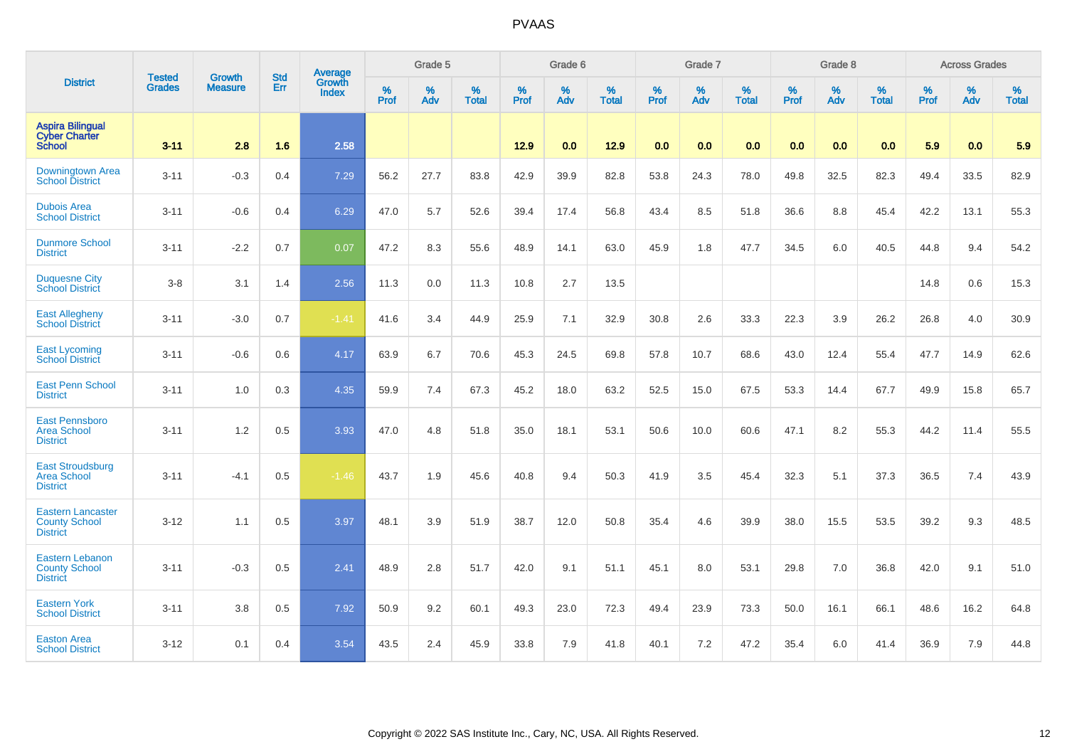# PVAAS

| District | Tested Grades | Growth Measure | Std Err | Average Growth Index | Grade 5 | | | Grade 6 | | | Grade 7 | | | Grade 8 | | | Across Grades | | |
|---|---|---|---|---|---|---|---|---|---|---|---|---|---|---|---|---|---|---|---|
| | | | | | % Prof | % Adv | % Total | % Prof | % Adv | % Total | % Prof | % Adv | % Total | % Prof | % Adv | % Total | % Prof | % Adv | % Total |
| **Aspira Bilingual Cyber Charter School** | **3-11** | **2.8** | **1.6** | **2.58** | | | | **12.9** | **0.0** | **12.9** | **0.0** | **0.0** | **0.0** | **0.0** | **0.0** | **0.0** | **5.9** | **0.0** | **5.9** |
| Downingtown Area School District | 3-11 | -0.3 | 0.4 | 7.29 | 56.2 | 27.7 | 83.8 | 42.9 | 39.9 | 82.8 | 53.8 | 24.3 | 78.0 | 49.8 | 32.5 | 82.3 | 49.4 | 33.5 | 82.9 |
| Dubois Area School District | 3-11 | -0.6 | 0.4 | 6.29 | 47.0 | 5.7 | 52.6 | 39.4 | 17.4 | 56.8 | 43.4 | 8.5 | 51.8 | 36.6 | 8.8 | 45.4 | 42.2 | 13.1 | 55.3 |
| Dunmore School District | 3-11 | -2.2 | 0.7 | 0.07 | 47.2 | 8.3 | 55.6 | 48.9 | 14.1 | 63.0 | 45.9 | 1.8 | 47.7 | 34.5 | 6.0 | 40.5 | 44.8 | 9.4 | 54.2 |
| Duquesne City School District | 3-8 | 3.1 | 1.4 | 2.56 | 11.3 | 0.0 | 11.3 | 10.8 | 2.7 | 13.5 | | | | | | | 14.8 | 0.6 | 15.3 |
| East Allegheny School District | 3-11 | -3.0 | 0.7 | -1.41 | 41.6 | 3.4 | 44.9 | 25.9 | 7.1 | 32.9 | 30.8 | 2.6 | 33.3 | 22.3 | 3.9 | 26.2 | 26.8 | 4.0 | 30.9 |
| East Lycoming School District | 3-11 | -0.6 | 0.6 | 4.17 | 63.9 | 6.7 | 70.6 | 45.3 | 24.5 | 69.8 | 57.8 | 10.7 | 68.6 | 43.0 | 12.4 | 55.4 | 47.7 | 14.9 | 62.6 |
| East Penn School District | 3-11 | 1.0 | 0.3 | 4.35 | 59.9 | 7.4 | 67.3 | 45.2 | 18.0 | 63.2 | 52.5 | 15.0 | 67.5 | 53.3 | 14.4 | 67.7 | 49.9 | 15.8 | 65.7 |
| East Pennsboro Area School District | 3-11 | 1.2 | 0.5 | 3.93 | 47.0 | 4.8 | 51.8 | 35.0 | 18.1 | 53.1 | 50.6 | 10.0 | 60.6 | 47.1 | 8.2 | 55.3 | 44.2 | 11.4 | 55.5 |
| East Stroudsburg Area School District | 3-11 | -4.1 | 0.5 | -1.46 | 43.7 | 1.9 | 45.6 | 40.8 | 9.4 | 50.3 | 41.9 | 3.5 | 45.4 | 32.3 | 5.1 | 37.3 | 36.5 | 7.4 | 43.9 |
| Eastern Lancaster County School District | 3-12 | 1.1 | 0.5 | 3.97 | 48.1 | 3.9 | 51.9 | 38.7 | 12.0 | 50.8 | 35.4 | 4.6 | 39.9 | 38.0 | 15.5 | 53.5 | 39.2 | 9.3 | 48.5 |
| Eastern Lebanon County School District | 3-11 | -0.3 | 0.5 | 2.41 | 48.9 | 2.8 | 51.7 | 42.0 | 9.1 | 51.1 | 45.1 | 8.0 | 53.1 | 29.8 | 7.0 | 36.8 | 42.0 | 9.1 | 51.0 |
| Eastern York School District | 3-11 | 3.8 | 0.5 | 7.92 | 50.9 | 9.2 | 60.1 | 49.3 | 23.0 | 72.3 | 49.4 | 23.9 | 73.3 | 50.0 | 16.1 | 66.1 | 48.6 | 16.2 | 64.8 |
| Easton Area School District | 3-12 | 0.1 | 0.4 | 3.54 | 43.5 | 2.4 | 45.9 | 33.8 | 7.9 | 41.8 | 40.1 | 7.2 | 47.2 | 35.4 | 6.0 | 41.4 | 36.9 | 7.9 | 44.8 |

Copyright © 2022 SAS Institute Inc., Cary, NC, USA. All Rights Reserved.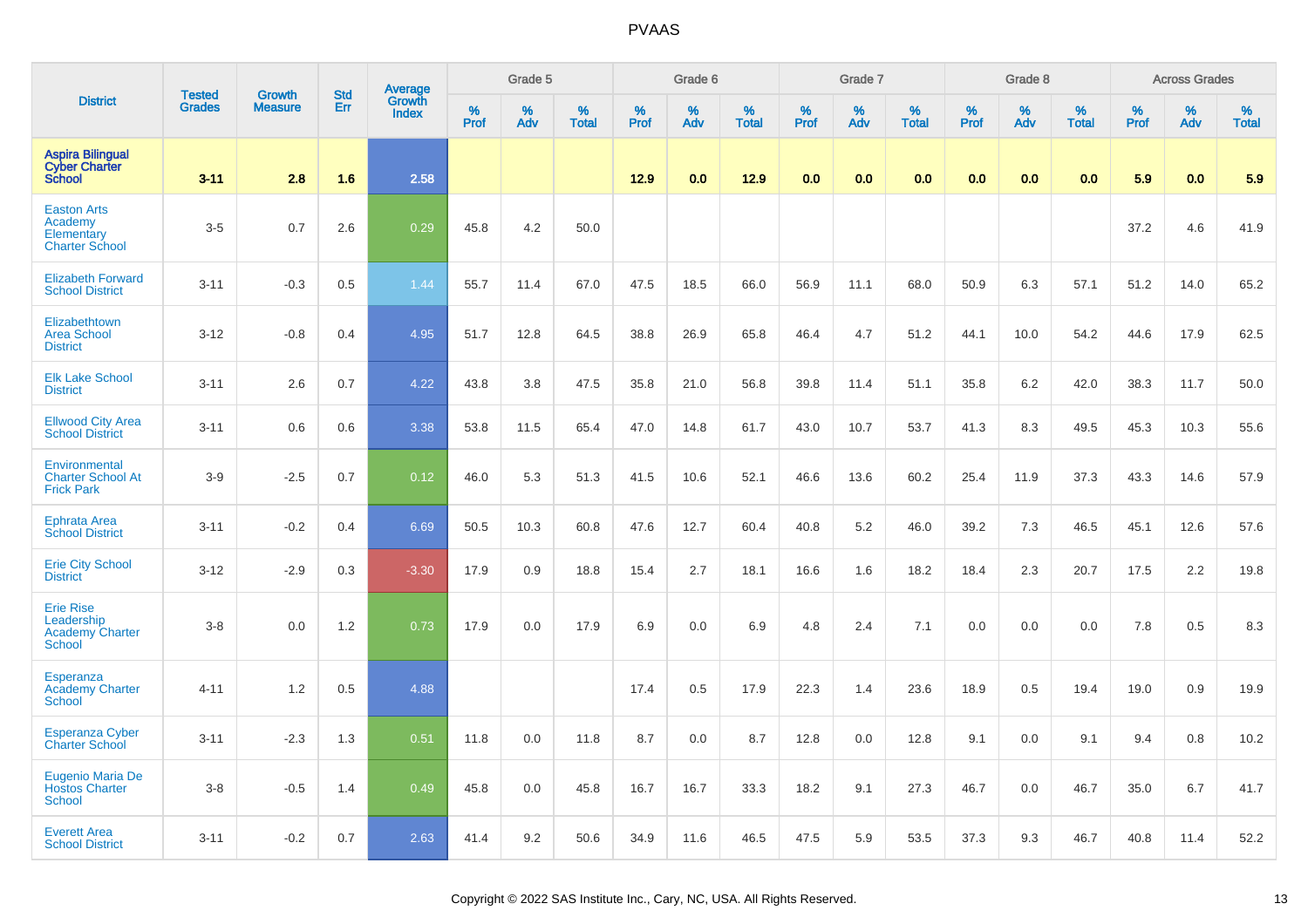# PVAAS

| District | Tested Grades | Growth Measure | Std Err | Average Growth Index | Grade 5 | | | Grade 6 | | | Grade 7 | | | Grade 8 | | | Across Grades | | |
|---|---|---|---|---|---|---|---|---|---|---|---|---|---|---|---|---|---|---|---|
| | | | | | % Prof | % Adv | % Total | % Prof | % Adv | % Total | % Prof | % Adv | % Total | % Prof | % Adv | % Total | % Prof | % Adv | % Total |
| **Aspira Bilingual Cyber Charter School** | **3-11** | **2.8** | **1.6** | **2.58** | | | | **12.9** | **0.0** | **12.9** | **0.0** | **0.0** | **0.0** | **0.0** | **0.0** | **0.0** | **5.9** | **0.0** | **5.9** |
| Easton Arts Academy Elementary Charter School | 3-5 | 0.7 | 2.6 | 0.29 | 45.8 | 4.2 | 50.0 | | | | | | | | | | 37.2 | 4.6 | 41.9 |
| Elizabeth Forward School District | 3-11 | -0.3 | 0.5 | 1.44 | 55.7 | 11.4 | 67.0 | 47.5 | 18.5 | 66.0 | 56.9 | 11.1 | 68.0 | 50.9 | 6.3 | 57.1 | 51.2 | 14.0 | 65.2 |
| Elizabethtown Area School District | 3-12 | -0.8 | 0.4 | 4.95 | 51.7 | 12.8 | 64.5 | 38.8 | 26.9 | 65.8 | 46.4 | 4.7 | 51.2 | 44.1 | 10.0 | 54.2 | 44.6 | 17.9 | 62.5 |
| Elk Lake School District | 3-11 | 2.6 | 0.7 | 4.22 | 43.8 | 3.8 | 47.5 | 35.8 | 21.0 | 56.8 | 39.8 | 11.4 | 51.1 | 35.8 | 6.2 | 42.0 | 38.3 | 11.7 | 50.0 |
| Ellwood City Area School District | 3-11 | 0.6 | 0.6 | 3.38 | 53.8 | 11.5 | 65.4 | 47.0 | 14.8 | 61.7 | 43.0 | 10.7 | 53.7 | 41.3 | 8.3 | 49.5 | 45.3 | 10.3 | 55.6 |
| Environmental Charter School At Frick Park | 3-9 | -2.5 | 0.7 | 0.12 | 46.0 | 5.3 | 51.3 | 41.5 | 10.6 | 52.1 | 46.6 | 13.6 | 60.2 | 25.4 | 11.9 | 37.3 | 43.3 | 14.6 | 57.9 |
| Ephrata Area School District | 3-11 | -0.2 | 0.4 | 6.69 | 50.5 | 10.3 | 60.8 | 47.6 | 12.7 | 60.4 | 40.8 | 5.2 | 46.0 | 39.2 | 7.3 | 46.5 | 45.1 | 12.6 | 57.6 |
| Erie City School District | 3-12 | -2.9 | 0.3 | -3.30 | 17.9 | 0.9 | 18.8 | 15.4 | 2.7 | 18.1 | 16.6 | 1.6 | 18.2 | 18.4 | 2.3 | 20.7 | 17.5 | 2.2 | 19.8 |
| Erie Rise Leadership Academy Charter School | 3-8 | 0.0 | 1.2 | 0.73 | 17.9 | 0.0 | 17.9 | 6.9 | 0.0 | 6.9 | 4.8 | 2.4 | 7.1 | 0.0 | 0.0 | 0.0 | 7.8 | 0.5 | 8.3 |
| Esperanza Academy Charter School | 4-11 | 1.2 | 0.5 | 4.88 | | | | 17.4 | 0.5 | 17.9 | 22.3 | 1.4 | 23.6 | 18.9 | 0.5 | 19.4 | 19.0 | 0.9 | 19.9 |
| Esperanza Cyber Charter School | 3-11 | -2.3 | 1.3 | 0.51 | 11.8 | 0.0 | 11.8 | 8.7 | 0.0 | 8.7 | 12.8 | 0.0 | 12.8 | 9.1 | 0.0 | 9.1 | 9.4 | 0.8 | 10.2 |
| Eugenio Maria De Hostos Charter School | 3-8 | -0.5 | 1.4 | 0.49 | 45.8 | 0.0 | 45.8 | 16.7 | 16.7 | 33.3 | 18.2 | 9.1 | 27.3 | 46.7 | 0.0 | 46.7 | 35.0 | 6.7 | 41.7 |
| Everett Area School District | 3-11 | -0.2 | 0.7 | 2.63 | 41.4 | 9.2 | 50.6 | 34.9 | 11.6 | 46.5 | 47.5 | 5.9 | 53.5 | 37.3 | 9.3 | 46.7 | 40.8 | 11.4 | 52.2 |

Copyright © 2022 SAS Institute Inc., Cary, NC, USA. All Rights Reserved.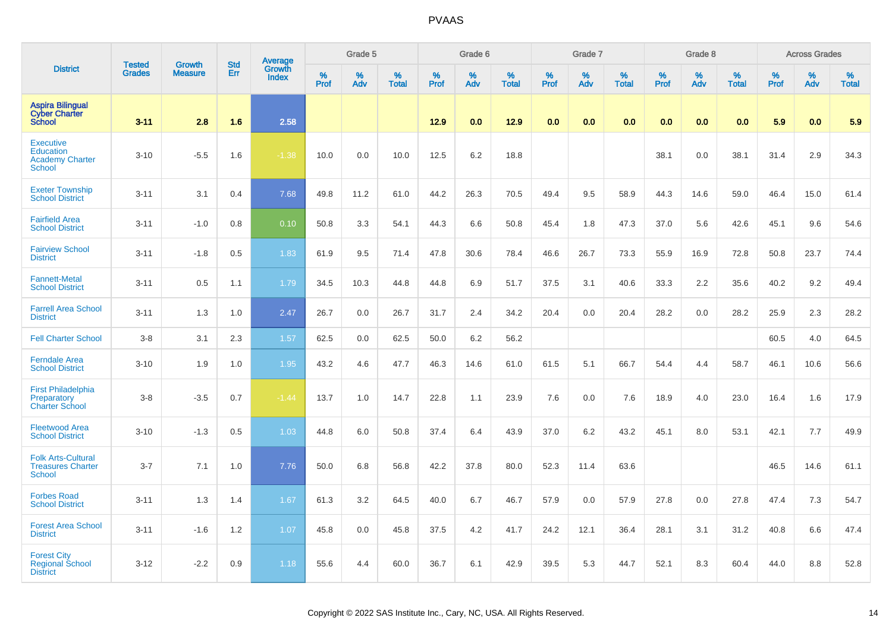| District | Tested Grades | Growth Measure | Std Err | Average Growth Index | Grade 5 | | | Grade 6 | | | Grade 7 | | | Grade 8 | | | Across Grades | | |
|---|---|---|---|---|---|---|---|---|---|---|---|---|---|---|---|---|---|---|---|
| | | | | | % Prof | % Adv | % Total | % Prof | % Adv | % Total | % Prof | % Adv | % Total | % Prof | % Adv | % Total | % Prof | % Adv | % Total |
| **Aspira Bilingual Cyber Charter School** | **3-11** | **2.8** | **1.6** | **2.58** | | | | **12.9** | **0.0** | **12.9** | **0.0** | **0.0** | **0.0** | **0.0** | **0.0** | **0.0** | **5.9** | **0.0** | **5.9** |
| Executive Education Academy Charter School | 3-10 | -5.5 | 1.6 | -1.38 | 10.0 | 0.0 | 10.0 | 12.5 | 6.2 | 18.8 | | | | 38.1 | 0.0 | 38.1 | 31.4 | 2.9 | 34.3 |
| Exeter Township School District | 3-11 | 3.1 | 0.4 | 7.68 | 49.8 | 11.2 | 61.0 | 44.2 | 26.3 | 70.5 | 49.4 | 9.5 | 58.9 | 44.3 | 14.6 | 59.0 | 46.4 | 15.0 | 61.4 |
| Fairfield Area School District | 3-11 | -1.0 | 0.8 | 0.10 | 50.8 | 3.3 | 54.1 | 44.3 | 6.6 | 50.8 | 45.4 | 1.8 | 47.3 | 37.0 | 5.6 | 42.6 | 45.1 | 9.6 | 54.6 |
| Fairview School District | 3-11 | -1.8 | 0.5 | 1.83 | 61.9 | 9.5 | 71.4 | 47.8 | 30.6 | 78.4 | 46.6 | 26.7 | 73.3 | 55.9 | 16.9 | 72.8 | 50.8 | 23.7 | 74.4 |
| Fannett-Metal School District | 3-11 | 0.5 | 1.1 | 1.79 | 34.5 | 10.3 | 44.8 | 44.8 | 6.9 | 51.7 | 37.5 | 3.1 | 40.6 | 33.3 | 2.2 | 35.6 | 40.2 | 9.2 | 49.4 |
| Farrell Area School District | 3-11 | 1.3 | 1.0 | 2.47 | 26.7 | 0.0 | 26.7 | 31.7 | 2.4 | 34.2 | 20.4 | 0.0 | 20.4 | 28.2 | 0.0 | 28.2 | 25.9 | 2.3 | 28.2 |
| Fell Charter School | 3-8 | 3.1 | 2.3 | 1.57 | 62.5 | 0.0 | 62.5 | 50.0 | 6.2 | 56.2 | | | | | | | 60.5 | 4.0 | 64.5 |
| Ferndale Area School District | 3-10 | 1.9 | 1.0 | 1.95 | 43.2 | 4.6 | 47.7 | 46.3 | 14.6 | 61.0 | 61.5 | 5.1 | 66.7 | 54.4 | 4.4 | 58.7 | 46.1 | 10.6 | 56.6 |
| First Philadelphia Preparatory Charter School | 3-8 | -3.5 | 0.7 | -1.44 | 13.7 | 1.0 | 14.7 | 22.8 | 1.1 | 23.9 | 7.6 | 0.0 | 7.6 | 18.9 | 4.0 | 23.0 | 16.4 | 1.6 | 17.9 |
| Fleetwood Area School District | 3-10 | -1.3 | 0.5 | 1.03 | 44.8 | 6.0 | 50.8 | 37.4 | 6.4 | 43.9 | 37.0 | 6.2 | 43.2 | 45.1 | 8.0 | 53.1 | 42.1 | 7.7 | 49.9 |
| Folk Arts-Cultural Treasures Charter School | 3-7 | 7.1 | 1.0 | 7.76 | 50.0 | 6.8 | 56.8 | 42.2 | 37.8 | 80.0 | 52.3 | 11.4 | 63.6 | | | | 46.5 | 14.6 | 61.1 |
| Forbes Road School District | 3-11 | 1.3 | 1.4 | 1.67 | 61.3 | 3.2 | 64.5 | 40.0 | 6.7 | 46.7 | 57.9 | 0.0 | 57.9 | 27.8 | 0.0 | 27.8 | 47.4 | 7.3 | 54.7 |
| Forest Area School District | 3-11 | -1.6 | 1.2 | 1.07 | 45.8 | 0.0 | 45.8 | 37.5 | 4.2 | 41.7 | 24.2 | 12.1 | 36.4 | 28.1 | 3.1 | 31.2 | 40.8 | 6.6 | 47.4 |
| Forest City Regional School District | 3-12 | -2.2 | 0.9 | 1.18 | 55.6 | 4.4 | 60.0 | 36.7 | 6.1 | 42.9 | 39.5 | 5.3 | 44.7 | 52.1 | 8.3 | 60.4 | 44.0 | 8.8 | 52.8 |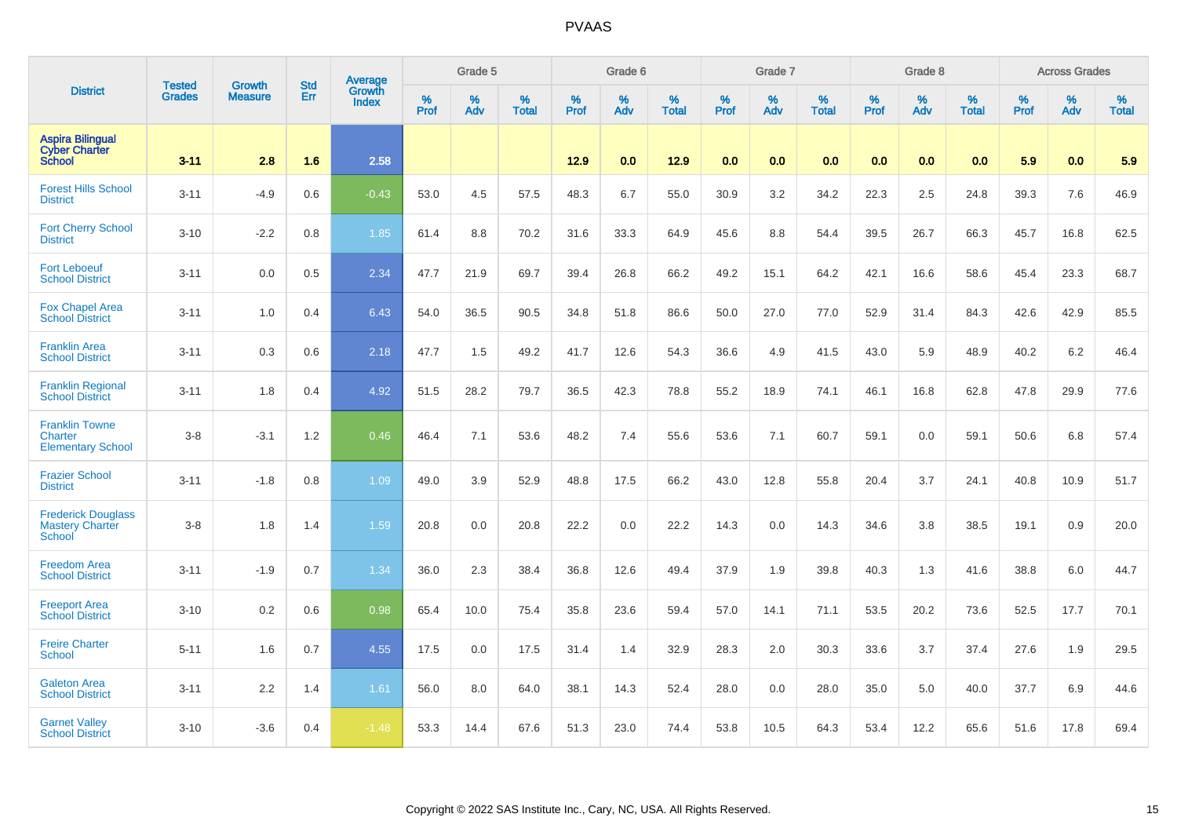# PVAAS

| District | Tested Grades | Growth Measure | Std Err | Average Growth Index | Grade 5 | | | Grade 6 | | | Grade 7 | | | Grade 8 | | | Across Grades | | |
|---|---|---|---|---|---|---|---|---|---|---|---|---|---|---|---|---|---|---|---|
| | | | | | % Prof | % Adv | % Total | % Prof | % Adv | % Total | % Prof | % Adv | % Total | % Prof | % Adv | % Total | % Prof | % Adv | % Total |
| **Aspira Bilingual Cyber Charter School** | **3-11** | **2.8** | **1.6** | **2.58** | | | | **12.9** | **0.0** | **12.9** | **0.0** | **0.0** | **0.0** | **0.0** | **0.0** | **0.0** | **5.9** | **0.0** | **5.9** |
| Forest Hills School District | 3-11 | -4.9 | 0.6 | -0.43 | 53.0 | 4.5 | 57.5 | 48.3 | 6.7 | 55.0 | 30.9 | 3.2 | 34.2 | 22.3 | 2.5 | 24.8 | 39.3 | 7.6 | 46.9 |
| Fort Cherry School District | 3-10 | -2.2 | 0.8 | 1.85 | 61.4 | 8.8 | 70.2 | 31.6 | 33.3 | 64.9 | 45.6 | 8.8 | 54.4 | 39.5 | 26.7 | 66.3 | 45.7 | 16.8 | 62.5 |
| Fort Leboeuf School District | 3-11 | 0.0 | 0.5 | 2.34 | 47.7 | 21.9 | 69.7 | 39.4 | 26.8 | 66.2 | 49.2 | 15.1 | 64.2 | 42.1 | 16.6 | 58.6 | 45.4 | 23.3 | 68.7 |
| Fox Chapel Area School District | 3-11 | 1.0 | 0.4 | 6.43 | 54.0 | 36.5 | 90.5 | 34.8 | 51.8 | 86.6 | 50.0 | 27.0 | 77.0 | 52.9 | 31.4 | 84.3 | 42.6 | 42.9 | 85.5 |
| Franklin Area School District | 3-11 | 0.3 | 0.6 | 2.18 | 47.7 | 1.5 | 49.2 | 41.7 | 12.6 | 54.3 | 36.6 | 4.9 | 41.5 | 43.0 | 5.9 | 48.9 | 40.2 | 6.2 | 46.4 |
| Franklin Regional School District | 3-11 | 1.8 | 0.4 | 4.92 | 51.5 | 28.2 | 79.7 | 36.5 | 42.3 | 78.8 | 55.2 | 18.9 | 74.1 | 46.1 | 16.8 | 62.8 | 47.8 | 29.9 | 77.6 |
| Franklin Towne Charter Elementary School | 3-8 | -3.1 | 1.2 | 0.46 | 46.4 | 7.1 | 53.6 | 48.2 | 7.4 | 55.6 | 53.6 | 7.1 | 60.7 | 59.1 | 0.0 | 59.1 | 50.6 | 6.8 | 57.4 |
| Frazier School District | 3-11 | -1.8 | 0.8 | 1.09 | 49.0 | 3.9 | 52.9 | 48.8 | 17.5 | 66.2 | 43.0 | 12.8 | 55.8 | 20.4 | 3.7 | 24.1 | 40.8 | 10.9 | 51.7 |
| Frederick Douglass Mastery Charter School | 3-8 | 1.8 | 1.4 | 1.59 | 20.8 | 0.0 | 20.8 | 22.2 | 0.0 | 22.2 | 14.3 | 0.0 | 14.3 | 34.6 | 3.8 | 38.5 | 19.1 | 0.9 | 20.0 |
| Freedom Area School District | 3-11 | -1.9 | 0.7 | 1.34 | 36.0 | 2.3 | 38.4 | 36.8 | 12.6 | 49.4 | 37.9 | 1.9 | 39.8 | 40.3 | 1.3 | 41.6 | 38.8 | 6.0 | 44.7 |
| Freeport Area School District | 3-10 | 0.2 | 0.6 | 0.98 | 65.4 | 10.0 | 75.4 | 35.8 | 23.6 | 59.4 | 57.0 | 14.1 | 71.1 | 53.5 | 20.2 | 73.6 | 52.5 | 17.7 | 70.1 |
| Freire Charter School | 5-11 | 1.6 | 0.7 | 4.55 | 17.5 | 0.0 | 17.5 | 31.4 | 1.4 | 32.9 | 28.3 | 2.0 | 30.3 | 33.6 | 3.7 | 37.4 | 27.6 | 1.9 | 29.5 |
| Galeton Area School District | 3-11 | 2.2 | 1.4 | 1.61 | 56.0 | 8.0 | 64.0 | 38.1 | 14.3 | 52.4 | 28.0 | 0.0 | 28.0 | 35.0 | 5.0 | 40.0 | 37.7 | 6.9 | 44.6 |
| Garnet Valley School District | 3-10 | -3.6 | 0.4 | -1.48 | 53.3 | 14.4 | 67.6 | 51.3 | 23.0 | 74.4 | 53.8 | 10.5 | 64.3 | 53.4 | 12.2 | 65.6 | 51.6 | 17.8 | 69.4 |

Copyright © 2022 SAS Institute Inc., Cary, NC, USA. All Rights Reserved.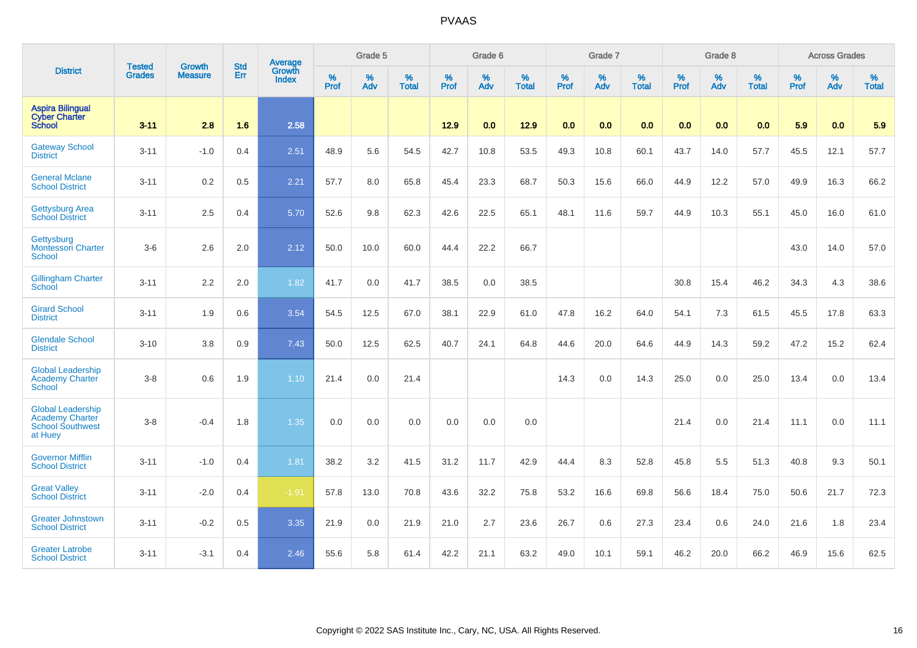# PVAAS

| District | Tested Grades | Growth Measure | Std Err | Average Growth Index | Grade 5 | | | Grade 6 | | | Grade 7 | | | Grade 8 | | | Across Grades | | |
|---|---|---|---|---|---|---|---|---|---|---|---|---|---|---|---|---|---|---|---|
| | | | | | % Prof | % Adv | % Total | % Prof | % Adv | % Total | % Prof | % Adv | % Total | % Prof | % Adv | % Total | % Prof | % Adv | % Total |
| **Aspira Bilingual Cyber Charter School** | **3-11** | **2.8** | **1.6** | **2.58** | | | | **12.9** | **0.0** | **12.9** | **0.0** | **0.0** | **0.0** | **0.0** | **0.0** | **0.0** | **5.9** | **0.0** | **5.9** |
| Gateway School District | 3-11 | -1.0 | 0.4 | 2.51 | 48.9 | 5.6 | 54.5 | 42.7 | 10.8 | 53.5 | 49.3 | 10.8 | 60.1 | 43.7 | 14.0 | 57.7 | 45.5 | 12.1 | 57.7 |
| General Mclane School District | 3-11 | 0.2 | 0.5 | 2.21 | 57.7 | 8.0 | 65.8 | 45.4 | 23.3 | 68.7 | 50.3 | 15.6 | 66.0 | 44.9 | 12.2 | 57.0 | 49.9 | 16.3 | 66.2 |
| Gettysburg Area School District | 3-11 | 2.5 | 0.4 | 5.70 | 52.6 | 9.8 | 62.3 | 42.6 | 22.5 | 65.1 | 48.1 | 11.6 | 59.7 | 44.9 | 10.3 | 55.1 | 45.0 | 16.0 | 61.0 |
| Gettysburg Montessori Charter School | 3-6 | 2.6 | 2.0 | 2.12 | 50.0 | 10.0 | 60.0 | 44.4 | 22.2 | 66.7 | | | | | | | 43.0 | 14.0 | 57.0 |
| Gillingham Charter School | 3-11 | 2.2 | 2.0 | 1.82 | 41.7 | 0.0 | 41.7 | 38.5 | 0.0 | 38.5 | | | | 30.8 | 15.4 | 46.2 | 34.3 | 4.3 | 38.6 |
| Girard School District | 3-11 | 1.9 | 0.6 | 3.54 | 54.5 | 12.5 | 67.0 | 38.1 | 22.9 | 61.0 | 47.8 | 16.2 | 64.0 | 54.1 | 7.3 | 61.5 | 45.5 | 17.8 | 63.3 |
| Glendale School District | 3-10 | 3.8 | 0.9 | 7.43 | 50.0 | 12.5 | 62.5 | 40.7 | 24.1 | 64.8 | 44.6 | 20.0 | 64.6 | 44.9 | 14.3 | 59.2 | 47.2 | 15.2 | 62.4 |
| Global Leadership Academy Charter School | 3-8 | 0.6 | 1.9 | 1.10 | 21.4 | 0.0 | 21.4 | | | | 14.3 | 0.0 | 14.3 | 25.0 | 0.0 | 25.0 | 13.4 | 0.0 | 13.4 |
| Global Leadership Academy Charter School Southwest at Huey | 3-8 | -0.4 | 1.8 | 1.35 | 0.0 | 0.0 | 0.0 | 0.0 | 0.0 | 0.0 | | | | 21.4 | 0.0 | 21.4 | 11.1 | 0.0 | 11.1 |
| Governor Mifflin School District | 3-11 | -1.0 | 0.4 | 1.81 | 38.2 | 3.2 | 41.5 | 31.2 | 11.7 | 42.9 | 44.4 | 8.3 | 52.8 | 45.8 | 5.5 | 51.3 | 40.8 | 9.3 | 50.1 |
| Great Valley School District | 3-11 | -2.0 | 0.4 | -1.91 | 57.8 | 13.0 | 70.8 | 43.6 | 32.2 | 75.8 | 53.2 | 16.6 | 69.8 | 56.6 | 18.4 | 75.0 | 50.6 | 21.7 | 72.3 |
| Greater Johnstown School District | 3-11 | -0.2 | 0.5 | 3.35 | 21.9 | 0.0 | 21.9 | 21.0 | 2.7 | 23.6 | 26.7 | 0.6 | 27.3 | 23.4 | 0.6 | 24.0 | 21.6 | 1.8 | 23.4 |
| Greater Latrobe School District | 3-11 | -3.1 | 0.4 | 2.46 | 55.6 | 5.8 | 61.4 | 42.2 | 21.1 | 63.2 | 49.0 | 10.1 | 59.1 | 46.2 | 20.0 | 66.2 | 46.9 | 15.6 | 62.5 |

Copyright © 2022 SAS Institute Inc., Cary, NC, USA. All Rights Reserved.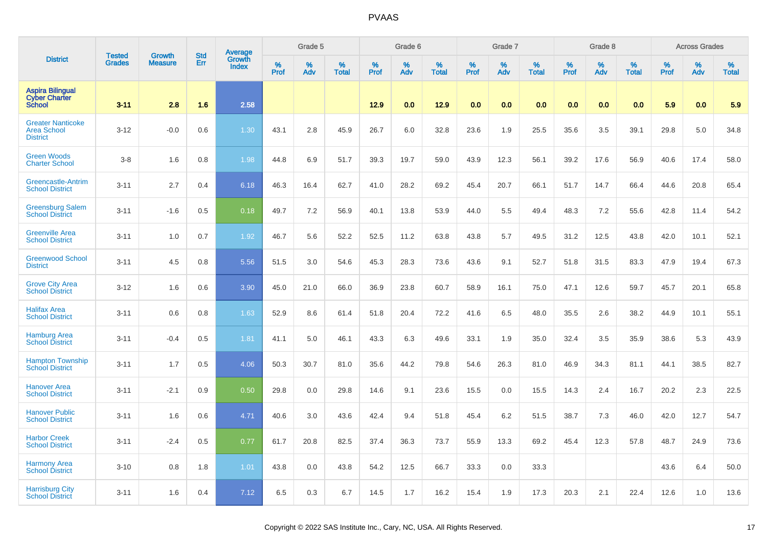# PVAAS

| District | Tested Grades | Growth Measure | Std Err | Average Growth Index | Grade 5 | | | Grade 6 | | | Grade 7 | | | Grade 8 | | | Across Grades | | |
|---|---|---|---|---|---|---|---|---|---|---|---|---|---|---|---|---|---|---|---|
| | | | | | % Prof | % Adv | % Total | % Prof | % Adv | % Total | % Prof | % Adv | % Total | % Prof | % Adv | % Total | % Prof | % Adv | % Total |
| **Aspira Bilingual Cyber Charter School** | **3-11** | **2.8** | **1.6** | **2.58** | | | | **12.9** | **0.0** | **12.9** | **0.0** | **0.0** | **0.0** | **0.0** | **0.0** | **0.0** | **5.9** | **0.0** | **5.9** |
| Greater Nanticoke Area School District | 3-12 | -0.0 | 0.6 | 1.30 | 43.1 | 2.8 | 45.9 | 26.7 | 6.0 | 32.8 | 23.6 | 1.9 | 25.5 | 35.6 | 3.5 | 39.1 | 29.8 | 5.0 | 34.8 |
| Green Woods Charter School | 3-8 | 1.6 | 0.8 | 1.98 | 44.8 | 6.9 | 51.7 | 39.3 | 19.7 | 59.0 | 43.9 | 12.3 | 56.1 | 39.2 | 17.6 | 56.9 | 40.6 | 17.4 | 58.0 |
| Greencastle-Antrim School District | 3-11 | 2.7 | 0.4 | 6.18 | 46.3 | 16.4 | 62.7 | 41.0 | 28.2 | 69.2 | 45.4 | 20.7 | 66.1 | 51.7 | 14.7 | 66.4 | 44.6 | 20.8 | 65.4 |
| Greensburg Salem School District | 3-11 | -1.6 | 0.5 | 0.18 | 49.7 | 7.2 | 56.9 | 40.1 | 13.8 | 53.9 | 44.0 | 5.5 | 49.4 | 48.3 | 7.2 | 55.6 | 42.8 | 11.4 | 54.2 |
| Greenville Area School District | 3-11 | 1.0 | 0.7 | 1.92 | 46.7 | 5.6 | 52.2 | 52.5 | 11.2 | 63.8 | 43.8 | 5.7 | 49.5 | 31.2 | 12.5 | 43.8 | 42.0 | 10.1 | 52.1 |
| Greenwood School District | 3-11 | 4.5 | 0.8 | 5.56 | 51.5 | 3.0 | 54.6 | 45.3 | 28.3 | 73.6 | 43.6 | 9.1 | 52.7 | 51.8 | 31.5 | 83.3 | 47.9 | 19.4 | 67.3 |
| Grove City Area School District | 3-12 | 1.6 | 0.6 | 3.90 | 45.0 | 21.0 | 66.0 | 36.9 | 23.8 | 60.7 | 58.9 | 16.1 | 75.0 | 47.1 | 12.6 | 59.7 | 45.7 | 20.1 | 65.8 |
| Halifax Area School District | 3-11 | 0.6 | 0.8 | 1.63 | 52.9 | 8.6 | 61.4 | 51.8 | 20.4 | 72.2 | 41.6 | 6.5 | 48.0 | 35.5 | 2.6 | 38.2 | 44.9 | 10.1 | 55.1 |
| Hamburg Area School District | 3-11 | -0.4 | 0.5 | 1.81 | 41.1 | 5.0 | 46.1 | 43.3 | 6.3 | 49.6 | 33.1 | 1.9 | 35.0 | 32.4 | 3.5 | 35.9 | 38.6 | 5.3 | 43.9 |
| Hampton Township School District | 3-11 | 1.7 | 0.5 | 4.06 | 50.3 | 30.7 | 81.0 | 35.6 | 44.2 | 79.8 | 54.6 | 26.3 | 81.0 | 46.9 | 34.3 | 81.1 | 44.1 | 38.5 | 82.7 |
| Hanover Area School District | 3-11 | -2.1 | 0.9 | 0.50 | 29.8 | 0.0 | 29.8 | 14.6 | 9.1 | 23.6 | 15.5 | 0.0 | 15.5 | 14.3 | 2.4 | 16.7 | 20.2 | 2.3 | 22.5 |
| Hanover Public School District | 3-11 | 1.6 | 0.6 | 4.71 | 40.6 | 3.0 | 43.6 | 42.4 | 9.4 | 51.8 | 45.4 | 6.2 | 51.5 | 38.7 | 7.3 | 46.0 | 42.0 | 12.7 | 54.7 |
| Harbor Creek School District | 3-11 | -2.4 | 0.5 | 0.77 | 61.7 | 20.8 | 82.5 | 37.4 | 36.3 | 73.7 | 55.9 | 13.3 | 69.2 | 45.4 | 12.3 | 57.8 | 48.7 | 24.9 | 73.6 |
| Harmony Area School District | 3-10 | 0.8 | 1.8 | 1.01 | 43.8 | 0.0 | 43.8 | 54.2 | 12.5 | 66.7 | 33.3 | 0.0 | 33.3 | | | | 43.6 | 6.4 | 50.0 |
| Harrisburg City School District | 3-11 | 1.6 | 0.4 | 7.12 | 6.5 | 0.3 | 6.7 | 14.5 | 1.7 | 16.2 | 15.4 | 1.9 | 17.3 | 20.3 | 2.1 | 22.4 | 12.6 | 1.0 | 13.6 |

Copyright © 2022 SAS Institute Inc., Cary, NC, USA. All Rights Reserved.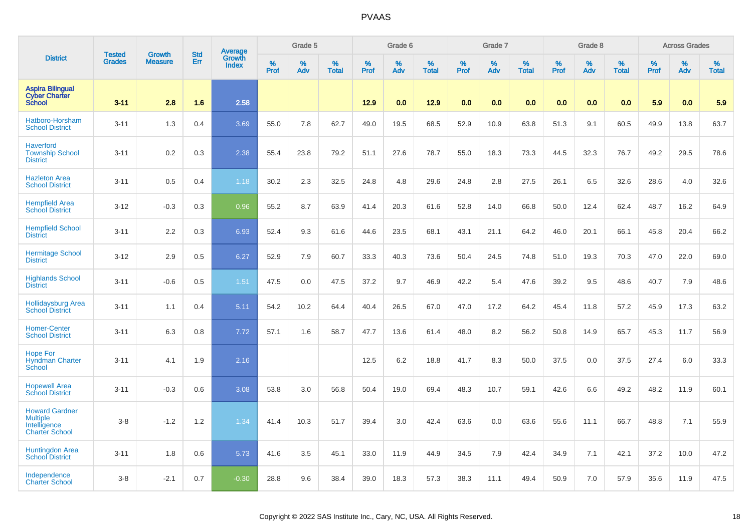PVAAS

| District | Tested Grades | Growth Measure | Std Err | Average Growth Index | Grade 5 | | | Grade 6 | | | Grade 7 | | | Grade 8 | | | Across Grades | | |
|---|---|---|---|---|---|---|---|---|---|---|---|---|---|---|---|---|---|---|---|
| | | | | | % Prof | % Adv | % Total | % Prof | % Adv | % Total | % Prof | % Adv | % Total | % Prof | % Adv | % Total | % Prof | % Adv | % Total |
| **Aspira Bilingual Cyber Charter School** | **3-11** | **2.8** | **1.6** | **2.58** | | | | **12.9** | **0.0** | **12.9** | **0.0** | **0.0** | **0.0** | **0.0** | **0.0** | **0.0** | **5.9** | **0.0** | **5.9** |
| Hatboro-Horsham School District | 3-11 | 1.3 | 0.4 | 3.69 | 55.0 | 7.8 | 62.7 | 49.0 | 19.5 | 68.5 | 52.9 | 10.9 | 63.8 | 51.3 | 9.1 | 60.5 | 49.9 | 13.8 | 63.7 |
| Haverford Township School District | 3-11 | 0.2 | 0.3 | 2.38 | 55.4 | 23.8 | 79.2 | 51.1 | 27.6 | 78.7 | 55.0 | 18.3 | 73.3 | 44.5 | 32.3 | 76.7 | 49.2 | 29.5 | 78.6 |
| Hazleton Area School District | 3-11 | 0.5 | 0.4 | 1.18 | 30.2 | 2.3 | 32.5 | 24.8 | 4.8 | 29.6 | 24.8 | 2.8 | 27.5 | 26.1 | 6.5 | 32.6 | 28.6 | 4.0 | 32.6 |
| Hempfield Area School District | 3-12 | -0.3 | 0.3 | 0.96 | 55.2 | 8.7 | 63.9 | 41.4 | 20.3 | 61.6 | 52.8 | 14.0 | 66.8 | 50.0 | 12.4 | 62.4 | 48.7 | 16.2 | 64.9 |
| Hempfield School District | 3-11 | 2.2 | 0.3 | 6.93 | 52.4 | 9.3 | 61.6 | 44.6 | 23.5 | 68.1 | 43.1 | 21.1 | 64.2 | 46.0 | 20.1 | 66.1 | 45.8 | 20.4 | 66.2 |
| Hermitage School District | 3-12 | 2.9 | 0.5 | 6.27 | 52.9 | 7.9 | 60.7 | 33.3 | 40.3 | 73.6 | 50.4 | 24.5 | 74.8 | 51.0 | 19.3 | 70.3 | 47.0 | 22.0 | 69.0 |
| Highlands School District | 3-11 | -0.6 | 0.5 | 1.51 | 47.5 | 0.0 | 47.5 | 37.2 | 9.7 | 46.9 | 42.2 | 5.4 | 47.6 | 39.2 | 9.5 | 48.6 | 40.7 | 7.9 | 48.6 |
| Hollidaysburg Area School District | 3-11 | 1.1 | 0.4 | 5.11 | 54.2 | 10.2 | 64.4 | 40.4 | 26.5 | 67.0 | 47.0 | 17.2 | 64.2 | 45.4 | 11.8 | 57.2 | 45.9 | 17.3 | 63.2 |
| Homer-Center School District | 3-11 | 6.3 | 0.8 | 7.72 | 57.1 | 1.6 | 58.7 | 47.7 | 13.6 | 61.4 | 48.0 | 8.2 | 56.2 | 50.8 | 14.9 | 65.7 | 45.3 | 11.7 | 56.9 |
| Hope For Hyndman Charter School | 3-11 | 4.1 | 1.9 | 2.16 | | | | 12.5 | 6.2 | 18.8 | 41.7 | 8.3 | 50.0 | 37.5 | 0.0 | 37.5 | 27.4 | 6.0 | 33.3 |
| Hopewell Area School District | 3-11 | -0.3 | 0.6 | 3.08 | 53.8 | 3.0 | 56.8 | 50.4 | 19.0 | 69.4 | 48.3 | 10.7 | 59.1 | 42.6 | 6.6 | 49.2 | 48.2 | 11.9 | 60.1 |
| Howard Gardner Multiple Intelligence Charter School | 3-8 | -1.2 | 1.2 | 1.34 | 41.4 | 10.3 | 51.7 | 39.4 | 3.0 | 42.4 | 63.6 | 0.0 | 63.6 | 55.6 | 11.1 | 66.7 | 48.8 | 7.1 | 55.9 |
| Huntingdon Area School District | 3-11 | 1.8 | 0.6 | 5.73 | 41.6 | 3.5 | 45.1 | 33.0 | 11.9 | 44.9 | 34.5 | 7.9 | 42.4 | 34.9 | 7.1 | 42.1 | 37.2 | 10.0 | 47.2 |
| Independence Charter School | 3-8 | -2.1 | 0.7 | -0.30 | 28.8 | 9.6 | 38.4 | 39.0 | 18.3 | 57.3 | 38.3 | 11.1 | 49.4 | 50.9 | 7.0 | 57.9 | 35.6 | 11.9 | 47.5 |

Copyright © 2022 SAS Institute Inc., Cary, NC, USA. All Rights Reserved.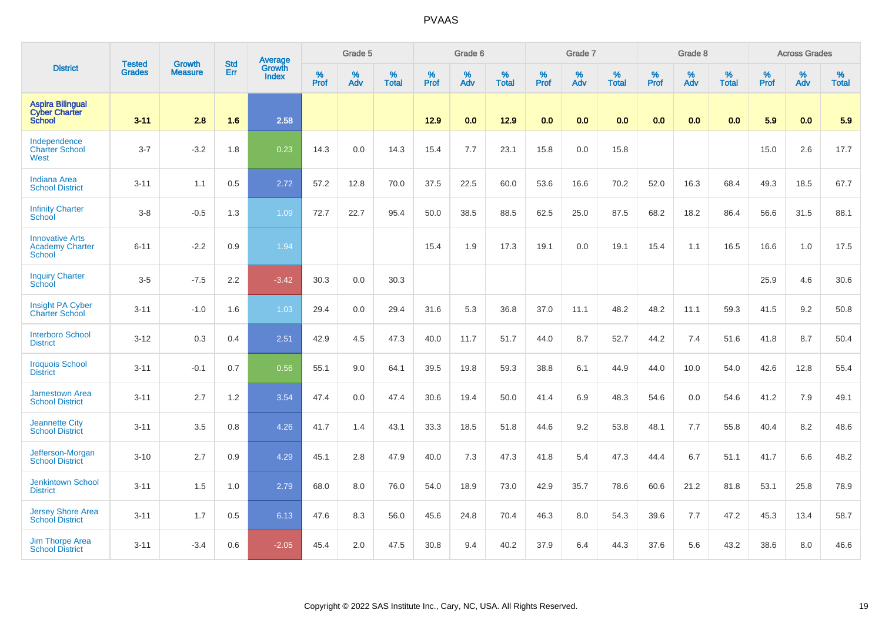# PVAAS

| District | Tested Grades | Growth Measure | Std Err | Average Growth Index | Grade 5 | | | Grade 6 | | | Grade 7 | | | Grade 8 | | | Across Grades | | |
|---|---|---|---|---|---|---|---|---|---|---|---|---|---|---|---|---|---|---|---|
| | | | | | % Prof | % Adv | % Total | % Prof | % Adv | % Total | % Prof | % Adv | % Total | % Prof | % Adv | % Total | % Prof | % Adv | % Total |
| **Aspira Bilingual Cyber Charter School** | **3-11** | **2.8** | **1.6** | **2.58** | | | | **12.9** | **0.0** | **12.9** | **0.0** | **0.0** | **0.0** | **0.0** | **0.0** | **0.0** | **5.9** | **0.0** | **5.9** |
| Independence Charter School West | 3-7 | -3.2 | 1.8 | 0.23 | 14.3 | 0.0 | 14.3 | 15.4 | 7.7 | 23.1 | 15.8 | 0.0 | 15.8 | | | | 15.0 | 2.6 | 17.7 |
| Indiana Area School District | 3-11 | 1.1 | 0.5 | 2.72 | 57.2 | 12.8 | 70.0 | 37.5 | 22.5 | 60.0 | 53.6 | 16.6 | 70.2 | 52.0 | 16.3 | 68.4 | 49.3 | 18.5 | 67.7 |
| Infinity Charter School | 3-8 | -0.5 | 1.3 | 1.09 | 72.7 | 22.7 | 95.4 | 50.0 | 38.5 | 88.5 | 62.5 | 25.0 | 87.5 | 68.2 | 18.2 | 86.4 | 56.6 | 31.5 | 88.1 |
| Innovative Arts Academy Charter School | 6-11 | -2.2 | 0.9 | 1.94 | | | | 15.4 | 1.9 | 17.3 | 19.1 | 0.0 | 19.1 | 15.4 | 1.1 | 16.5 | 16.6 | 1.0 | 17.5 |
| Inquiry Charter School | 3-5 | -7.5 | 2.2 | -3.42 | 30.3 | 0.0 | 30.3 | | | | | | | | | | 25.9 | 4.6 | 30.6 |
| Insight PA Cyber Charter School | 3-11 | -1.0 | 1.6 | 1.03 | 29.4 | 0.0 | 29.4 | 31.6 | 5.3 | 36.8 | 37.0 | 11.1 | 48.2 | 48.2 | 11.1 | 59.3 | 41.5 | 9.2 | 50.8 |
| Interboro School District | 3-12 | 0.3 | 0.4 | 2.51 | 42.9 | 4.5 | 47.3 | 40.0 | 11.7 | 51.7 | 44.0 | 8.7 | 52.7 | 44.2 | 7.4 | 51.6 | 41.8 | 8.7 | 50.4 |
| Iroquois School District | 3-11 | -0.1 | 0.7 | 0.56 | 55.1 | 9.0 | 64.1 | 39.5 | 19.8 | 59.3 | 38.8 | 6.1 | 44.9 | 44.0 | 10.0 | 54.0 | 42.6 | 12.8 | 55.4 |
| Jamestown Area School District | 3-11 | 2.7 | 1.2 | 3.54 | 47.4 | 0.0 | 47.4 | 30.6 | 19.4 | 50.0 | 41.4 | 6.9 | 48.3 | 54.6 | 0.0 | 54.6 | 41.2 | 7.9 | 49.1 |
| Jeannette City School District | 3-11 | 3.5 | 0.8 | 4.26 | 41.7 | 1.4 | 43.1 | 33.3 | 18.5 | 51.8 | 44.6 | 9.2 | 53.8 | 48.1 | 7.7 | 55.8 | 40.4 | 8.2 | 48.6 |
| Jefferson-Morgan School District | 3-10 | 2.7 | 0.9 | 4.29 | 45.1 | 2.8 | 47.9 | 40.0 | 7.3 | 47.3 | 41.8 | 5.4 | 47.3 | 44.4 | 6.7 | 51.1 | 41.7 | 6.6 | 48.2 |
| Jenkintown School District | 3-11 | 1.5 | 1.0 | 2.79 | 68.0 | 8.0 | 76.0 | 54.0 | 18.9 | 73.0 | 42.9 | 35.7 | 78.6 | 60.6 | 21.2 | 81.8 | 53.1 | 25.8 | 78.9 |
| Jersey Shore Area School District | 3-11 | 1.7 | 0.5 | 6.13 | 47.6 | 8.3 | 56.0 | 45.6 | 24.8 | 70.4 | 46.3 | 8.0 | 54.3 | 39.6 | 7.7 | 47.2 | 45.3 | 13.4 | 58.7 |
| Jim Thorpe Area School District | 3-11 | -3.4 | 0.6 | -2.05 | 45.4 | 2.0 | 47.5 | 30.8 | 9.4 | 40.2 | 37.9 | 6.4 | 44.3 | 37.6 | 5.6 | 43.2 | 38.6 | 8.0 | 46.6 |

Copyright © 2022 SAS Institute Inc., Cary, NC, USA. All Rights Reserved.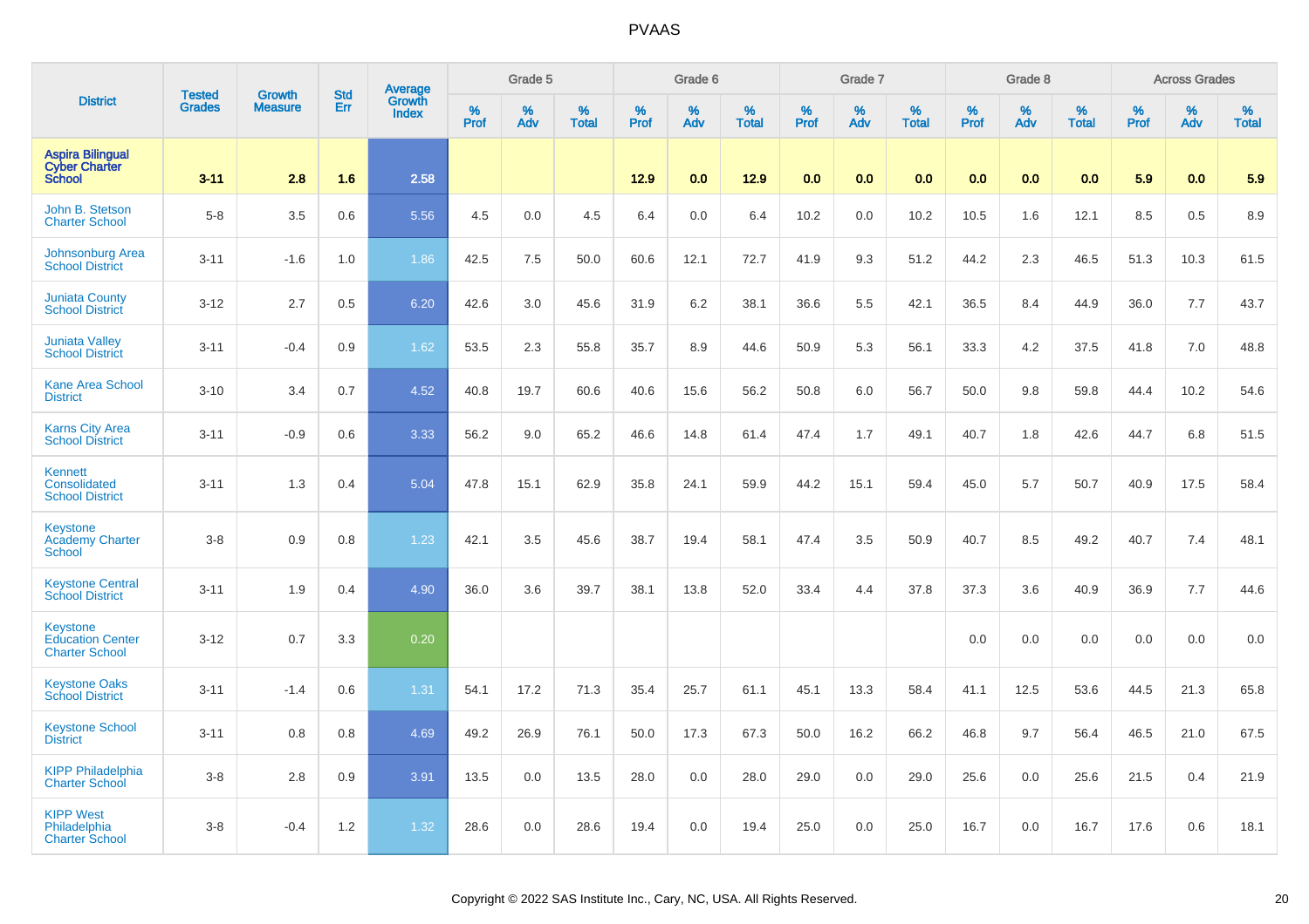# PVAAS

| District | Tested Grades | Growth Measure | Std Err | Average Growth Index | Grade 5 | | | Grade 6 | | | Grade 7 | | | Grade 8 | | | Across Grades | | |
|---|---|---|---|---|---|---|---|---|---|---|---|---|---|---|---|---|---|---|---|
| | | | | | % Prof | % Adv | % Total | % Prof | % Adv | % Total | % Prof | % Adv | % Total | % Prof | % Adv | % Total | % Prof | % Adv | % Total |
| **Aspira Bilingual Cyber Charter School** | **3-11** | **2.8** | **1.6** | **2.58** | | | | **12.9** | **0.0** | **12.9** | **0.0** | **0.0** | **0.0** | **0.0** | **0.0** | **0.0** | **5.9** | **0.0** | **5.9** |
| John B. Stetson Charter School | 5-8 | 3.5 | 0.6 | 5.56 | 4.5 | 0.0 | 4.5 | 6.4 | 0.0 | 6.4 | 10.2 | 0.0 | 10.2 | 10.5 | 1.6 | 12.1 | 8.5 | 0.5 | 8.9 |
| Johnsonburg Area School District | 3-11 | -1.6 | 1.0 | 1.86 | 42.5 | 7.5 | 50.0 | 60.6 | 12.1 | 72.7 | 41.9 | 9.3 | 51.2 | 44.2 | 2.3 | 46.5 | 51.3 | 10.3 | 61.5 |
| Juniata County School District | 3-12 | 2.7 | 0.5 | 6.20 | 42.6 | 3.0 | 45.6 | 31.9 | 6.2 | 38.1 | 36.6 | 5.5 | 42.1 | 36.5 | 8.4 | 44.9 | 36.0 | 7.7 | 43.7 |
| Juniata Valley School District | 3-11 | -0.4 | 0.9 | 1.62 | 53.5 | 2.3 | 55.8 | 35.7 | 8.9 | 44.6 | 50.9 | 5.3 | 56.1 | 33.3 | 4.2 | 37.5 | 41.8 | 7.0 | 48.8 |
| Kane Area School District | 3-10 | 3.4 | 0.7 | 4.52 | 40.8 | 19.7 | 60.6 | 40.6 | 15.6 | 56.2 | 50.8 | 6.0 | 56.7 | 50.0 | 9.8 | 59.8 | 44.4 | 10.2 | 54.6 |
| Karns City Area School District | 3-11 | -0.9 | 0.6 | 3.33 | 56.2 | 9.0 | 65.2 | 46.6 | 14.8 | 61.4 | 47.4 | 1.7 | 49.1 | 40.7 | 1.8 | 42.6 | 44.7 | 6.8 | 51.5 |
| Kennett Consolidated School District | 3-11 | 1.3 | 0.4 | 5.04 | 47.8 | 15.1 | 62.9 | 35.8 | 24.1 | 59.9 | 44.2 | 15.1 | 59.4 | 45.0 | 5.7 | 50.7 | 40.9 | 17.5 | 58.4 |
| Keystone Academy Charter School | 3-8 | 0.9 | 0.8 | 1.23 | 42.1 | 3.5 | 45.6 | 38.7 | 19.4 | 58.1 | 47.4 | 3.5 | 50.9 | 40.7 | 8.5 | 49.2 | 40.7 | 7.4 | 48.1 |
| Keystone Central School District | 3-11 | 1.9 | 0.4 | 4.90 | 36.0 | 3.6 | 39.7 | 38.1 | 13.8 | 52.0 | 33.4 | 4.4 | 37.8 | 37.3 | 3.6 | 40.9 | 36.9 | 7.7 | 44.6 |
| Keystone Education Center Charter School | 3-12 | 0.7 | 3.3 | 0.20 | | | | | | | | | | 0.0 | 0.0 | 0.0 | 0.0 | 0.0 | 0.0 |
| Keystone Oaks School District | 3-11 | -1.4 | 0.6 | 1.31 | 54.1 | 17.2 | 71.3 | 35.4 | 25.7 | 61.1 | 45.1 | 13.3 | 58.4 | 41.1 | 12.5 | 53.6 | 44.5 | 21.3 | 65.8 |
| Keystone School District | 3-11 | 0.8 | 0.8 | 4.69 | 49.2 | 26.9 | 76.1 | 50.0 | 17.3 | 67.3 | 50.0 | 16.2 | 66.2 | 46.8 | 9.7 | 56.4 | 46.5 | 21.0 | 67.5 |
| KIPP Philadelphia Charter School | 3-8 | 2.8 | 0.9 | 3.91 | 13.5 | 0.0 | 13.5 | 28.0 | 0.0 | 28.0 | 29.0 | 0.0 | 29.0 | 25.6 | 0.0 | 25.6 | 21.5 | 0.4 | 21.9 |
| KIPP West Philadelphia Charter School | 3-8 | -0.4 | 1.2 | 1.32 | 28.6 | 0.0 | 28.6 | 19.4 | 0.0 | 19.4 | 25.0 | 0.0 | 25.0 | 16.7 | 0.0 | 16.7 | 17.6 | 0.6 | 18.1 |

Copyright © 2022 SAS Institute Inc., Cary, NC, USA. All Rights Reserved.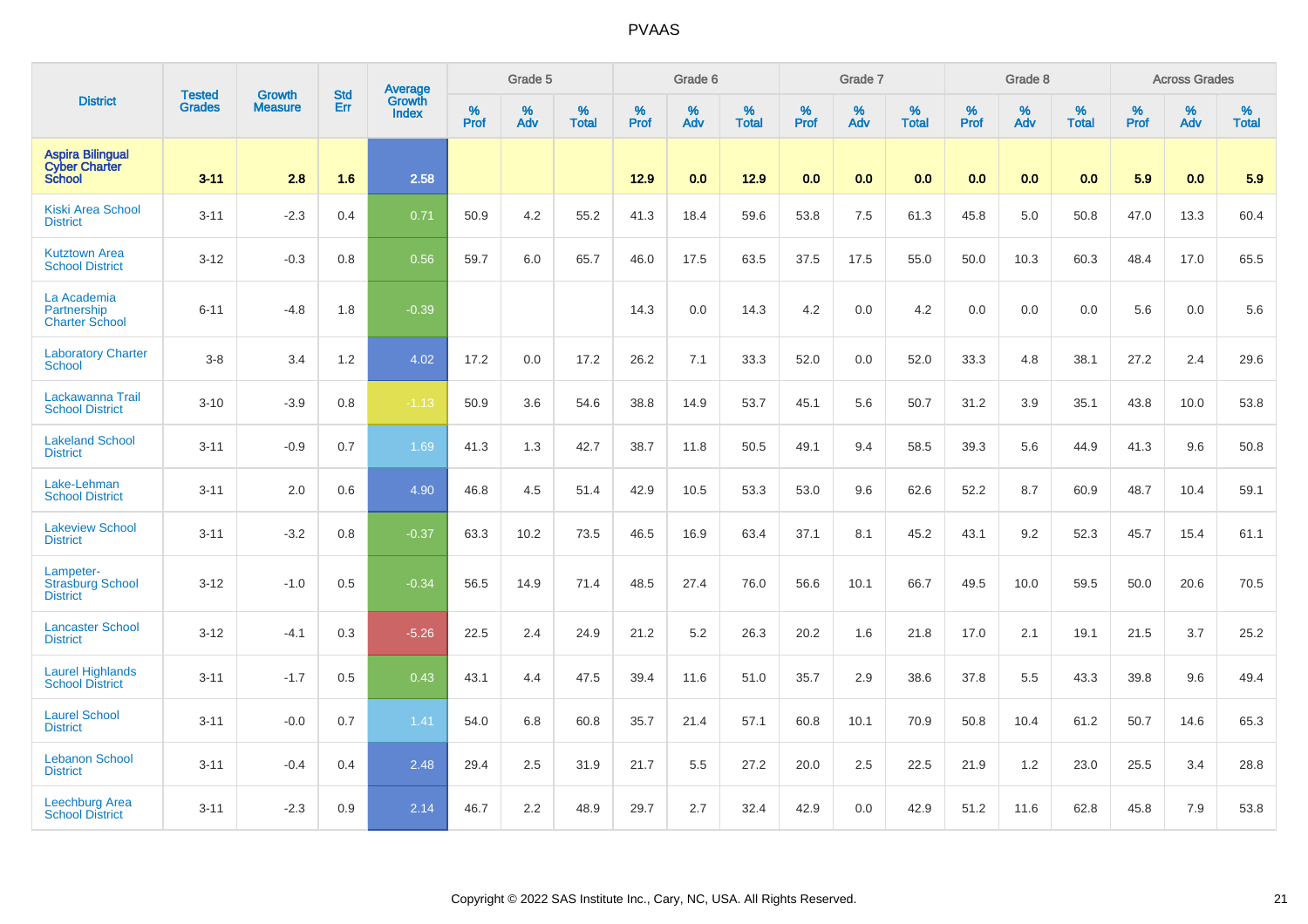# PVAAS

| District | Tested Grades | Growth Measure | Std Err | Average Growth Index | Grade 5 | | | Grade 6 | | | Grade 7 | | | Grade 8 | | | Across Grades | | |
|---|---|---|---|---|---|---|---|---|---|---|---|---|---|---|---|---|---|---|---|
| | | | | | % Prof | % Adv | % Total | % Prof | % Adv | % Total | % Prof | % Adv | % Total | % Prof | % Adv | % Total | % Prof | % Adv | % Total |
| **Aspira Bilingual Cyber Charter School** | **3-11** | **2.8** | **1.6** | **2.58** | | | | **12.9** | **0.0** | **12.9** | **0.0** | **0.0** | **0.0** | **0.0** | **0.0** | **0.0** | **5.9** | **0.0** | **5.9** |
| Kiski Area School District | 3-11 | -2.3 | 0.4 | 0.71 | 50.9 | 4.2 | 55.2 | 41.3 | 18.4 | 59.6 | 53.8 | 7.5 | 61.3 | 45.8 | 5.0 | 50.8 | 47.0 | 13.3 | 60.4 |
| Kutztown Area School District | 3-12 | -0.3 | 0.8 | 0.56 | 59.7 | 6.0 | 65.7 | 46.0 | 17.5 | 63.5 | 37.5 | 17.5 | 55.0 | 50.0 | 10.3 | 60.3 | 48.4 | 17.0 | 65.5 |
| La Academia Partnership Charter School | 6-11 | -4.8 | 1.8 | -0.39 | | | | 14.3 | 0.0 | 14.3 | 4.2 | 0.0 | 4.2 | 0.0 | 0.0 | 0.0 | 5.6 | 0.0 | 5.6 |
| Laboratory Charter School | 3-8 | 3.4 | 1.2 | 4.02 | 17.2 | 0.0 | 17.2 | 26.2 | 7.1 | 33.3 | 52.0 | 0.0 | 52.0 | 33.3 | 4.8 | 38.1 | 27.2 | 2.4 | 29.6 |
| Lackawanna Trail School District | 3-10 | -3.9 | 0.8 | -1.13 | 50.9 | 3.6 | 54.6 | 38.8 | 14.9 | 53.7 | 45.1 | 5.6 | 50.7 | 31.2 | 3.9 | 35.1 | 43.8 | 10.0 | 53.8 |
| Lakeland School District | 3-11 | -0.9 | 0.7 | 1.69 | 41.3 | 1.3 | 42.7 | 38.7 | 11.8 | 50.5 | 49.1 | 9.4 | 58.5 | 39.3 | 5.6 | 44.9 | 41.3 | 9.6 | 50.8 |
| Lake-Lehman School District | 3-11 | 2.0 | 0.6 | 4.90 | 46.8 | 4.5 | 51.4 | 42.9 | 10.5 | 53.3 | 53.0 | 9.6 | 62.6 | 52.2 | 8.7 | 60.9 | 48.7 | 10.4 | 59.1 |
| Lakeview School District | 3-11 | -3.2 | 0.8 | -0.37 | 63.3 | 10.2 | 73.5 | 46.5 | 16.9 | 63.4 | 37.1 | 8.1 | 45.2 | 43.1 | 9.2 | 52.3 | 45.7 | 15.4 | 61.1 |
| Lampeter-Strasburg School District | 3-12 | -1.0 | 0.5 | -0.34 | 56.5 | 14.9 | 71.4 | 48.5 | 27.4 | 76.0 | 56.6 | 10.1 | 66.7 | 49.5 | 10.0 | 59.5 | 50.0 | 20.6 | 70.5 |
| Lancaster School District | 3-12 | -4.1 | 0.3 | -5.26 | 22.5 | 2.4 | 24.9 | 21.2 | 5.2 | 26.3 | 20.2 | 1.6 | 21.8 | 17.0 | 2.1 | 19.1 | 21.5 | 3.7 | 25.2 |
| Laurel Highlands School District | 3-11 | -1.7 | 0.5 | 0.43 | 43.1 | 4.4 | 47.5 | 39.4 | 11.6 | 51.0 | 35.7 | 2.9 | 38.6 | 37.8 | 5.5 | 43.3 | 39.8 | 9.6 | 49.4 |
| Laurel School District | 3-11 | -0.0 | 0.7 | 1.41 | 54.0 | 6.8 | 60.8 | 35.7 | 21.4 | 57.1 | 60.8 | 10.1 | 70.9 | 50.8 | 10.4 | 61.2 | 50.7 | 14.6 | 65.3 |
| Lebanon School District | 3-11 | -0.4 | 0.4 | 2.48 | 29.4 | 2.5 | 31.9 | 21.7 | 5.5 | 27.2 | 20.0 | 2.5 | 22.5 | 21.9 | 1.2 | 23.0 | 25.5 | 3.4 | 28.8 |
| Leechburg Area School District | 3-11 | -2.3 | 0.9 | 2.14 | 46.7 | 2.2 | 48.9 | 29.7 | 2.7 | 32.4 | 42.9 | 0.0 | 42.9 | 51.2 | 11.6 | 62.8 | 45.8 | 7.9 | 53.8 |

Copyright © 2022 SAS Institute Inc., Cary, NC, USA. All Rights Reserved.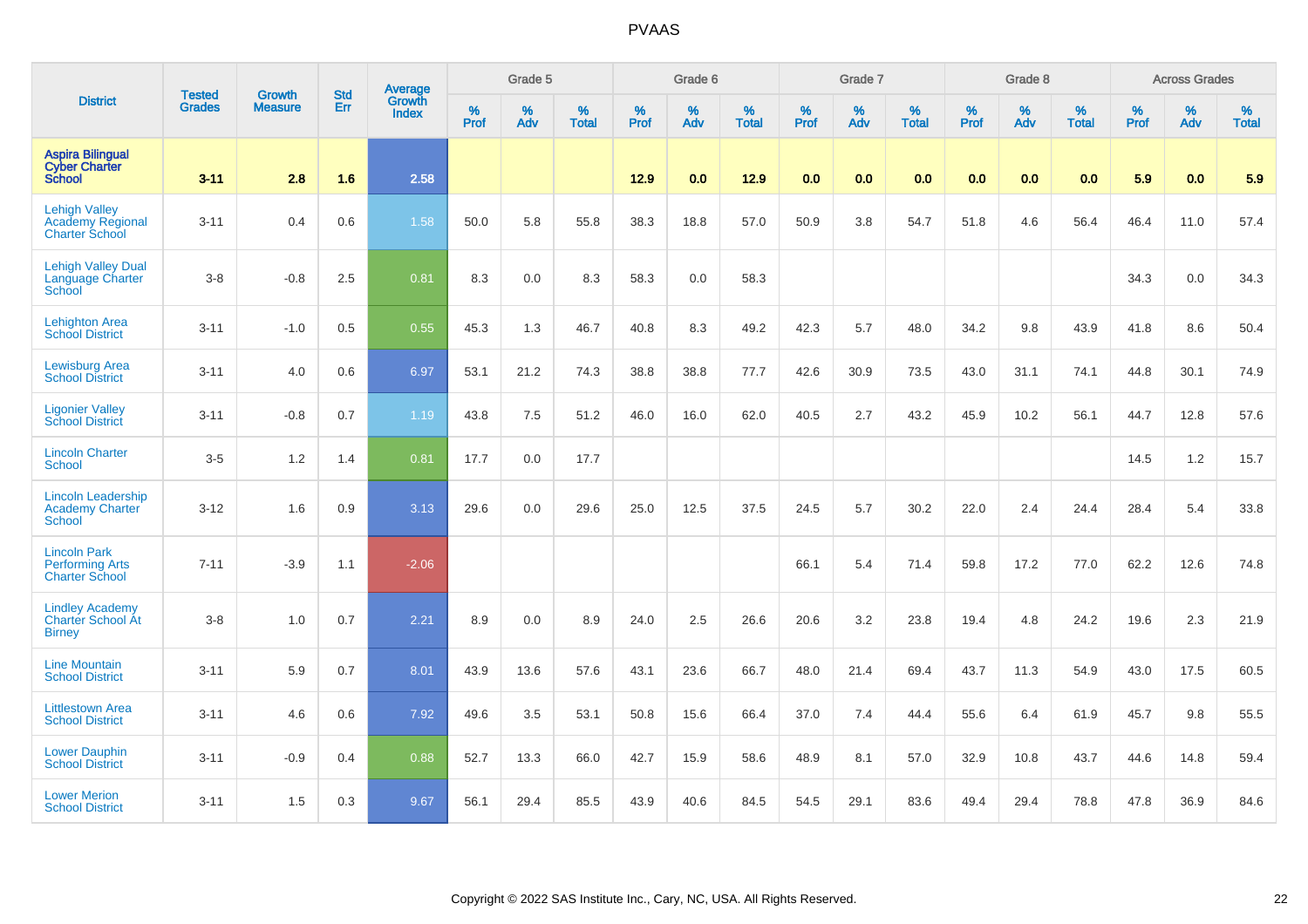# PVAAS

| District | Tested Grades | Growth Measure | Std Err | Average Growth Index | Grade 5 | | | Grade 6 | | | Grade 7 | | | Grade 8 | | | Across Grades | | |
|---|---|---|---|---|---|---|---|---|---|---|---|---|---|---|---|---|---|---|---|
| | | | | | % Prof | % Adv | % Total | % Prof | % Adv | % Total | % Prof | % Adv | % Total | % Prof | % Adv | % Total | % Prof | % Adv | % Total |
| **Aspira Bilingual Cyber Charter School** | **3-11** | **2.8** | **1.6** | **2.58** | | | | **12.9** | **0.0** | **12.9** | **0.0** | **0.0** | **0.0** | **0.0** | **0.0** | **0.0** | **5.9** | **0.0** | **5.9** |
| Lehigh Valley Academy Regional Charter School | 3-11 | 0.4 | 0.6 | 1.58 | 50.0 | 5.8 | 55.8 | 38.3 | 18.8 | 57.0 | 50.9 | 3.8 | 54.7 | 51.8 | 4.6 | 56.4 | 46.4 | 11.0 | 57.4 |
| Lehigh Valley Dual Language Charter School | 3-8 | -0.8 | 2.5 | 0.81 | 8.3 | 0.0 | 8.3 | 58.3 | 0.0 | 58.3 | | | | | | | 34.3 | 0.0 | 34.3 |
| Lehighton Area School District | 3-11 | -1.0 | 0.5 | 0.55 | 45.3 | 1.3 | 46.7 | 40.8 | 8.3 | 49.2 | 42.3 | 5.7 | 48.0 | 34.2 | 9.8 | 43.9 | 41.8 | 8.6 | 50.4 |
| Lewisburg Area School District | 3-11 | 4.0 | 0.6 | 6.97 | 53.1 | 21.2 | 74.3 | 38.8 | 38.8 | 77.7 | 42.6 | 30.9 | 73.5 | 43.0 | 31.1 | 74.1 | 44.8 | 30.1 | 74.9 |
| Ligonier Valley School District | 3-11 | -0.8 | 0.7 | 1.19 | 43.8 | 7.5 | 51.2 | 46.0 | 16.0 | 62.0 | 40.5 | 2.7 | 43.2 | 45.9 | 10.2 | 56.1 | 44.7 | 12.8 | 57.6 |
| Lincoln Charter School | 3-5 | 1.2 | 1.4 | 0.81 | 17.7 | 0.0 | 17.7 | | | | | | | | | | 14.5 | 1.2 | 15.7 |
| Lincoln Leadership Academy Charter School | 3-12 | 1.6 | 0.9 | 3.13 | 29.6 | 0.0 | 29.6 | 25.0 | 12.5 | 37.5 | 24.5 | 5.7 | 30.2 | 22.0 | 2.4 | 24.4 | 28.4 | 5.4 | 33.8 |
| Lincoln Park Performing Arts Charter School | 7-11 | -3.9 | 1.1 | -2.06 | | | | | | | 66.1 | 5.4 | 71.4 | 59.8 | 17.2 | 77.0 | 62.2 | 12.6 | 74.8 |
| Lindley Academy Charter School At Birney | 3-8 | 1.0 | 0.7 | 2.21 | 8.9 | 0.0 | 8.9 | 24.0 | 2.5 | 26.6 | 20.6 | 3.2 | 23.8 | 19.4 | 4.8 | 24.2 | 19.6 | 2.3 | 21.9 |
| Line Mountain School District | 3-11 | 5.9 | 0.7 | 8.01 | 43.9 | 13.6 | 57.6 | 43.1 | 23.6 | 66.7 | 48.0 | 21.4 | 69.4 | 43.7 | 11.3 | 54.9 | 43.0 | 17.5 | 60.5 |
| Littlestown Area School District | 3-11 | 4.6 | 0.6 | 7.92 | 49.6 | 3.5 | 53.1 | 50.8 | 15.6 | 66.4 | 37.0 | 7.4 | 44.4 | 55.6 | 6.4 | 61.9 | 45.7 | 9.8 | 55.5 |
| Lower Dauphin School District | 3-11 | -0.9 | 0.4 | 0.88 | 52.7 | 13.3 | 66.0 | 42.7 | 15.9 | 58.6 | 48.9 | 8.1 | 57.0 | 32.9 | 10.8 | 43.7 | 44.6 | 14.8 | 59.4 |
| Lower Merion School District | 3-11 | 1.5 | 0.3 | 9.67 | 56.1 | 29.4 | 85.5 | 43.9 | 40.6 | 84.5 | 54.5 | 29.1 | 83.6 | 49.4 | 29.4 | 78.8 | 47.8 | 36.9 | 84.6 |

Copyright © 2022 SAS Institute Inc., Cary, NC, USA. All Rights Reserved.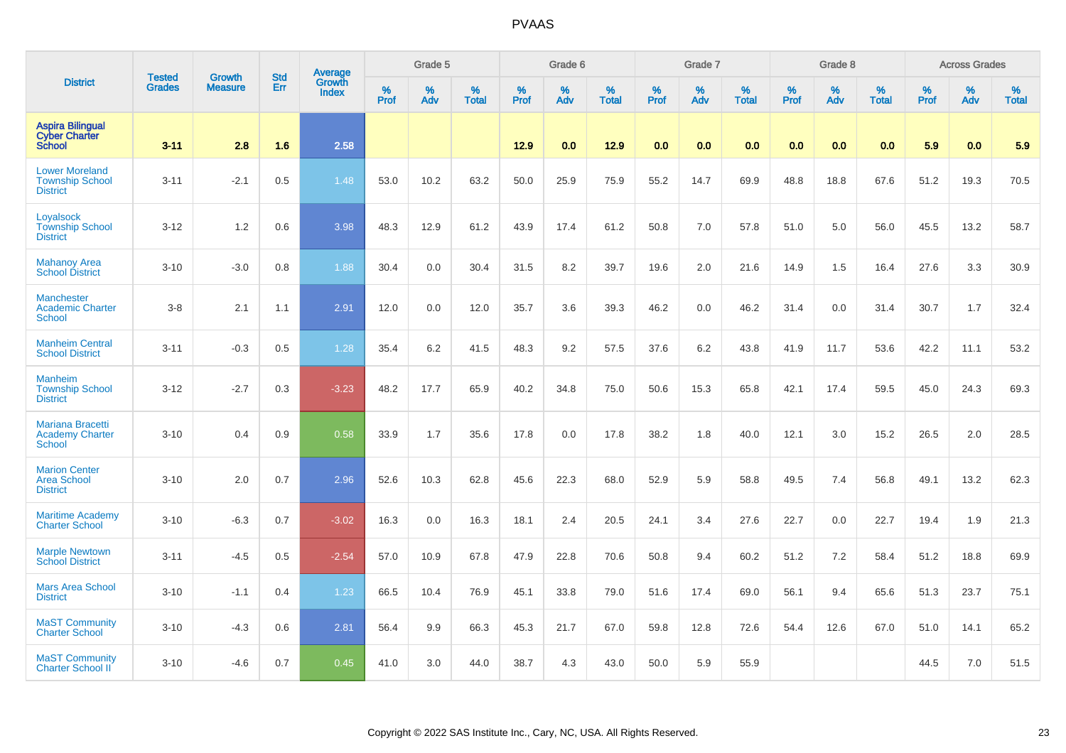# PVAAS

| District | Tested Grades | Growth Measure | Std Err | Average Growth Index | Grade 5 | | | Grade 6 | | | Grade 7 | | | Grade 8 | | | Across Grades | | |
|---|---|---|---|---|---|---|---|---|---|---|---|---|---|---|---|---|---|---|---|
| | | | | | % Prof | % Adv | % Total | % Prof | % Adv | % Total | % Prof | % Adv | % Total | % Prof | % Adv | % Total | % Prof | % Adv | % Total |
| **Aspira Bilingual Cyber Charter School** | **3-11** | **2.8** | **1.6** | **2.58** | | | | **12.9** | **0.0** | **12.9** | **0.0** | **0.0** | **0.0** | **0.0** | **0.0** | **0.0** | **5.9** | **0.0** | **5.9** |
| Lower Moreland Township School District | 3-11 | -2.1 | 0.5 | 1.48 | 53.0 | 10.2 | 63.2 | 50.0 | 25.9 | 75.9 | 55.2 | 14.7 | 69.9 | 48.8 | 18.8 | 67.6 | 51.2 | 19.3 | 70.5 |
| Loyalsock Township School District | 3-12 | 1.2 | 0.6 | 3.98 | 48.3 | 12.9 | 61.2 | 43.9 | 17.4 | 61.2 | 50.8 | 7.0 | 57.8 | 51.0 | 5.0 | 56.0 | 45.5 | 13.2 | 58.7 |
| Mahanoy Area School District | 3-10 | -3.0 | 0.8 | 1.88 | 30.4 | 0.0 | 30.4 | 31.5 | 8.2 | 39.7 | 19.6 | 2.0 | 21.6 | 14.9 | 1.5 | 16.4 | 27.6 | 3.3 | 30.9 |
| Manchester Academic Charter School | 3-8 | 2.1 | 1.1 | 2.91 | 12.0 | 0.0 | 12.0 | 35.7 | 3.6 | 39.3 | 46.2 | 0.0 | 46.2 | 31.4 | 0.0 | 31.4 | 30.7 | 1.7 | 32.4 |
| Manheim Central School District | 3-11 | -0.3 | 0.5 | 1.28 | 35.4 | 6.2 | 41.5 | 48.3 | 9.2 | 57.5 | 37.6 | 6.2 | 43.8 | 41.9 | 11.7 | 53.6 | 42.2 | 11.1 | 53.2 |
| Manheim Township School District | 3-12 | -2.7 | 0.3 | -3.23 | 48.2 | 17.7 | 65.9 | 40.2 | 34.8 | 75.0 | 50.6 | 15.3 | 65.8 | 42.1 | 17.4 | 59.5 | 45.0 | 24.3 | 69.3 |
| Mariana Bracetti Academy Charter School | 3-10 | 0.4 | 0.9 | 0.58 | 33.9 | 1.7 | 35.6 | 17.8 | 0.0 | 17.8 | 38.2 | 1.8 | 40.0 | 12.1 | 3.0 | 15.2 | 26.5 | 2.0 | 28.5 |
| Marion Center Area School District | 3-10 | 2.0 | 0.7 | 2.96 | 52.6 | 10.3 | 62.8 | 45.6 | 22.3 | 68.0 | 52.9 | 5.9 | 58.8 | 49.5 | 7.4 | 56.8 | 49.1 | 13.2 | 62.3 |
| Maritime Academy Charter School | 3-10 | -6.3 | 0.7 | -3.02 | 16.3 | 0.0 | 16.3 | 18.1 | 2.4 | 20.5 | 24.1 | 3.4 | 27.6 | 22.7 | 0.0 | 22.7 | 19.4 | 1.9 | 21.3 |
| Marple Newtown School District | 3-11 | -4.5 | 0.5 | -2.54 | 57.0 | 10.9 | 67.8 | 47.9 | 22.8 | 70.6 | 50.8 | 9.4 | 60.2 | 51.2 | 7.2 | 58.4 | 51.2 | 18.8 | 69.9 |
| Mars Area School District | 3-10 | -1.1 | 0.4 | 1.23 | 66.5 | 10.4 | 76.9 | 45.1 | 33.8 | 79.0 | 51.6 | 17.4 | 69.0 | 56.1 | 9.4 | 65.6 | 51.3 | 23.7 | 75.1 |
| MaST Community Charter School | 3-10 | -4.3 | 0.6 | 2.81 | 56.4 | 9.9 | 66.3 | 45.3 | 21.7 | 67.0 | 59.8 | 12.8 | 72.6 | 54.4 | 12.6 | 67.0 | 51.0 | 14.1 | 65.2 |
| MaST Community Charter School II | 3-10 | -4.6 | 0.7 | 0.45 | 41.0 | 3.0 | 44.0 | 38.7 | 4.3 | 43.0 | 50.0 | 5.9 | 55.9 | | | | 44.5 | 7.0 | 51.5 |

Copyright © 2022 SAS Institute Inc., Cary, NC, USA. All Rights Reserved.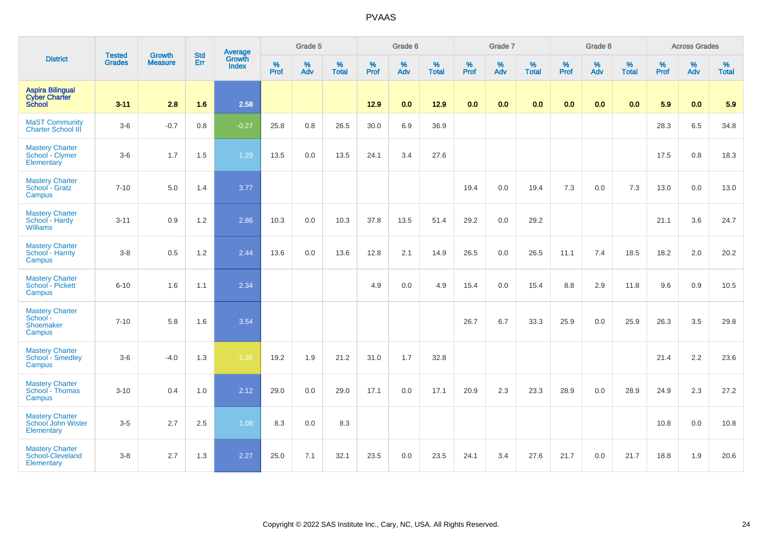# PVAAS

| District | Tested Grades | Growth Measure | Std Err | Average Growth Index | Grade 5 | | | Grade 6 | | | Grade 7 | | | Grade 8 | | | Across Grades | | |
|---|---|---|---|---|---|---|---|---|---|---|---|---|---|---|---|---|---|---|---|
| | | | | | % Prof | % Adv | % Total | % Prof | % Adv | % Total | % Prof | % Adv | % Total | % Prof | % Adv | % Total | % Prof | % Adv | % Total |
| **Aspira Bilingual Cyber Charter School** | **3-11** | **2.8** | **1.6** | **2.58** | | | | **12.9** | **0.0** | **12.9** | **0.0** | **0.0** | **0.0** | **0.0** | **0.0** | **0.0** | **5.9** | **0.0** | **5.9** |
| MaST Community Charter School III | 3-6 | -0.7 | 0.8 | -0.27 | 25.8 | 0.8 | 26.5 | 30.0 | 6.9 | 36.9 | | | | | | | 28.3 | 6.5 | 34.8 |
| Mastery Charter School - Clymer Elementary | 3-6 | 1.7 | 1.5 | 1.29 | 13.5 | 0.0 | 13.5 | 24.1 | 3.4 | 27.6 | | | | | | | 17.5 | 0.8 | 18.3 |
| Mastery Charter School - Gratz Campus | 7-10 | 5.0 | 1.4 | 3.77 | | | | | | | 19.4 | 0.0 | 19.4 | 7.3 | 0.0 | 7.3 | 13.0 | 0.0 | 13.0 |
| Mastery Charter School - Hardy Williams | 3-11 | 0.9 | 1.2 | 2.86 | 10.3 | 0.0 | 10.3 | 37.8 | 13.5 | 51.4 | 29.2 | 0.0 | 29.2 | | | | 21.1 | 3.6 | 24.7 |
| Mastery Charter School - Harrity Campus | 3-8 | 0.5 | 1.2 | 2.44 | 13.6 | 0.0 | 13.6 | 12.8 | 2.1 | 14.9 | 26.5 | 0.0 | 26.5 | 11.1 | 7.4 | 18.5 | 18.2 | 2.0 | 20.2 |
| Mastery Charter School - Pickett Campus | 6-10 | 1.6 | 1.1 | 2.34 | | | | 4.9 | 0.0 | 4.9 | 15.4 | 0.0 | 15.4 | 8.8 | 2.9 | 11.8 | 9.6 | 0.9 | 10.5 |
| Mastery Charter School - Shoemaker Campus | 7-10 | 5.8 | 1.6 | 3.54 | | | | | | | 26.7 | 6.7 | 33.3 | 25.9 | 0.0 | 25.9 | 26.3 | 3.5 | 29.8 |
| Mastery Charter School - Smedley Campus | 3-6 | -4.0 | 1.3 | -1.35 | 19.2 | 1.9 | 21.2 | 31.0 | 1.7 | 32.8 | | | | | | | 21.4 | 2.2 | 23.6 |
| Mastery Charter School - Thomas Campus | 3-10 | 0.4 | 1.0 | 2.12 | 29.0 | 0.0 | 29.0 | 17.1 | 0.0 | 17.1 | 20.9 | 2.3 | 23.3 | 28.9 | 0.0 | 28.9 | 24.9 | 2.3 | 27.2 |
| Mastery Charter School John Wister Elementary | 3-5 | 2.7 | 2.5 | 1.08 | 8.3 | 0.0 | 8.3 | | | | | | | | | | 10.8 | 0.0 | 10.8 |
| Mastery Charter School-Cleveland Elementary | 3-8 | 2.7 | 1.3 | 2.27 | 25.0 | 7.1 | 32.1 | 23.5 | 0.0 | 23.5 | 24.1 | 3.4 | 27.6 | 21.7 | 0.0 | 21.7 | 18.8 | 1.9 | 20.6 |

Copyright © 2022 SAS Institute Inc., Cary, NC, USA. All Rights Reserved.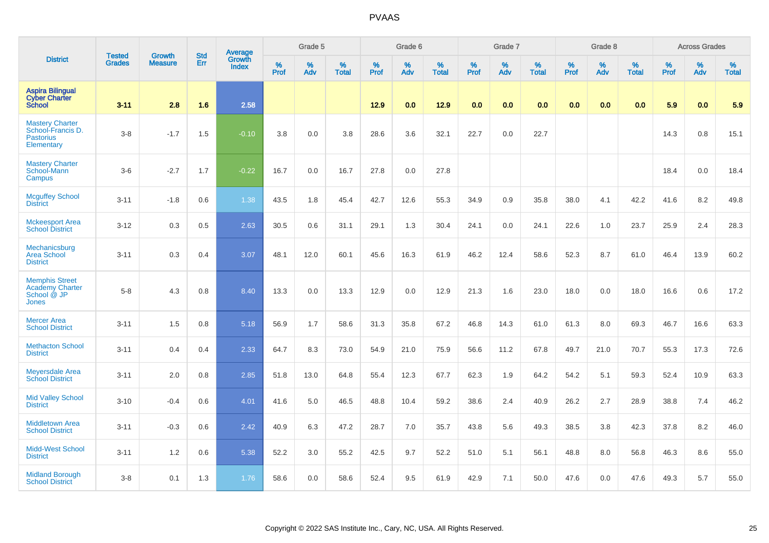| District | Tested Grades | Growth Measure | Std Err | Average Growth Index | Grade 5 | | | Grade 6 | | | Grade 7 | | | Grade 8 | | | Across Grades | | |
|---|---|---|---|---|---|---|---|---|---|---|---|---|---|---|---|---|---|---|---|
| | | | | | % Prof | % Adv | % Total | % Prof | % Adv | % Total | % Prof | % Adv | % Total | % Prof | % Adv | % Total | % Prof | % Adv | % Total |
| **Aspira Bilingual Cyber Charter School** | **3-11** | **2.8** | **1.6** | **2.58** | | | | **12.9** | **0.0** | **12.9** | **0.0** | **0.0** | **0.0** | **0.0** | **0.0** | **0.0** | **5.9** | **0.0** | **5.9** |
| Mastery Charter School-Francis D. Pastorius Elementary | 3-8 | -1.7 | 1.5 | -0.10 | 3.8 | 0.0 | 3.8 | 28.6 | 3.6 | 32.1 | 22.7 | 0.0 | 22.7 | | | | 14.3 | 0.8 | 15.1 |
| Mastery Charter School-Mann Campus | 3-6 | -2.7 | 1.7 | -0.22 | 16.7 | 0.0 | 16.7 | 27.8 | 0.0 | 27.8 | | | | | | | 18.4 | 0.0 | 18.4 |
| Mcguffey School District | 3-11 | -1.8 | 0.6 | 1.38 | 43.5 | 1.8 | 45.4 | 42.7 | 12.6 | 55.3 | 34.9 | 0.9 | 35.8 | 38.0 | 4.1 | 42.2 | 41.6 | 8.2 | 49.8 |
| Mckeesport Area School District | 3-12 | 0.3 | 0.5 | 2.63 | 30.5 | 0.6 | 31.1 | 29.1 | 1.3 | 30.4 | 24.1 | 0.0 | 24.1 | 22.6 | 1.0 | 23.7 | 25.9 | 2.4 | 28.3 |
| Mechanicsburg Area School District | 3-11 | 0.3 | 0.4 | 3.07 | 48.1 | 12.0 | 60.1 | 45.6 | 16.3 | 61.9 | 46.2 | 12.4 | 58.6 | 52.3 | 8.7 | 61.0 | 46.4 | 13.9 | 60.2 |
| Memphis Street Academy Charter School @ JP Jones | 5-8 | 4.3 | 0.8 | 8.40 | 13.3 | 0.0 | 13.3 | 12.9 | 0.0 | 12.9 | 21.3 | 1.6 | 23.0 | 18.0 | 0.0 | 18.0 | 16.6 | 0.6 | 17.2 |
| Mercer Area School District | 3-11 | 1.5 | 0.8 | 5.18 | 56.9 | 1.7 | 58.6 | 31.3 | 35.8 | 67.2 | 46.8 | 14.3 | 61.0 | 61.3 | 8.0 | 69.3 | 46.7 | 16.6 | 63.3 |
| Methacton School District | 3-11 | 0.4 | 0.4 | 2.33 | 64.7 | 8.3 | 73.0 | 54.9 | 21.0 | 75.9 | 56.6 | 11.2 | 67.8 | 49.7 | 21.0 | 70.7 | 55.3 | 17.3 | 72.6 |
| Meyersdale Area School District | 3-11 | 2.0 | 0.8 | 2.85 | 51.8 | 13.0 | 64.8 | 55.4 | 12.3 | 67.7 | 62.3 | 1.9 | 64.2 | 54.2 | 5.1 | 59.3 | 52.4 | 10.9 | 63.3 |
| Mid Valley School District | 3-10 | -0.4 | 0.6 | 4.01 | 41.6 | 5.0 | 46.5 | 48.8 | 10.4 | 59.2 | 38.6 | 2.4 | 40.9 | 26.2 | 2.7 | 28.9 | 38.8 | 7.4 | 46.2 |
| Middletown Area School District | 3-11 | -0.3 | 0.6 | 2.42 | 40.9 | 6.3 | 47.2 | 28.7 | 7.0 | 35.7 | 43.8 | 5.6 | 49.3 | 38.5 | 3.8 | 42.3 | 37.8 | 8.2 | 46.0 |
| Midd-West School District | 3-11 | 1.2 | 0.6 | 5.38 | 52.2 | 3.0 | 55.2 | 42.5 | 9.7 | 52.2 | 51.0 | 5.1 | 56.1 | 48.8 | 8.0 | 56.8 | 46.3 | 8.6 | 55.0 |
| Midland Borough School District | 3-8 | 0.1 | 1.3 | 1.76 | 58.6 | 0.0 | 58.6 | 52.4 | 9.5 | 61.9 | 42.9 | 7.1 | 50.0 | 47.6 | 0.0 | 47.6 | 49.3 | 5.7 | 55.0 |

Copyright © 2022 SAS Institute Inc., Cary, NC, USA. All Rights Reserved.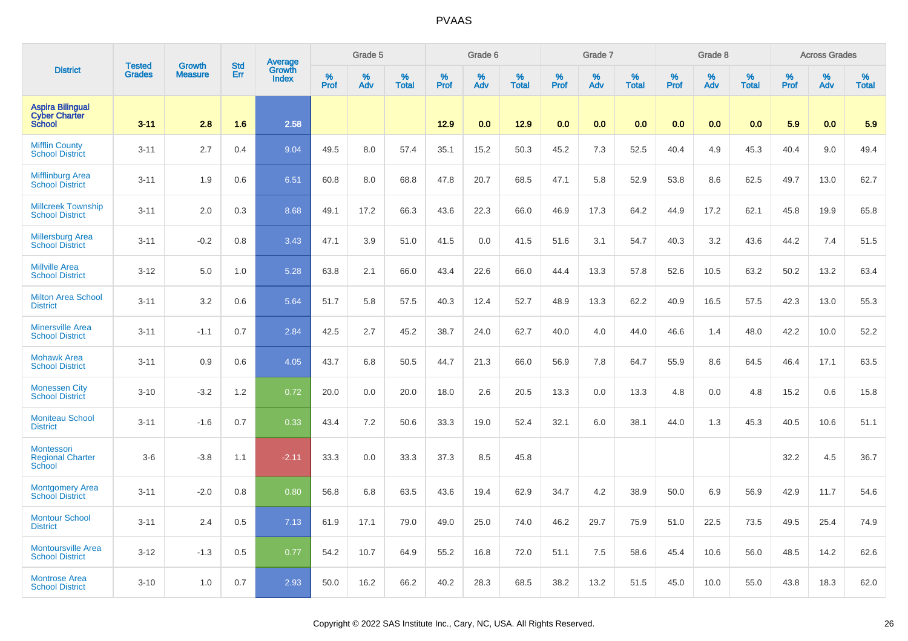# PVAAS

| District | Tested Grades | Growth Measure | Std Err | Average Growth Index | Grade 5 | | | Grade 6 | | | Grade 7 | | | Grade 8 | | | Across Grades | | |
|---|---|---|---|---|---|---|---|---|---|---|---|---|---|---|---|---|---|---|---|
| | | | | | % Prof | % Adv | % Total | % Prof | % Adv | % Total | % Prof | % Adv | % Total | % Prof | % Adv | % Total | % Prof | % Adv | % Total |
| **Aspira Bilingual Cyber Charter School** | **3-11** | **2.8** | **1.6** | **2.58** | | | | **12.9** | **0.0** | **12.9** | **0.0** | **0.0** | **0.0** | **0.0** | **0.0** | **0.0** | **5.9** | **0.0** | **5.9** |
| Mifflin County School District | 3-11 | 2.7 | 0.4 | 9.04 | 49.5 | 8.0 | 57.4 | 35.1 | 15.2 | 50.3 | 45.2 | 7.3 | 52.5 | 40.4 | 4.9 | 45.3 | 40.4 | 9.0 | 49.4 |
| Mifflinburg Area School District | 3-11 | 1.9 | 0.6 | 6.51 | 60.8 | 8.0 | 68.8 | 47.8 | 20.7 | 68.5 | 47.1 | 5.8 | 52.9 | 53.8 | 8.6 | 62.5 | 49.7 | 13.0 | 62.7 |
| Millcreek Township School District | 3-11 | 2.0 | 0.3 | 8.68 | 49.1 | 17.2 | 66.3 | 43.6 | 22.3 | 66.0 | 46.9 | 17.3 | 64.2 | 44.9 | 17.2 | 62.1 | 45.8 | 19.9 | 65.8 |
| Millersburg Area School District | 3-11 | -0.2 | 0.8 | 3.43 | 47.1 | 3.9 | 51.0 | 41.5 | 0.0 | 41.5 | 51.6 | 3.1 | 54.7 | 40.3 | 3.2 | 43.6 | 44.2 | 7.4 | 51.5 |
| Millville Area School District | 3-12 | 5.0 | 1.0 | 5.28 | 63.8 | 2.1 | 66.0 | 43.4 | 22.6 | 66.0 | 44.4 | 13.3 | 57.8 | 52.6 | 10.5 | 63.2 | 50.2 | 13.2 | 63.4 |
| Milton Area School District | 3-11 | 3.2 | 0.6 | 5.64 | 51.7 | 5.8 | 57.5 | 40.3 | 12.4 | 52.7 | 48.9 | 13.3 | 62.2 | 40.9 | 16.5 | 57.5 | 42.3 | 13.0 | 55.3 |
| Minersville Area School District | 3-11 | -1.1 | 0.7 | 2.84 | 42.5 | 2.7 | 45.2 | 38.7 | 24.0 | 62.7 | 40.0 | 4.0 | 44.0 | 46.6 | 1.4 | 48.0 | 42.2 | 10.0 | 52.2 |
| Mohawk Area School District | 3-11 | 0.9 | 0.6 | 4.05 | 43.7 | 6.8 | 50.5 | 44.7 | 21.3 | 66.0 | 56.9 | 7.8 | 64.7 | 55.9 | 8.6 | 64.5 | 46.4 | 17.1 | 63.5 |
| Monessen City School District | 3-10 | -3.2 | 1.2 | 0.72 | 20.0 | 0.0 | 20.0 | 18.0 | 2.6 | 20.5 | 13.3 | 0.0 | 13.3 | 4.8 | 0.0 | 4.8 | 15.2 | 0.6 | 15.8 |
| Moniteau School District | 3-11 | -1.6 | 0.7 | 0.33 | 43.4 | 7.2 | 50.6 | 33.3 | 19.0 | 52.4 | 32.1 | 6.0 | 38.1 | 44.0 | 1.3 | 45.3 | 40.5 | 10.6 | 51.1 |
| Montessori Regional Charter School | 3-6 | -3.8 | 1.1 | -2.11 | 33.3 | 0.0 | 33.3 | 37.3 | 8.5 | 45.8 | | | | | | | 32.2 | 4.5 | 36.7 |
| Montgomery Area School District | 3-11 | -2.0 | 0.8 | 0.80 | 56.8 | 6.8 | 63.5 | 43.6 | 19.4 | 62.9 | 34.7 | 4.2 | 38.9 | 50.0 | 6.9 | 56.9 | 42.9 | 11.7 | 54.6 |
| Montour School District | 3-11 | 2.4 | 0.5 | 7.13 | 61.9 | 17.1 | 79.0 | 49.0 | 25.0 | 74.0 | 46.2 | 29.7 | 75.9 | 51.0 | 22.5 | 73.5 | 49.5 | 25.4 | 74.9 |
| Montoursville Area School District | 3-12 | -1.3 | 0.5 | 0.77 | 54.2 | 10.7 | 64.9 | 55.2 | 16.8 | 72.0 | 51.1 | 7.5 | 58.6 | 45.4 | 10.6 | 56.0 | 48.5 | 14.2 | 62.6 |
| Montrose Area School District | 3-10 | 1.0 | 0.7 | 2.93 | 50.0 | 16.2 | 66.2 | 40.2 | 28.3 | 68.5 | 38.2 | 13.2 | 51.5 | 45.0 | 10.0 | 55.0 | 43.8 | 18.3 | 62.0 |

Copyright © 2022 SAS Institute Inc., Cary, NC, USA. All Rights Reserved.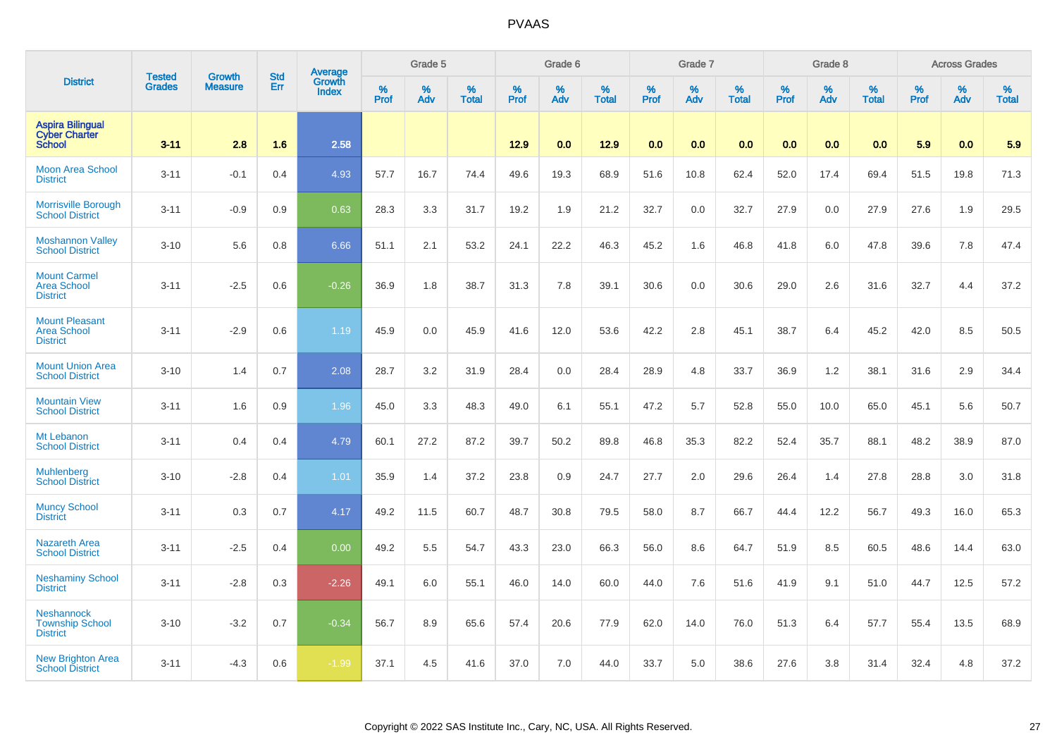# PVAAS

| District | Tested Grades | Growth Measure | Std Err | Average Growth Index | Grade 5 | | | Grade 6 | | | Grade 7 | | | Grade 8 | | | Across Grades | | |
|---|---|---|---|---|---|---|---|---|---|---|---|---|---|---|---|---|---|---|---|
| | | | | | % Prof | % Adv | % Total | % Prof | % Adv | % Total | % Prof | % Adv | % Total | % Prof | % Adv | % Total | % Prof | % Adv | % Total |
| **Aspira Bilingual Cyber Charter School** | **3-11** | **2.8** | **1.6** | **2.58** | | | | **12.9** | **0.0** | **12.9** | **0.0** | **0.0** | **0.0** | **0.0** | **0.0** | **0.0** | **5.9** | **0.0** | **5.9** |
| Moon Area School District | 3-11 | -0.1 | 0.4 | 4.93 | 57.7 | 16.7 | 74.4 | 49.6 | 19.3 | 68.9 | 51.6 | 10.8 | 62.4 | 52.0 | 17.4 | 69.4 | 51.5 | 19.8 | 71.3 |
| Morrisville Borough School District | 3-11 | -0.9 | 0.9 | 0.63 | 28.3 | 3.3 | 31.7 | 19.2 | 1.9 | 21.2 | 32.7 | 0.0 | 32.7 | 27.9 | 0.0 | 27.9 | 27.6 | 1.9 | 29.5 |
| Moshannon Valley School District | 3-10 | 5.6 | 0.8 | 6.66 | 51.1 | 2.1 | 53.2 | 24.1 | 22.2 | 46.3 | 45.2 | 1.6 | 46.8 | 41.8 | 6.0 | 47.8 | 39.6 | 7.8 | 47.4 |
| Mount Carmel Area School District | 3-11 | -2.5 | 0.6 | -0.26 | 36.9 | 1.8 | 38.7 | 31.3 | 7.8 | 39.1 | 30.6 | 0.0 | 30.6 | 29.0 | 2.6 | 31.6 | 32.7 | 4.4 | 37.2 |
| Mount Pleasant Area School District | 3-11 | -2.9 | 0.6 | 1.19 | 45.9 | 0.0 | 45.9 | 41.6 | 12.0 | 53.6 | 42.2 | 2.8 | 45.1 | 38.7 | 6.4 | 45.2 | 42.0 | 8.5 | 50.5 |
| Mount Union Area School District | 3-10 | 1.4 | 0.7 | 2.08 | 28.7 | 3.2 | 31.9 | 28.4 | 0.0 | 28.4 | 28.9 | 4.8 | 33.7 | 36.9 | 1.2 | 38.1 | 31.6 | 2.9 | 34.4 |
| Mountain View School District | 3-11 | 1.6 | 0.9 | 1.96 | 45.0 | 3.3 | 48.3 | 49.0 | 6.1 | 55.1 | 47.2 | 5.7 | 52.8 | 55.0 | 10.0 | 65.0 | 45.1 | 5.6 | 50.7 |
| Mt Lebanon School District | 3-11 | 0.4 | 0.4 | 4.79 | 60.1 | 27.2 | 87.2 | 39.7 | 50.2 | 89.8 | 46.8 | 35.3 | 82.2 | 52.4 | 35.7 | 88.1 | 48.2 | 38.9 | 87.0 |
| Muhlenberg School District | 3-10 | -2.8 | 0.4 | 1.01 | 35.9 | 1.4 | 37.2 | 23.8 | 0.9 | 24.7 | 27.7 | 2.0 | 29.6 | 26.4 | 1.4 | 27.8 | 28.8 | 3.0 | 31.8 |
| Muncy School District | 3-11 | 0.3 | 0.7 | 4.17 | 49.2 | 11.5 | 60.7 | 48.7 | 30.8 | 79.5 | 58.0 | 8.7 | 66.7 | 44.4 | 12.2 | 56.7 | 49.3 | 16.0 | 65.3 |
| Nazareth Area School District | 3-11 | -2.5 | 0.4 | 0.00 | 49.2 | 5.5 | 54.7 | 43.3 | 23.0 | 66.3 | 56.0 | 8.6 | 64.7 | 51.9 | 8.5 | 60.5 | 48.6 | 14.4 | 63.0 |
| Neshaminy School District | 3-11 | -2.8 | 0.3 | -2.26 | 49.1 | 6.0 | 55.1 | 46.0 | 14.0 | 60.0 | 44.0 | 7.6 | 51.6 | 41.9 | 9.1 | 51.0 | 44.7 | 12.5 | 57.2 |
| Neshannock Township School District | 3-10 | -3.2 | 0.7 | -0.34 | 56.7 | 8.9 | 65.6 | 57.4 | 20.6 | 77.9 | 62.0 | 14.0 | 76.0 | 51.3 | 6.4 | 57.7 | 55.4 | 13.5 | 68.9 |
| New Brighton Area School District | 3-11 | -4.3 | 0.6 | -1.99 | 37.1 | 4.5 | 41.6 | 37.0 | 7.0 | 44.0 | 33.7 | 5.0 | 38.6 | 27.6 | 3.8 | 31.4 | 32.4 | 4.8 | 37.2 |

Copyright © 2022 SAS Institute Inc., Cary, NC, USA. All Rights Reserved.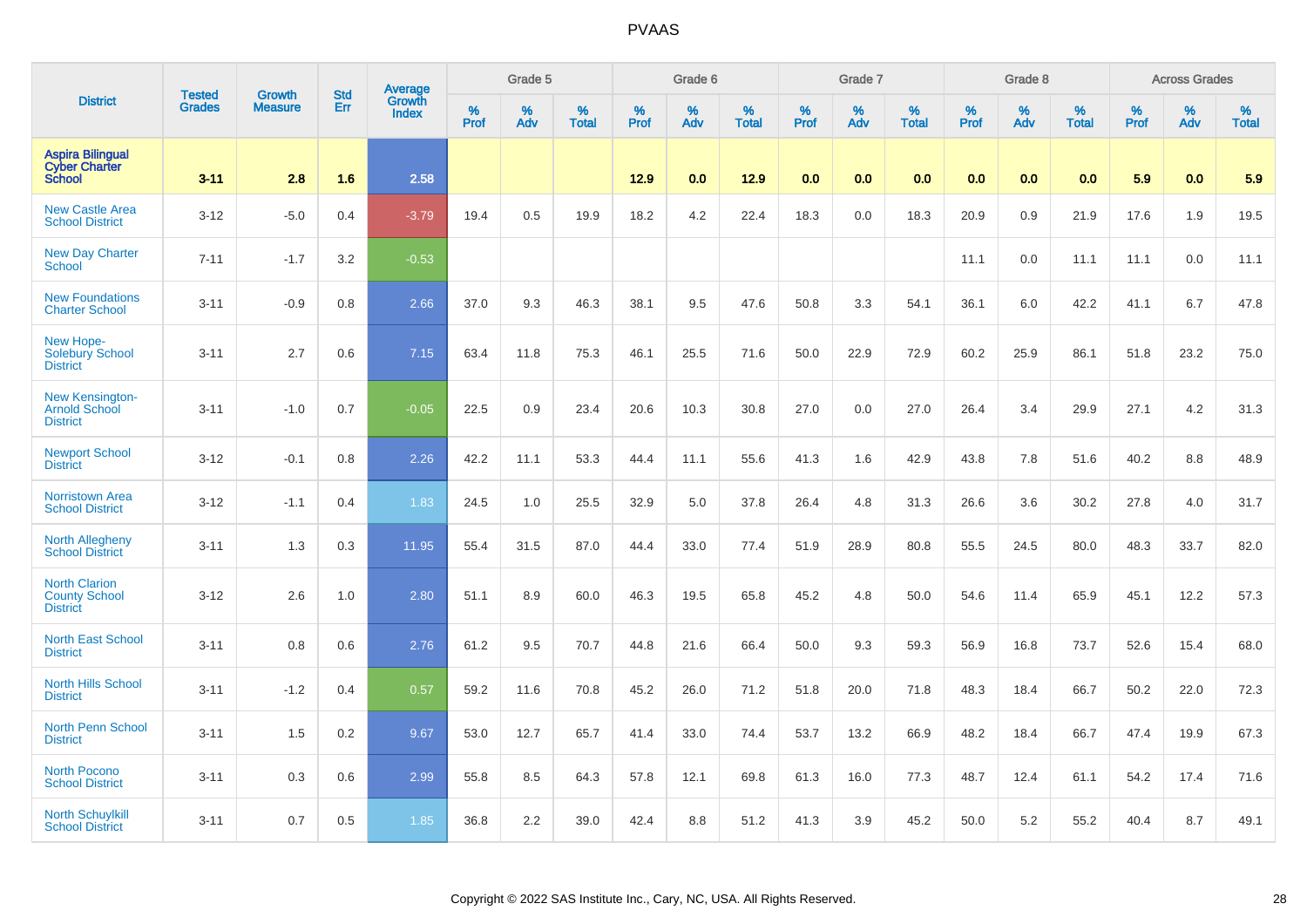# PVAAS

| District | Tested Grades | Growth Measure | Std Err | Average Growth Index | Grade 5 | | | Grade 6 | | | Grade 7 | | | Grade 8 | | | Across Grades | | |
|---|---|---|---|---|---|---|---|---|---|---|---|---|---|---|---|---|---|---|---|
| | | | | | % Prof | % Adv | % Total | % Prof | % Adv | % Total | % Prof | % Adv | % Total | % Prof | % Adv | % Total | % Prof | % Adv | % Total |
| **Aspira Bilingual Cyber Charter School** | **3-11** | **2.8** | **1.6** | **2.58** | | | | **12.9** | **0.0** | **12.9** | **0.0** | **0.0** | **0.0** | **0.0** | **0.0** | **0.0** | **5.9** | **0.0** | **5.9** |
| New Castle Area School District | 3-12 | -5.0 | 0.4 | -3.79 | 19.4 | 0.5 | 19.9 | 18.2 | 4.2 | 22.4 | 18.3 | 0.0 | 18.3 | 20.9 | 0.9 | 21.9 | 17.6 | 1.9 | 19.5 |
| New Day Charter School | 7-11 | -1.7 | 3.2 | -0.53 | | | | | | | | | | 11.1 | 0.0 | 11.1 | 11.1 | 0.0 | 11.1 |
| New Foundations Charter School | 3-11 | -0.9 | 0.8 | 2.66 | 37.0 | 9.3 | 46.3 | 38.1 | 9.5 | 47.6 | 50.8 | 3.3 | 54.1 | 36.1 | 6.0 | 42.2 | 41.1 | 6.7 | 47.8 |
| New Hope-Solebury School District | 3-11 | 2.7 | 0.6 | 7.15 | 63.4 | 11.8 | 75.3 | 46.1 | 25.5 | 71.6 | 50.0 | 22.9 | 72.9 | 60.2 | 25.9 | 86.1 | 51.8 | 23.2 | 75.0 |
| New Kensington-Arnold School District | 3-11 | -1.0 | 0.7 | -0.05 | 22.5 | 0.9 | 23.4 | 20.6 | 10.3 | 30.8 | 27.0 | 0.0 | 27.0 | 26.4 | 3.4 | 29.9 | 27.1 | 4.2 | 31.3 |
| Newport School District | 3-12 | -0.1 | 0.8 | 2.26 | 42.2 | 11.1 | 53.3 | 44.4 | 11.1 | 55.6 | 41.3 | 1.6 | 42.9 | 43.8 | 7.8 | 51.6 | 40.2 | 8.8 | 48.9 |
| Norristown Area School District | 3-12 | -1.1 | 0.4 | 1.83 | 24.5 | 1.0 | 25.5 | 32.9 | 5.0 | 37.8 | 26.4 | 4.8 | 31.3 | 26.6 | 3.6 | 30.2 | 27.8 | 4.0 | 31.7 |
| North Allegheny School District | 3-11 | 1.3 | 0.3 | 11.95 | 55.4 | 31.5 | 87.0 | 44.4 | 33.0 | 77.4 | 51.9 | 28.9 | 80.8 | 55.5 | 24.5 | 80.0 | 48.3 | 33.7 | 82.0 |
| North Clarion County School District | 3-12 | 2.6 | 1.0 | 2.80 | 51.1 | 8.9 | 60.0 | 46.3 | 19.5 | 65.8 | 45.2 | 4.8 | 50.0 | 54.6 | 11.4 | 65.9 | 45.1 | 12.2 | 57.3 |
| North East School District | 3-11 | 0.8 | 0.6 | 2.76 | 61.2 | 9.5 | 70.7 | 44.8 | 21.6 | 66.4 | 50.0 | 9.3 | 59.3 | 56.9 | 16.8 | 73.7 | 52.6 | 15.4 | 68.0 |
| North Hills School District | 3-11 | -1.2 | 0.4 | 0.57 | 59.2 | 11.6 | 70.8 | 45.2 | 26.0 | 71.2 | 51.8 | 20.0 | 71.8 | 48.3 | 18.4 | 66.7 | 50.2 | 22.0 | 72.3 |
| North Penn School District | 3-11 | 1.5 | 0.2 | 9.67 | 53.0 | 12.7 | 65.7 | 41.4 | 33.0 | 74.4 | 53.7 | 13.2 | 66.9 | 48.2 | 18.4 | 66.7 | 47.4 | 19.9 | 67.3 |
| North Pocono School District | 3-11 | 0.3 | 0.6 | 2.99 | 55.8 | 8.5 | 64.3 | 57.8 | 12.1 | 69.8 | 61.3 | 16.0 | 77.3 | 48.7 | 12.4 | 61.1 | 54.2 | 17.4 | 71.6 |
| North Schuylkill School District | 3-11 | 0.7 | 0.5 | 1.85 | 36.8 | 2.2 | 39.0 | 42.4 | 8.8 | 51.2 | 41.3 | 3.9 | 45.2 | 50.0 | 5.2 | 55.2 | 40.4 | 8.7 | 49.1 |

Copyright © 2022 SAS Institute Inc., Cary, NC, USA. All Rights Reserved.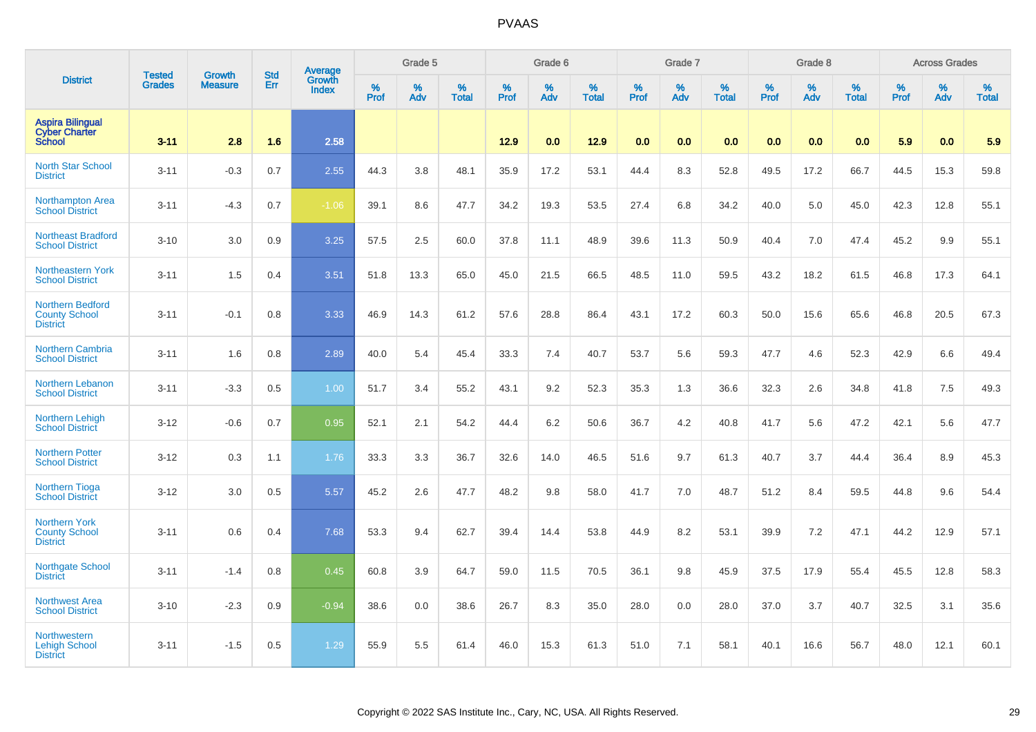| District | Tested Grades | Growth Measure | Std Err | Average Growth Index | Grade 5 | | | Grade 6 | | | Grade 7 | | | Grade 8 | | | Across Grades | | |
|---|---|---|---|---|---|---|---|---|---|---|---|---|---|---|---|---|---|---|---|
| | | | | | % Prof | % Adv | % Total | % Prof | % Adv | % Total | % Prof | % Adv | % Total | % Prof | % Adv | % Total | % Prof | % Adv | % Total |
| **Aspira Bilingual Cyber Charter School** | **3-11** | **2.8** | **1.6** | **2.58** | | | | **12.9** | **0.0** | **12.9** | **0.0** | **0.0** | **0.0** | **0.0** | **0.0** | **0.0** | **5.9** | **0.0** | **5.9** |
| North Star School District | 3-11 | -0.3 | 0.7 | 2.55 | 44.3 | 3.8 | 48.1 | 35.9 | 17.2 | 53.1 | 44.4 | 8.3 | 52.8 | 49.5 | 17.2 | 66.7 | 44.5 | 15.3 | 59.8 |
| Northampton Area School District | 3-11 | -4.3 | 0.7 | -1.06 | 39.1 | 8.6 | 47.7 | 34.2 | 19.3 | 53.5 | 27.4 | 6.8 | 34.2 | 40.0 | 5.0 | 45.0 | 42.3 | 12.8 | 55.1 |
| Northeast Bradford School District | 3-10 | 3.0 | 0.9 | 3.25 | 57.5 | 2.5 | 60.0 | 37.8 | 11.1 | 48.9 | 39.6 | 11.3 | 50.9 | 40.4 | 7.0 | 47.4 | 45.2 | 9.9 | 55.1 |
| Northeastern York School District | 3-11 | 1.5 | 0.4 | 3.51 | 51.8 | 13.3 | 65.0 | 45.0 | 21.5 | 66.5 | 48.5 | 11.0 | 59.5 | 43.2 | 18.2 | 61.5 | 46.8 | 17.3 | 64.1 |
| Northern Bedford County School District | 3-11 | -0.1 | 0.8 | 3.33 | 46.9 | 14.3 | 61.2 | 57.6 | 28.8 | 86.4 | 43.1 | 17.2 | 60.3 | 50.0 | 15.6 | 65.6 | 46.8 | 20.5 | 67.3 |
| Northern Cambria School District | 3-11 | 1.6 | 0.8 | 2.89 | 40.0 | 5.4 | 45.4 | 33.3 | 7.4 | 40.7 | 53.7 | 5.6 | 59.3 | 47.7 | 4.6 | 52.3 | 42.9 | 6.6 | 49.4 |
| Northern Lebanon School District | 3-11 | -3.3 | 0.5 | 1.00 | 51.7 | 3.4 | 55.2 | 43.1 | 9.2 | 52.3 | 35.3 | 1.3 | 36.6 | 32.3 | 2.6 | 34.8 | 41.8 | 7.5 | 49.3 |
| Northern Lehigh School District | 3-12 | -0.6 | 0.7 | 0.95 | 52.1 | 2.1 | 54.2 | 44.4 | 6.2 | 50.6 | 36.7 | 4.2 | 40.8 | 41.7 | 5.6 | 47.2 | 42.1 | 5.6 | 47.7 |
| Northern Potter School District | 3-12 | 0.3 | 1.1 | 1.76 | 33.3 | 3.3 | 36.7 | 32.6 | 14.0 | 46.5 | 51.6 | 9.7 | 61.3 | 40.7 | 3.7 | 44.4 | 36.4 | 8.9 | 45.3 |
| Northern Tioga School District | 3-12 | 3.0 | 0.5 | 5.57 | 45.2 | 2.6 | 47.7 | 48.2 | 9.8 | 58.0 | 41.7 | 7.0 | 48.7 | 51.2 | 8.4 | 59.5 | 44.8 | 9.6 | 54.4 |
| Northern York County School District | 3-11 | 0.6 | 0.4 | 7.68 | 53.3 | 9.4 | 62.7 | 39.4 | 14.4 | 53.8 | 44.9 | 8.2 | 53.1 | 39.9 | 7.2 | 47.1 | 44.2 | 12.9 | 57.1 |
| Northgate School District | 3-11 | -1.4 | 0.8 | 0.45 | 60.8 | 3.9 | 64.7 | 59.0 | 11.5 | 70.5 | 36.1 | 9.8 | 45.9 | 37.5 | 17.9 | 55.4 | 45.5 | 12.8 | 58.3 |
| Northwest Area School District | 3-10 | -2.3 | 0.9 | -0.94 | 38.6 | 0.0 | 38.6 | 26.7 | 8.3 | 35.0 | 28.0 | 0.0 | 28.0 | 37.0 | 3.7 | 40.7 | 32.5 | 3.1 | 35.6 |
| Northwestern Lehigh School District | 3-11 | -1.5 | 0.5 | 1.29 | 55.9 | 5.5 | 61.4 | 46.0 | 15.3 | 61.3 | 51.0 | 7.1 | 58.1 | 40.1 | 16.6 | 56.7 | 48.0 | 12.1 | 60.1 |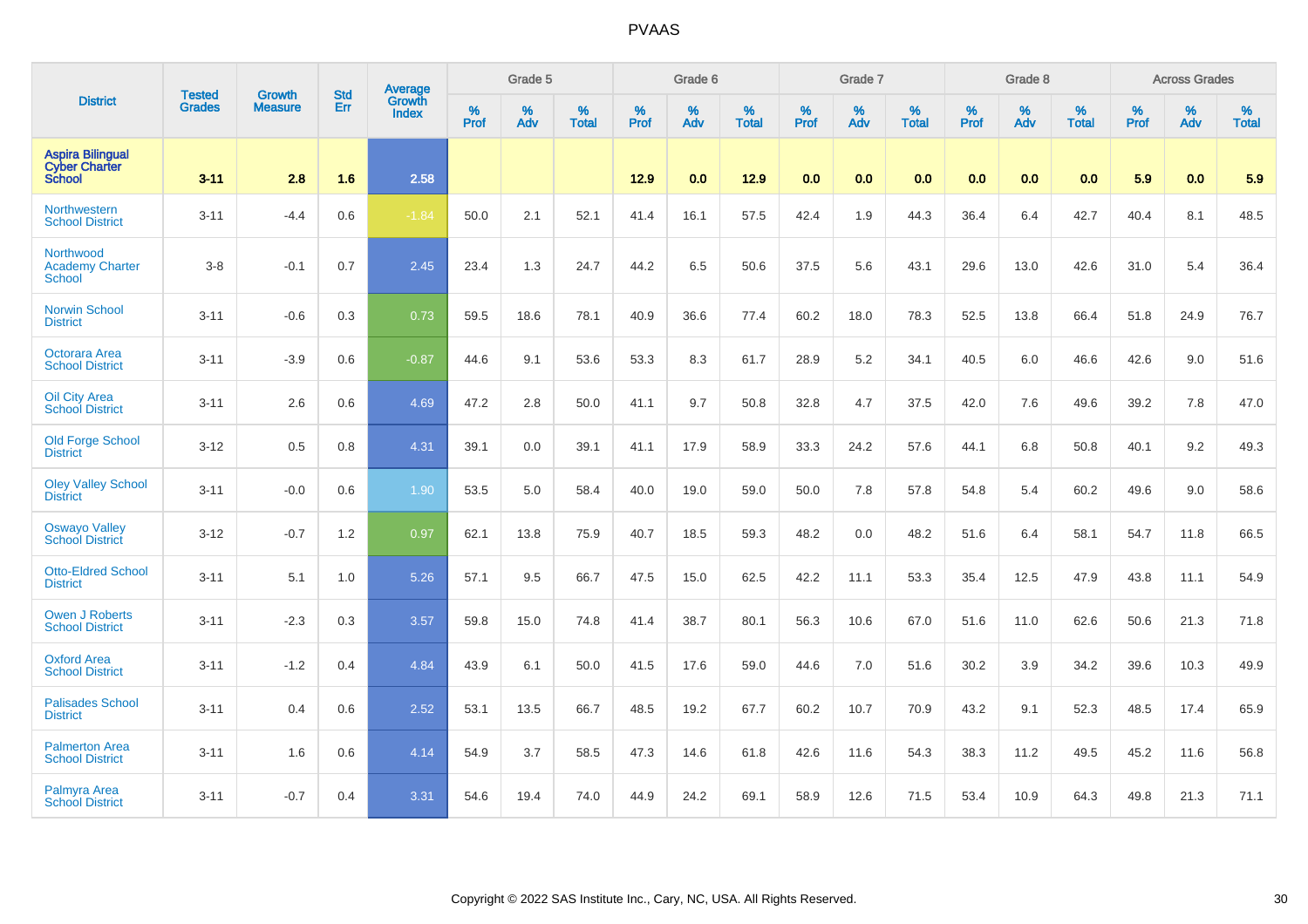# PVAAS

| District | Tested Grades | Growth Measure | Std Err | Average Growth Index | Grade 5 | | | Grade 6 | | | Grade 7 | | | Grade 8 | | | Across Grades | | |
|---|---|---|---|---|---|---|---|---|---|---|---|---|---|---|---|---|---|---|---|
| | | | | | % Prof | % Adv | % Total | % Prof | % Adv | % Total | % Prof | % Adv | % Total | % Prof | % Adv | % Total | % Prof | % Adv | % Total |
| **Aspira Bilingual Cyber Charter School** | **3-11** | **2.8** | **1.6** | **2.58** | | | | **12.9** | **0.0** | **12.9** | **0.0** | **0.0** | **0.0** | **0.0** | **0.0** | **0.0** | **5.9** | **0.0** | **5.9** |
| Northwestern School District | 3-11 | -4.4 | 0.6 | -1.84 | 50.0 | 2.1 | 52.1 | 41.4 | 16.1 | 57.5 | 42.4 | 1.9 | 44.3 | 36.4 | 6.4 | 42.7 | 40.4 | 8.1 | 48.5 |
| Northwood Academy Charter School | 3-8 | -0.1 | 0.7 | 2.45 | 23.4 | 1.3 | 24.7 | 44.2 | 6.5 | 50.6 | 37.5 | 5.6 | 43.1 | 29.6 | 13.0 | 42.6 | 31.0 | 5.4 | 36.4 |
| Norwin School District | 3-11 | -0.6 | 0.3 | 0.73 | 59.5 | 18.6 | 78.1 | 40.9 | 36.6 | 77.4 | 60.2 | 18.0 | 78.3 | 52.5 | 13.8 | 66.4 | 51.8 | 24.9 | 76.7 |
| Octorara Area School District | 3-11 | -3.9 | 0.6 | -0.87 | 44.6 | 9.1 | 53.6 | 53.3 | 8.3 | 61.7 | 28.9 | 5.2 | 34.1 | 40.5 | 6.0 | 46.6 | 42.6 | 9.0 | 51.6 |
| Oil City Area School District | 3-11 | 2.6 | 0.6 | 4.69 | 47.2 | 2.8 | 50.0 | 41.1 | 9.7 | 50.8 | 32.8 | 4.7 | 37.5 | 42.0 | 7.6 | 49.6 | 39.2 | 7.8 | 47.0 |
| Old Forge School District | 3-12 | 0.5 | 0.8 | 4.31 | 39.1 | 0.0 | 39.1 | 41.1 | 17.9 | 58.9 | 33.3 | 24.2 | 57.6 | 44.1 | 6.8 | 50.8 | 40.1 | 9.2 | 49.3 |
| Oley Valley School District | 3-11 | -0.0 | 0.6 | 1.90 | 53.5 | 5.0 | 58.4 | 40.0 | 19.0 | 59.0 | 50.0 | 7.8 | 57.8 | 54.8 | 5.4 | 60.2 | 49.6 | 9.0 | 58.6 |
| Oswayo Valley School District | 3-12 | -0.7 | 1.2 | 0.97 | 62.1 | 13.8 | 75.9 | 40.7 | 18.5 | 59.3 | 48.2 | 0.0 | 48.2 | 51.6 | 6.4 | 58.1 | 54.7 | 11.8 | 66.5 |
| Otto-Eldred School District | 3-11 | 5.1 | 1.0 | 5.26 | 57.1 | 9.5 | 66.7 | 47.5 | 15.0 | 62.5 | 42.2 | 11.1 | 53.3 | 35.4 | 12.5 | 47.9 | 43.8 | 11.1 | 54.9 |
| Owen J Roberts School District | 3-11 | -2.3 | 0.3 | 3.57 | 59.8 | 15.0 | 74.8 | 41.4 | 38.7 | 80.1 | 56.3 | 10.6 | 67.0 | 51.6 | 11.0 | 62.6 | 50.6 | 21.3 | 71.8 |
| Oxford Area School District | 3-11 | -1.2 | 0.4 | 4.84 | 43.9 | 6.1 | 50.0 | 41.5 | 17.6 | 59.0 | 44.6 | 7.0 | 51.6 | 30.2 | 3.9 | 34.2 | 39.6 | 10.3 | 49.9 |
| Palisades School District | 3-11 | 0.4 | 0.6 | 2.52 | 53.1 | 13.5 | 66.7 | 48.5 | 19.2 | 67.7 | 60.2 | 10.7 | 70.9 | 43.2 | 9.1 | 52.3 | 48.5 | 17.4 | 65.9 |
| Palmerton Area School District | 3-11 | 1.6 | 0.6 | 4.14 | 54.9 | 3.7 | 58.5 | 47.3 | 14.6 | 61.8 | 42.6 | 11.6 | 54.3 | 38.3 | 11.2 | 49.5 | 45.2 | 11.6 | 56.8 |
| Palmyra Area School District | 3-11 | -0.7 | 0.4 | 3.31 | 54.6 | 19.4 | 74.0 | 44.9 | 24.2 | 69.1 | 58.9 | 12.6 | 71.5 | 53.4 | 10.9 | 64.3 | 49.8 | 21.3 | 71.1 |

Copyright © 2022 SAS Institute Inc., Cary, NC, USA. All Rights Reserved.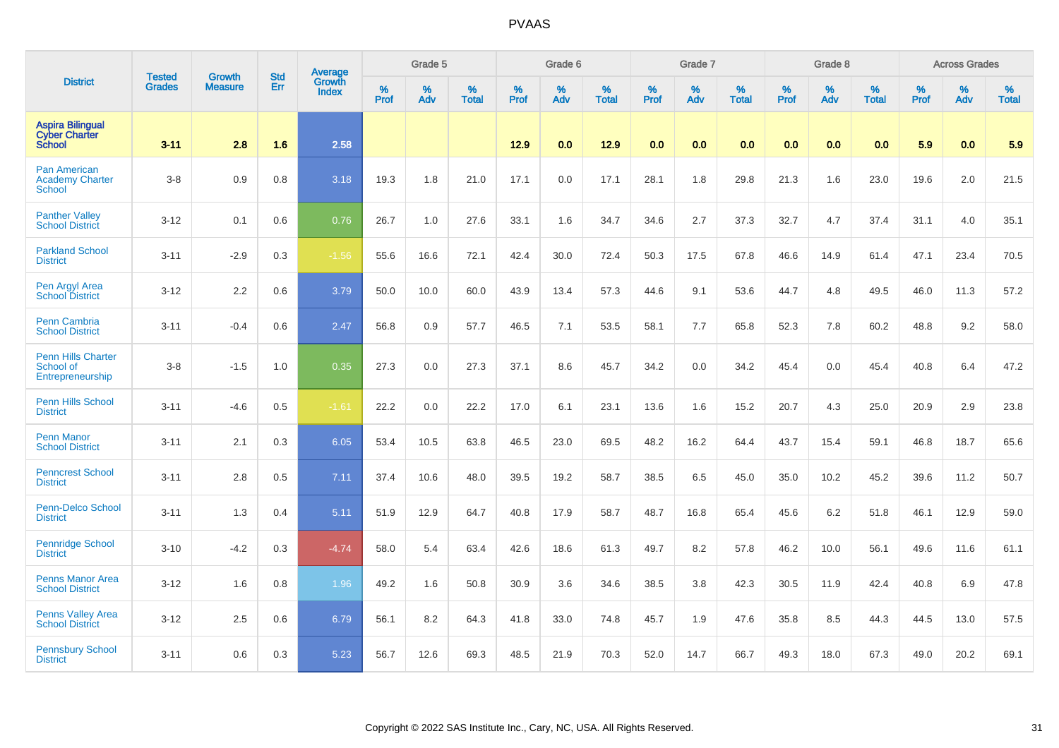# PVAAS

| District | Tested Grades | Growth Measure | Std Err | Average Growth Index | Grade 5 | | | Grade 6 | | | Grade 7 | | | Grade 8 | | | Across Grades | | |
|---|---|---|---|---|---|---|---|---|---|---|---|---|---|---|---|---|---|---|---|
| | | | | | % Prof | % Adv | % Total | % Prof | % Adv | % Total | % Prof | % Adv | % Total | % Prof | % Adv | % Total | % Prof | % Adv | % Total |
| **Aspira Bilingual Cyber Charter School** | **3-11** | **2.8** | **1.6** | **2.58** | | | | **12.9** | **0.0** | **12.9** | **0.0** | **0.0** | **0.0** | **0.0** | **0.0** | **0.0** | **5.9** | **0.0** | **5.9** |
| Pan American Academy Charter School | 3-8 | 0.9 | 0.8 | 3.18 | 19.3 | 1.8 | 21.0 | 17.1 | 0.0 | 17.1 | 28.1 | 1.8 | 29.8 | 21.3 | 1.6 | 23.0 | 19.6 | 2.0 | 21.5 |
| Panther Valley School District | 3-12 | 0.1 | 0.6 | 0.76 | 26.7 | 1.0 | 27.6 | 33.1 | 1.6 | 34.7 | 34.6 | 2.7 | 37.3 | 32.7 | 4.7 | 37.4 | 31.1 | 4.0 | 35.1 |
| Parkland School District | 3-11 | -2.9 | 0.3 | -1.56 | 55.6 | 16.6 | 72.1 | 42.4 | 30.0 | 72.4 | 50.3 | 17.5 | 67.8 | 46.6 | 14.9 | 61.4 | 47.1 | 23.4 | 70.5 |
| Pen Argyl Area School District | 3-12 | 2.2 | 0.6 | 3.79 | 50.0 | 10.0 | 60.0 | 43.9 | 13.4 | 57.3 | 44.6 | 9.1 | 53.6 | 44.7 | 4.8 | 49.5 | 46.0 | 11.3 | 57.2 |
| Penn Cambria School District | 3-11 | -0.4 | 0.6 | 2.47 | 56.8 | 0.9 | 57.7 | 46.5 | 7.1 | 53.5 | 58.1 | 7.7 | 65.8 | 52.3 | 7.8 | 60.2 | 48.8 | 9.2 | 58.0 |
| Penn Hills Charter School of Entrepreneurship | 3-8 | -1.5 | 1.0 | 0.35 | 27.3 | 0.0 | 27.3 | 37.1 | 8.6 | 45.7 | 34.2 | 0.0 | 34.2 | 45.4 | 0.0 | 45.4 | 40.8 | 6.4 | 47.2 |
| Penn Hills School District | 3-11 | -4.6 | 0.5 | -1.61 | 22.2 | 0.0 | 22.2 | 17.0 | 6.1 | 23.1 | 13.6 | 1.6 | 15.2 | 20.7 | 4.3 | 25.0 | 20.9 | 2.9 | 23.8 |
| Penn Manor School District | 3-11 | 2.1 | 0.3 | 6.05 | 53.4 | 10.5 | 63.8 | 46.5 | 23.0 | 69.5 | 48.2 | 16.2 | 64.4 | 43.7 | 15.4 | 59.1 | 46.8 | 18.7 | 65.6 |
| Penncrest School District | 3-11 | 2.8 | 0.5 | 7.11 | 37.4 | 10.6 | 48.0 | 39.5 | 19.2 | 58.7 | 38.5 | 6.5 | 45.0 | 35.0 | 10.2 | 45.2 | 39.6 | 11.2 | 50.7 |
| Penn-Delco School District | 3-11 | 1.3 | 0.4 | 5.11 | 51.9 | 12.9 | 64.7 | 40.8 | 17.9 | 58.7 | 48.7 | 16.8 | 65.4 | 45.6 | 6.2 | 51.8 | 46.1 | 12.9 | 59.0 |
| Pennridge School District | 3-10 | -4.2 | 0.3 | -4.74 | 58.0 | 5.4 | 63.4 | 42.6 | 18.6 | 61.3 | 49.7 | 8.2 | 57.8 | 46.2 | 10.0 | 56.1 | 49.6 | 11.6 | 61.1 |
| Penns Manor Area School District | 3-12 | 1.6 | 0.8 | 1.96 | 49.2 | 1.6 | 50.8 | 30.9 | 3.6 | 34.6 | 38.5 | 3.8 | 42.3 | 30.5 | 11.9 | 42.4 | 40.8 | 6.9 | 47.8 |
| Penns Valley Area School District | 3-12 | 2.5 | 0.6 | 6.79 | 56.1 | 8.2 | 64.3 | 41.8 | 33.0 | 74.8 | 45.7 | 1.9 | 47.6 | 35.8 | 8.5 | 44.3 | 44.5 | 13.0 | 57.5 |
| Pennsbury School District | 3-11 | 0.6 | 0.3 | 5.23 | 56.7 | 12.6 | 69.3 | 48.5 | 21.9 | 70.3 | 52.0 | 14.7 | 66.7 | 49.3 | 18.0 | 67.3 | 49.0 | 20.2 | 69.1 |

Copyright © 2022 SAS Institute Inc., Cary, NC, USA. All Rights Reserved.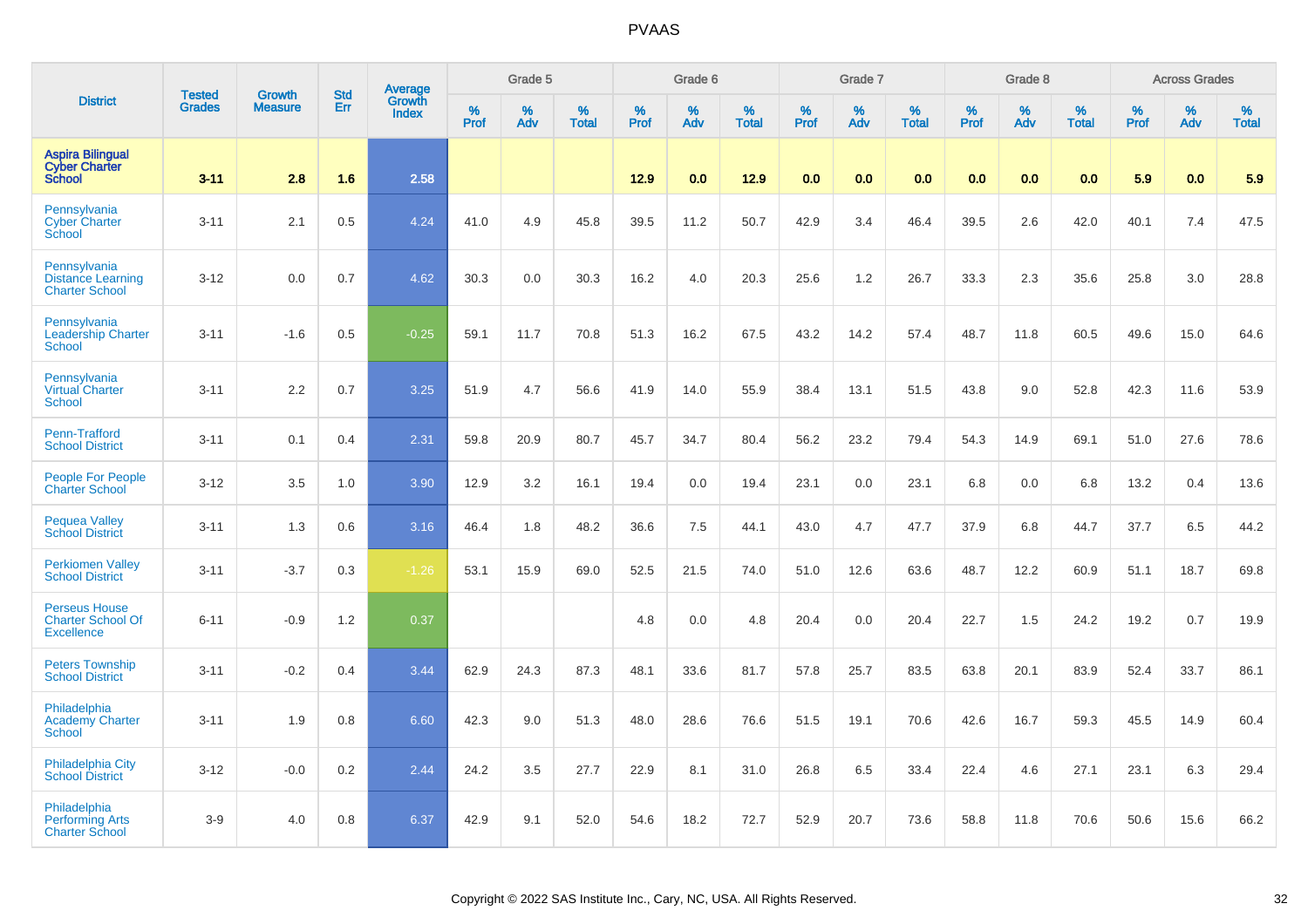# PVAAS

| District | Tested Grades | Growth Measure | Std Err | Average Growth Index | Grade 5 | | | Grade 6 | | | Grade 7 | | | Grade 8 | | | Across Grades | | |
|---|---|---|---|---|---|---|---|---|---|---|---|---|---|---|---|---|---|---|---|
| | | | | | % Prof | % Adv | % Total | % Prof | % Adv | % Total | % Prof | % Adv | % Total | % Prof | % Adv | % Total | % Prof | % Adv | % Total |
| **Aspira Bilingual Cyber Charter School** | **3-11** | **2.8** | **1.6** | **2.58** | | | | **12.9** | **0.0** | **12.9** | **0.0** | **0.0** | **0.0** | **0.0** | **0.0** | **0.0** | **5.9** | **0.0** | **5.9** |
| Pennsylvania Cyber Charter School | 3-11 | 2.1 | 0.5 | 4.24 | 41.0 | 4.9 | 45.8 | 39.5 | 11.2 | 50.7 | 42.9 | 3.4 | 46.4 | 39.5 | 2.6 | 42.0 | 40.1 | 7.4 | 47.5 |
| Pennsylvania Distance Learning Charter School | 3-12 | 0.0 | 0.7 | 4.62 | 30.3 | 0.0 | 30.3 | 16.2 | 4.0 | 20.3 | 25.6 | 1.2 | 26.7 | 33.3 | 2.3 | 35.6 | 25.8 | 3.0 | 28.8 |
| Pennsylvania Leadership Charter School | 3-11 | -1.6 | 0.5 | -0.25 | 59.1 | 11.7 | 70.8 | 51.3 | 16.2 | 67.5 | 43.2 | 14.2 | 57.4 | 48.7 | 11.8 | 60.5 | 49.6 | 15.0 | 64.6 |
| Pennsylvania Virtual Charter School | 3-11 | 2.2 | 0.7 | 3.25 | 51.9 | 4.7 | 56.6 | 41.9 | 14.0 | 55.9 | 38.4 | 13.1 | 51.5 | 43.8 | 9.0 | 52.8 | 42.3 | 11.6 | 53.9 |
| Penn-Trafford School District | 3-11 | 0.1 | 0.4 | 2.31 | 59.8 | 20.9 | 80.7 | 45.7 | 34.7 | 80.4 | 56.2 | 23.2 | 79.4 | 54.3 | 14.9 | 69.1 | 51.0 | 27.6 | 78.6 |
| People For People Charter School | 3-12 | 3.5 | 1.0 | 3.90 | 12.9 | 3.2 | 16.1 | 19.4 | 0.0 | 19.4 | 23.1 | 0.0 | 23.1 | 6.8 | 0.0 | 6.8 | 13.2 | 0.4 | 13.6 |
| Pequea Valley School District | 3-11 | 1.3 | 0.6 | 3.16 | 46.4 | 1.8 | 48.2 | 36.6 | 7.5 | 44.1 | 43.0 | 4.7 | 47.7 | 37.9 | 6.8 | 44.7 | 37.7 | 6.5 | 44.2 |
| Perkiomen Valley School District | 3-11 | -3.7 | 0.3 | -1.26 | 53.1 | 15.9 | 69.0 | 52.5 | 21.5 | 74.0 | 51.0 | 12.6 | 63.6 | 48.7 | 12.2 | 60.9 | 51.1 | 18.7 | 69.8 |
| Perseus House Charter School Of Excellence | 6-11 | -0.9 | 1.2 | 0.37 | | | | 4.8 | 0.0 | 4.8 | 20.4 | 0.0 | 20.4 | 22.7 | 1.5 | 24.2 | 19.2 | 0.7 | 19.9 |
| Peters Township School District | 3-11 | -0.2 | 0.4 | 3.44 | 62.9 | 24.3 | 87.3 | 48.1 | 33.6 | 81.7 | 57.8 | 25.7 | 83.5 | 63.8 | 20.1 | 83.9 | 52.4 | 33.7 | 86.1 |
| Philadelphia Academy Charter School | 3-11 | 1.9 | 0.8 | 6.60 | 42.3 | 9.0 | 51.3 | 48.0 | 28.6 | 76.6 | 51.5 | 19.1 | 70.6 | 42.6 | 16.7 | 59.3 | 45.5 | 14.9 | 60.4 |
| Philadelphia City School District | 3-12 | -0.0 | 0.2 | 2.44 | 24.2 | 3.5 | 27.7 | 22.9 | 8.1 | 31.0 | 26.8 | 6.5 | 33.4 | 22.4 | 4.6 | 27.1 | 23.1 | 6.3 | 29.4 |
| Philadelphia Performing Arts Charter School | 3-9 | 4.0 | 0.8 | 6.37 | 42.9 | 9.1 | 52.0 | 54.6 | 18.2 | 72.7 | 52.9 | 20.7 | 73.6 | 58.8 | 11.8 | 70.6 | 50.6 | 15.6 | 66.2 |

Copyright © 2022 SAS Institute Inc., Cary, NC, USA. All Rights Reserved.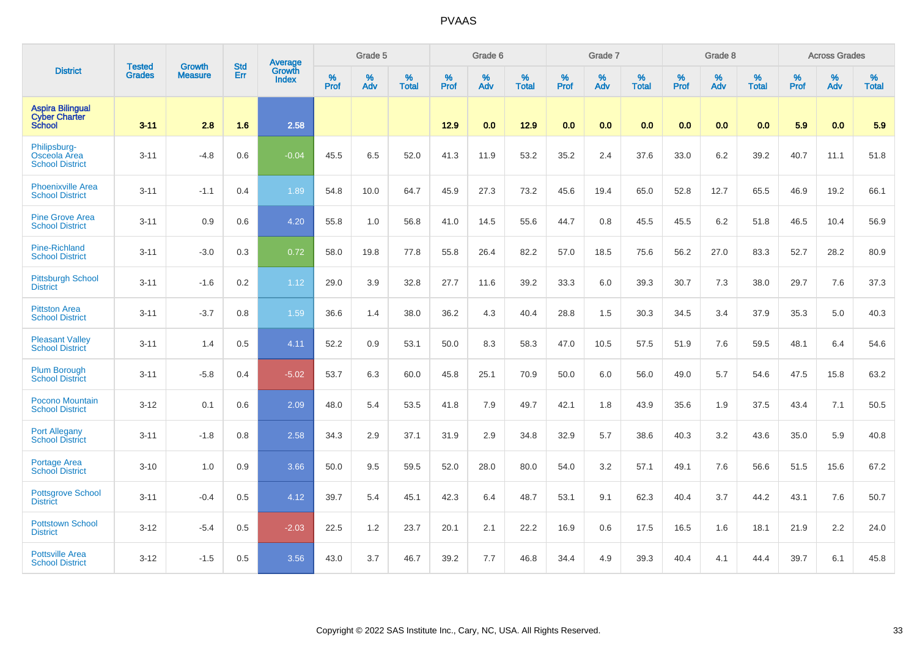# PVAAS

| District | Tested Grades | Growth Measure | Std Err | Average Growth Index | Grade 5 | | | Grade 6 | | | Grade 7 | | | Grade 8 | | | Across Grades | | |
|---|---|---|---|---|---|---|---|---|---|---|---|---|---|---|---|---|---|---|---|
| | | | | | % Prof | % Adv | % Total | % Prof | % Adv | % Total | % Prof | % Adv | % Total | % Prof | % Adv | % Total | % Prof | % Adv | % Total |
| **Aspira Bilingual Cyber Charter School** | **3-11** | **2.8** | **1.6** | **2.58** | | | | **12.9** | **0.0** | **12.9** | **0.0** | **0.0** | **0.0** | **0.0** | **0.0** | **0.0** | **5.9** | **0.0** | **5.9** |
| Philipsburg-Osceola Area School District | 3-11 | -4.8 | 0.6 | -0.04 | 45.5 | 6.5 | 52.0 | 41.3 | 11.9 | 53.2 | 35.2 | 2.4 | 37.6 | 33.0 | 6.2 | 39.2 | 40.7 | 11.1 | 51.8 |
| Phoenixville Area School District | 3-11 | -1.1 | 0.4 | 1.89 | 54.8 | 10.0 | 64.7 | 45.9 | 27.3 | 73.2 | 45.6 | 19.4 | 65.0 | 52.8 | 12.7 | 65.5 | 46.9 | 19.2 | 66.1 |
| Pine Grove Area School District | 3-11 | 0.9 | 0.6 | 4.20 | 55.8 | 1.0 | 56.8 | 41.0 | 14.5 | 55.6 | 44.7 | 0.8 | 45.5 | 45.5 | 6.2 | 51.8 | 46.5 | 10.4 | 56.9 |
| Pine-Richland School District | 3-11 | -3.0 | 0.3 | 0.72 | 58.0 | 19.8 | 77.8 | 55.8 | 26.4 | 82.2 | 57.0 | 18.5 | 75.6 | 56.2 | 27.0 | 83.3 | 52.7 | 28.2 | 80.9 |
| Pittsburgh School District | 3-11 | -1.6 | 0.2 | 1.12 | 29.0 | 3.9 | 32.8 | 27.7 | 11.6 | 39.2 | 33.3 | 6.0 | 39.3 | 30.7 | 7.3 | 38.0 | 29.7 | 7.6 | 37.3 |
| Pittston Area School District | 3-11 | -3.7 | 0.8 | 1.59 | 36.6 | 1.4 | 38.0 | 36.2 | 4.3 | 40.4 | 28.8 | 1.5 | 30.3 | 34.5 | 3.4 | 37.9 | 35.3 | 5.0 | 40.3 |
| Pleasant Valley School District | 3-11 | 1.4 | 0.5 | 4.11 | 52.2 | 0.9 | 53.1 | 50.0 | 8.3 | 58.3 | 47.0 | 10.5 | 57.5 | 51.9 | 7.6 | 59.5 | 48.1 | 6.4 | 54.6 |
| Plum Borough School District | 3-11 | -5.8 | 0.4 | -5.02 | 53.7 | 6.3 | 60.0 | 45.8 | 25.1 | 70.9 | 50.0 | 6.0 | 56.0 | 49.0 | 5.7 | 54.6 | 47.5 | 15.8 | 63.2 |
| Pocono Mountain School District | 3-12 | 0.1 | 0.6 | 2.09 | 48.0 | 5.4 | 53.5 | 41.8 | 7.9 | 49.7 | 42.1 | 1.8 | 43.9 | 35.6 | 1.9 | 37.5 | 43.4 | 7.1 | 50.5 |
| Port Allegany School District | 3-11 | -1.8 | 0.8 | 2.58 | 34.3 | 2.9 | 37.1 | 31.9 | 2.9 | 34.8 | 32.9 | 5.7 | 38.6 | 40.3 | 3.2 | 43.6 | 35.0 | 5.9 | 40.8 |
| Portage Area School District | 3-10 | 1.0 | 0.9 | 3.66 | 50.0 | 9.5 | 59.5 | 52.0 | 28.0 | 80.0 | 54.0 | 3.2 | 57.1 | 49.1 | 7.6 | 56.6 | 51.5 | 15.6 | 67.2 |
| Pottsgrove School District | 3-11 | -0.4 | 0.5 | 4.12 | 39.7 | 5.4 | 45.1 | 42.3 | 6.4 | 48.7 | 53.1 | 9.1 | 62.3 | 40.4 | 3.7 | 44.2 | 43.1 | 7.6 | 50.7 |
| Pottstown School District | 3-12 | -5.4 | 0.5 | -2.03 | 22.5 | 1.2 | 23.7 | 20.1 | 2.1 | 22.2 | 16.9 | 0.6 | 17.5 | 16.5 | 1.6 | 18.1 | 21.9 | 2.2 | 24.0 |
| Pottsville Area School District | 3-12 | -1.5 | 0.5 | 3.56 | 43.0 | 3.7 | 46.7 | 39.2 | 7.7 | 46.8 | 34.4 | 4.9 | 39.3 | 40.4 | 4.1 | 44.4 | 39.7 | 6.1 | 45.8 |

Copyright © 2022 SAS Institute Inc., Cary, NC, USA. All Rights Reserved.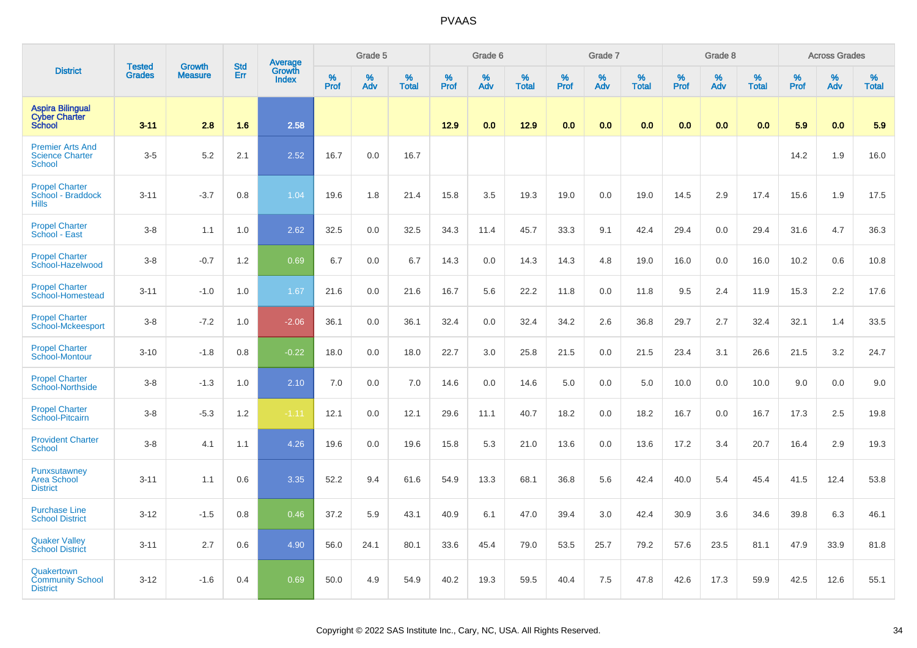| District | Tested Grades | Growth Measure | Std Err | Average Growth Index | Grade 5 | | | Grade 6 | | | Grade 7 | | | Grade 8 | | | Across Grades | | |
|---|---|---|---|---|---|---|---|---|---|---|---|---|---|---|---|---|---|---|---|
| | | | | | % Prof | % Adv | % Total | % Prof | % Adv | % Total | % Prof | % Adv | % Total | % Prof | % Adv | % Total | % Prof | % Adv | % Total |
| **Aspira Bilingual Cyber Charter School** | **3-11** | **2.8** | **1.6** | **2.58** | | | | **12.9** | **0.0** | **12.9** | **0.0** | **0.0** | **0.0** | **0.0** | **0.0** | **0.0** | **5.9** | **0.0** | **5.9** |
| Premier Arts And Science Charter School | 3-5 | 5.2 | 2.1 | 2.52 | 16.7 | 0.0 | 16.7 | | | | | | | | | | 14.2 | 1.9 | 16.0 |
| Propel Charter School - Braddock Hills | 3-11 | -3.7 | 0.8 | 1.04 | 19.6 | 1.8 | 21.4 | 15.8 | 3.5 | 19.3 | 19.0 | 0.0 | 19.0 | 14.5 | 2.9 | 17.4 | 15.6 | 1.9 | 17.5 |
| Propel Charter School - East | 3-8 | 1.1 | 1.0 | 2.62 | 32.5 | 0.0 | 32.5 | 34.3 | 11.4 | 45.7 | 33.3 | 9.1 | 42.4 | 29.4 | 0.0 | 29.4 | 31.6 | 4.7 | 36.3 |
| Propel Charter School-Hazelwood | 3-8 | -0.7 | 1.2 | 0.69 | 6.7 | 0.0 | 6.7 | 14.3 | 0.0 | 14.3 | 14.3 | 4.8 | 19.0 | 16.0 | 0.0 | 16.0 | 10.2 | 0.6 | 10.8 |
| Propel Charter School-Homestead | 3-11 | -1.0 | 1.0 | 1.67 | 21.6 | 0.0 | 21.6 | 16.7 | 5.6 | 22.2 | 11.8 | 0.0 | 11.8 | 9.5 | 2.4 | 11.9 | 15.3 | 2.2 | 17.6 |
| Propel Charter School-Mckeesport | 3-8 | -7.2 | 1.0 | -2.06 | 36.1 | 0.0 | 36.1 | 32.4 | 0.0 | 32.4 | 34.2 | 2.6 | 36.8 | 29.7 | 2.7 | 32.4 | 32.1 | 1.4 | 33.5 |
| Propel Charter School-Montour | 3-10 | -1.8 | 0.8 | -0.22 | 18.0 | 0.0 | 18.0 | 22.7 | 3.0 | 25.8 | 21.5 | 0.0 | 21.5 | 23.4 | 3.1 | 26.6 | 21.5 | 3.2 | 24.7 |
| Propel Charter School-Northside | 3-8 | -1.3 | 1.0 | 2.10 | 7.0 | 0.0 | 7.0 | 14.6 | 0.0 | 14.6 | 5.0 | 0.0 | 5.0 | 10.0 | 0.0 | 10.0 | 9.0 | 0.0 | 9.0 |
| Propel Charter School-Pitcairn | 3-8 | -5.3 | 1.2 | -1.11 | 12.1 | 0.0 | 12.1 | 29.6 | 11.1 | 40.7 | 18.2 | 0.0 | 18.2 | 16.7 | 0.0 | 16.7 | 17.3 | 2.5 | 19.8 |
| Provident Charter School | 3-8 | 4.1 | 1.1 | 4.26 | 19.6 | 0.0 | 19.6 | 15.8 | 5.3 | 21.0 | 13.6 | 0.0 | 13.6 | 17.2 | 3.4 | 20.7 | 16.4 | 2.9 | 19.3 |
| Punxsutawney Area School District | 3-11 | 1.1 | 0.6 | 3.35 | 52.2 | 9.4 | 61.6 | 54.9 | 13.3 | 68.1 | 36.8 | 5.6 | 42.4 | 40.0 | 5.4 | 45.4 | 41.5 | 12.4 | 53.8 |
| Purchase Line School District | 3-12 | -1.5 | 0.8 | 0.46 | 37.2 | 5.9 | 43.1 | 40.9 | 6.1 | 47.0 | 39.4 | 3.0 | 42.4 | 30.9 | 3.6 | 34.6 | 39.8 | 6.3 | 46.1 |
| Quaker Valley School District | 3-11 | 2.7 | 0.6 | 4.90 | 56.0 | 24.1 | 80.1 | 33.6 | 45.4 | 79.0 | 53.5 | 25.7 | 79.2 | 57.6 | 23.5 | 81.1 | 47.9 | 33.9 | 81.8 |
| Quakertown Community School District | 3-12 | -1.6 | 0.4 | 0.69 | 50.0 | 4.9 | 54.9 | 40.2 | 19.3 | 59.5 | 40.4 | 7.5 | 47.8 | 42.6 | 17.3 | 59.9 | 42.5 | 12.6 | 55.1 |

Copyright © 2022 SAS Institute Inc., Cary, NC, USA. All Rights Reserved.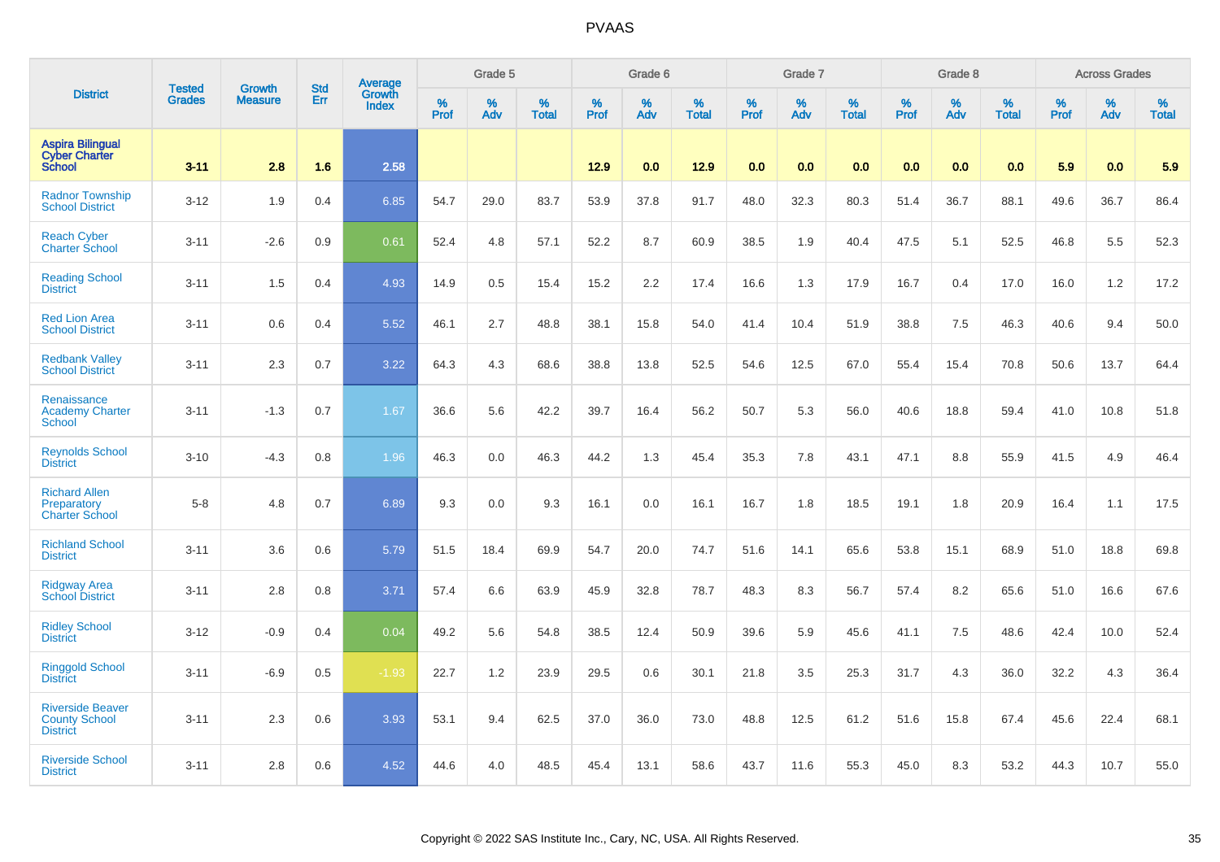| District | Tested Grades | Growth Measure | Std Err | Average Growth Index | Grade 5 | | | Grade 6 | | | Grade 7 | | | Grade 8 | | | Across Grades | | |
|---|---|---|---|---|---|---|---|---|---|---|---|---|---|---|---|---|---|---|---|
| | | | | | % Prof | % Adv | % Total | % Prof | % Adv | % Total | % Prof | % Adv | % Total | % Prof | % Adv | % Total | % Prof | % Adv | % Total |
| Aspira Bilingual Cyber Charter School | 3-11 | 2.8 | 1.6 | 2.58 | | | | 12.9 | 0.0 | 12.9 | 0.0 | 0.0 | 0.0 | 0.0 | 0.0 | 0.0 | 5.9 | 0.0 | 5.9 |
| Radnor Township School District | 3-12 | 1.9 | 0.4 | 6.85 | 54.7 | 29.0 | 83.7 | 53.9 | 37.8 | 91.7 | 48.0 | 32.3 | 80.3 | 51.4 | 36.7 | 88.1 | 49.6 | 36.7 | 86.4 |
| Reach Cyber Charter School | 3-11 | -2.6 | 0.9 | 0.61 | 52.4 | 4.8 | 57.1 | 52.2 | 8.7 | 60.9 | 38.5 | 1.9 | 40.4 | 47.5 | 5.1 | 52.5 | 46.8 | 5.5 | 52.3 |
| Reading School District | 3-11 | 1.5 | 0.4 | 4.93 | 14.9 | 0.5 | 15.4 | 15.2 | 2.2 | 17.4 | 16.6 | 1.3 | 17.9 | 16.7 | 0.4 | 17.0 | 16.0 | 1.2 | 17.2 |
| Red Lion Area School District | 3-11 | 0.6 | 0.4 | 5.52 | 46.1 | 2.7 | 48.8 | 38.1 | 15.8 | 54.0 | 41.4 | 10.4 | 51.9 | 38.8 | 7.5 | 46.3 | 40.6 | 9.4 | 50.0 |
| Redbank Valley School District | 3-11 | 2.3 | 0.7 | 3.22 | 64.3 | 4.3 | 68.6 | 38.8 | 13.8 | 52.5 | 54.6 | 12.5 | 67.0 | 55.4 | 15.4 | 70.8 | 50.6 | 13.7 | 64.4 |
| Renaissance Academy Charter School | 3-11 | -1.3 | 0.7 | 1.67 | 36.6 | 5.6 | 42.2 | 39.7 | 16.4 | 56.2 | 50.7 | 5.3 | 56.0 | 40.6 | 18.8 | 59.4 | 41.0 | 10.8 | 51.8 |
| Reynolds School District | 3-10 | -4.3 | 0.8 | 1.96 | 46.3 | 0.0 | 46.3 | 44.2 | 1.3 | 45.4 | 35.3 | 7.8 | 43.1 | 47.1 | 8.8 | 55.9 | 41.5 | 4.9 | 46.4 |
| Richard Allen Preparatory Charter School | 5-8 | 4.8 | 0.7 | 6.89 | 9.3 | 0.0 | 9.3 | 16.1 | 0.0 | 16.1 | 16.7 | 1.8 | 18.5 | 19.1 | 1.8 | 20.9 | 16.4 | 1.1 | 17.5 |
| Richland School District | 3-11 | 3.6 | 0.6 | 5.79 | 51.5 | 18.4 | 69.9 | 54.7 | 20.0 | 74.7 | 51.6 | 14.1 | 65.6 | 53.8 | 15.1 | 68.9 | 51.0 | 18.8 | 69.8 |
| Ridgway Area School District | 3-11 | 2.8 | 0.8 | 3.71 | 57.4 | 6.6 | 63.9 | 45.9 | 32.8 | 78.7 | 48.3 | 8.3 | 56.7 | 57.4 | 8.2 | 65.6 | 51.0 | 16.6 | 67.6 |
| Ridley School District | 3-12 | -0.9 | 0.4 | 0.04 | 49.2 | 5.6 | 54.8 | 38.5 | 12.4 | 50.9 | 39.6 | 5.9 | 45.6 | 41.1 | 7.5 | 48.6 | 42.4 | 10.0 | 52.4 |
| Ringgold School District | 3-11 | -6.9 | 0.5 | -1.93 | 22.7 | 1.2 | 23.9 | 29.5 | 0.6 | 30.1 | 21.8 | 3.5 | 25.3 | 31.7 | 4.3 | 36.0 | 32.2 | 4.3 | 36.4 |
| Riverside Beaver County School District | 3-11 | 2.3 | 0.6 | 3.93 | 53.1 | 9.4 | 62.5 | 37.0 | 36.0 | 73.0 | 48.8 | 12.5 | 61.2 | 51.6 | 15.8 | 67.4 | 45.6 | 22.4 | 68.1 |
| Riverside School District | 3-11 | 2.8 | 0.6 | 4.52 | 44.6 | 4.0 | 48.5 | 45.4 | 13.1 | 58.6 | 43.7 | 11.6 | 55.3 | 45.0 | 8.3 | 53.2 | 44.3 | 10.7 | 55.0 |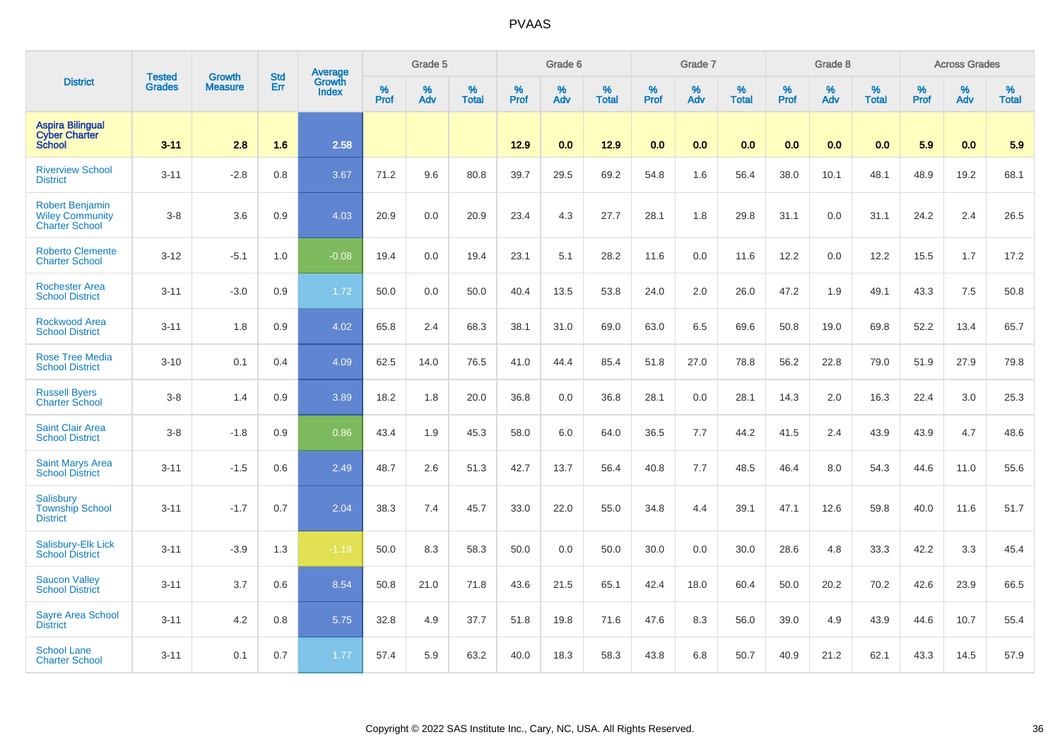# PVAAS

| District | Tested Grades | Growth Measure | Std Err | Average Growth Index | Grade 5 | | | Grade 6 | | | Grade 7 | | | Grade 8 | | | Across Grades | | |
|---|---|---|---|---|---|---|---|---|---|---|---|---|---|---|---|---|---|---|---|
| | | | | | % Prof | % Adv | % Total | % Prof | % Adv | % Total | % Prof | % Adv | % Total | % Prof | % Adv | % Total | % Prof | % Adv | % Total |
| **Aspira Bilingual Cyber Charter School** | **3-11** | **2.8** | **1.6** | **2.58** | | | | **12.9** | **0.0** | **12.9** | **0.0** | **0.0** | **0.0** | **0.0** | **0.0** | **0.0** | **5.9** | **0.0** | **5.9** |
| Riverview School District | 3-11 | -2.8 | 0.8 | 3.67 | 71.2 | 9.6 | 80.8 | 39.7 | 29.5 | 69.2 | 54.8 | 1.6 | 56.4 | 38.0 | 10.1 | 48.1 | 48.9 | 19.2 | 68.1 |
| Robert Benjamin Wiley Community Charter School | 3-8 | 3.6 | 0.9 | 4.03 | 20.9 | 0.0 | 20.9 | 23.4 | 4.3 | 27.7 | 28.1 | 1.8 | 29.8 | 31.1 | 0.0 | 31.1 | 24.2 | 2.4 | 26.5 |
| Roberto Clemente Charter School | 3-12 | -5.1 | 1.0 | -0.08 | 19.4 | 0.0 | 19.4 | 23.1 | 5.1 | 28.2 | 11.6 | 0.0 | 11.6 | 12.2 | 0.0 | 12.2 | 15.5 | 1.7 | 17.2 |
| Rochester Area School District | 3-11 | -3.0 | 0.9 | 1.72 | 50.0 | 0.0 | 50.0 | 40.4 | 13.5 | 53.8 | 24.0 | 2.0 | 26.0 | 47.2 | 1.9 | 49.1 | 43.3 | 7.5 | 50.8 |
| Rockwood Area School District | 3-11 | 1.8 | 0.9 | 4.02 | 65.8 | 2.4 | 68.3 | 38.1 | 31.0 | 69.0 | 63.0 | 6.5 | 69.6 | 50.8 | 19.0 | 69.8 | 52.2 | 13.4 | 65.7 |
| Rose Tree Media School District | 3-10 | 0.1 | 0.4 | 4.09 | 62.5 | 14.0 | 76.5 | 41.0 | 44.4 | 85.4 | 51.8 | 27.0 | 78.8 | 56.2 | 22.8 | 79.0 | 51.9 | 27.9 | 79.8 |
| Russell Byers Charter School | 3-8 | 1.4 | 0.9 | 3.89 | 18.2 | 1.8 | 20.0 | 36.8 | 0.0 | 36.8 | 28.1 | 0.0 | 28.1 | 14.3 | 2.0 | 16.3 | 22.4 | 3.0 | 25.3 |
| Saint Clair Area School District | 3-8 | -1.8 | 0.9 | 0.86 | 43.4 | 1.9 | 45.3 | 58.0 | 6.0 | 64.0 | 36.5 | 7.7 | 44.2 | 41.5 | 2.4 | 43.9 | 43.9 | 4.7 | 48.6 |
| Saint Marys Area School District | 3-11 | -1.5 | 0.6 | 2.49 | 48.7 | 2.6 | 51.3 | 42.7 | 13.7 | 56.4 | 40.8 | 7.7 | 48.5 | 46.4 | 8.0 | 54.3 | 44.6 | 11.0 | 55.6 |
| Salisbury Township School District | 3-11 | -1.7 | 0.7 | 2.04 | 38.3 | 7.4 | 45.7 | 33.0 | 22.0 | 55.0 | 34.8 | 4.4 | 39.1 | 47.1 | 12.6 | 59.8 | 40.0 | 11.6 | 51.7 |
| Salisbury-Elk Lick School District | 3-11 | -3.9 | 1.3 | -1.19 | 50.0 | 8.3 | 58.3 | 50.0 | 0.0 | 50.0 | 30.0 | 0.0 | 30.0 | 28.6 | 4.8 | 33.3 | 42.2 | 3.3 | 45.4 |
| Saucon Valley School District | 3-11 | 3.7 | 0.6 | 8.54 | 50.8 | 21.0 | 71.8 | 43.6 | 21.5 | 65.1 | 42.4 | 18.0 | 60.4 | 50.0 | 20.2 | 70.2 | 42.6 | 23.9 | 66.5 |
| Sayre Area School District | 3-11 | 4.2 | 0.8 | 5.75 | 32.8 | 4.9 | 37.7 | 51.8 | 19.8 | 71.6 | 47.6 | 8.3 | 56.0 | 39.0 | 4.9 | 43.9 | 44.6 | 10.7 | 55.4 |
| School Lane Charter School | 3-11 | 0.1 | 0.7 | 1.77 | 57.4 | 5.9 | 63.2 | 40.0 | 18.3 | 58.3 | 43.8 | 6.8 | 50.7 | 40.9 | 21.2 | 62.1 | 43.3 | 14.5 | 57.9 |

Copyright © 2022 SAS Institute Inc., Cary, NC, USA. All Rights Reserved.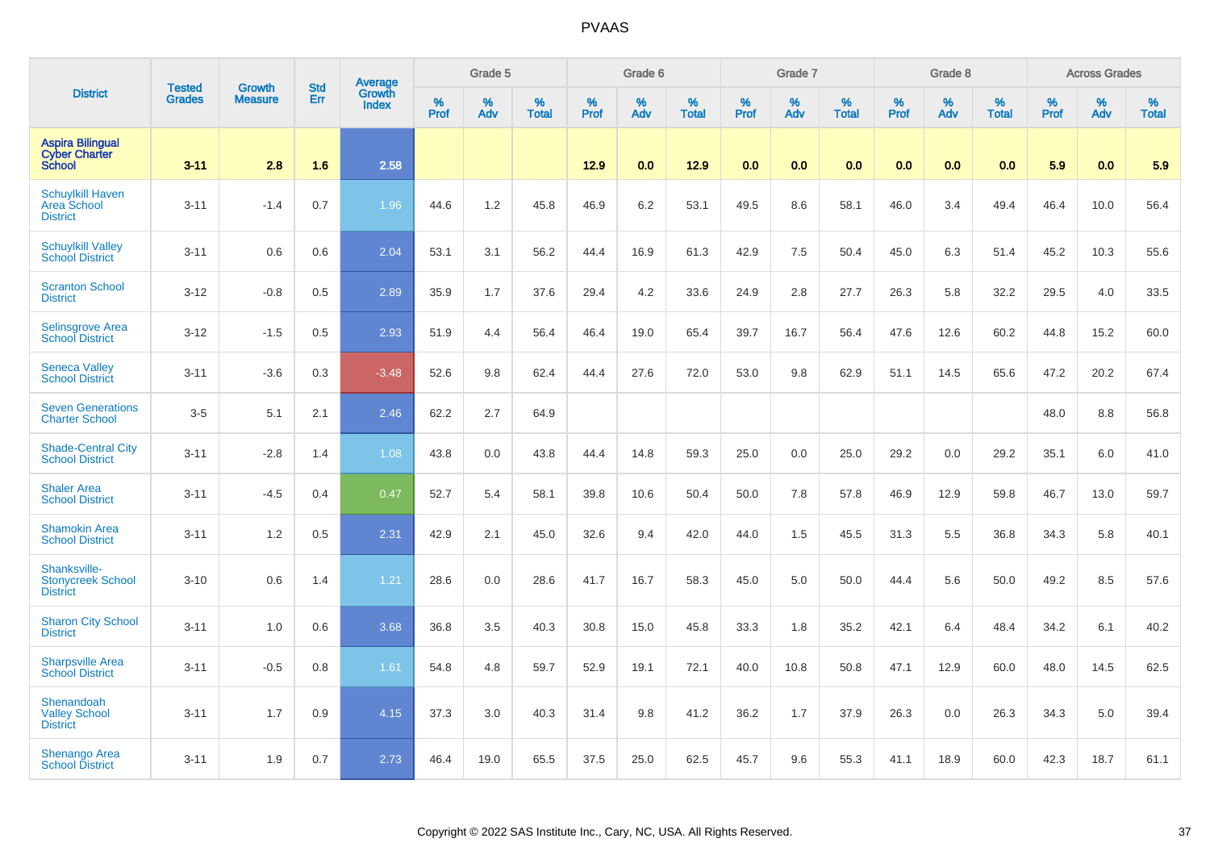| District | Tested Grades | Growth Measure | Std Err | Average Growth Index | Grade 5 | | | Grade 6 | | | Grade 7 | | | Grade 8 | | | Across Grades | | |
|---|---|---|---|---|---|---|---|---|---|---|---|---|---|---|---|---|---|---|---|
| | | | | | % Prof | % Adv | % Total | % Prof | % Adv | % Total | % Prof | % Adv | % Total | % Prof | % Adv | % Total | % Prof | % Adv | % Total |
| **Aspira Bilingual Cyber Charter School** | **3-11** | **2.8** | **1.6** | **2.58** | | | | **12.9** | **0.0** | **12.9** | **0.0** | **0.0** | **0.0** | **0.0** | **0.0** | **0.0** | **5.9** | **0.0** | **5.9** |
| Schuylkill Haven Area School District | 3-11 | -1.4 | 0.7 | 1.96 | 44.6 | 1.2 | 45.8 | 46.9 | 6.2 | 53.1 | 49.5 | 8.6 | 58.1 | 46.0 | 3.4 | 49.4 | 46.4 | 10.0 | 56.4 |
| Schuylkill Valley School District | 3-11 | 0.6 | 0.6 | 2.04 | 53.1 | 3.1 | 56.2 | 44.4 | 16.9 | 61.3 | 42.9 | 7.5 | 50.4 | 45.0 | 6.3 | 51.4 | 45.2 | 10.3 | 55.6 |
| Scranton School District | 3-12 | -0.8 | 0.5 | 2.89 | 35.9 | 1.7 | 37.6 | 29.4 | 4.2 | 33.6 | 24.9 | 2.8 | 27.7 | 26.3 | 5.8 | 32.2 | 29.5 | 4.0 | 33.5 |
| Selinsgrove Area School District | 3-12 | -1.5 | 0.5 | 2.93 | 51.9 | 4.4 | 56.4 | 46.4 | 19.0 | 65.4 | 39.7 | 16.7 | 56.4 | 47.6 | 12.6 | 60.2 | 44.8 | 15.2 | 60.0 |
| Seneca Valley School District | 3-11 | -3.6 | 0.3 | -3.48 | 52.6 | 9.8 | 62.4 | 44.4 | 27.6 | 72.0 | 53.0 | 9.8 | 62.9 | 51.1 | 14.5 | 65.6 | 47.2 | 20.2 | 67.4 |
| Seven Generations Charter School | 3-5 | 5.1 | 2.1 | 2.46 | 62.2 | 2.7 | 64.9 | | | | | | | | | | 48.0 | 8.8 | 56.8 |
| Shade-Central City School District | 3-11 | -2.8 | 1.4 | 1.08 | 43.8 | 0.0 | 43.8 | 44.4 | 14.8 | 59.3 | 25.0 | 0.0 | 25.0 | 29.2 | 0.0 | 29.2 | 35.1 | 6.0 | 41.0 |
| Shaler Area School District | 3-11 | -4.5 | 0.4 | 0.47 | 52.7 | 5.4 | 58.1 | 39.8 | 10.6 | 50.4 | 50.0 | 7.8 | 57.8 | 46.9 | 12.9 | 59.8 | 46.7 | 13.0 | 59.7 |
| Shamokin Area School District | 3-11 | 1.2 | 0.5 | 2.31 | 42.9 | 2.1 | 45.0 | 32.6 | 9.4 | 42.0 | 44.0 | 1.5 | 45.5 | 31.3 | 5.5 | 36.8 | 34.3 | 5.8 | 40.1 |
| Shanksville-Stonycreek School District | 3-10 | 0.6 | 1.4 | 1.21 | 28.6 | 0.0 | 28.6 | 41.7 | 16.7 | 58.3 | 45.0 | 5.0 | 50.0 | 44.4 | 5.6 | 50.0 | 49.2 | 8.5 | 57.6 |
| Sharon City School District | 3-11 | 1.0 | 0.6 | 3.68 | 36.8 | 3.5 | 40.3 | 30.8 | 15.0 | 45.8 | 33.3 | 1.8 | 35.2 | 42.1 | 6.4 | 48.4 | 34.2 | 6.1 | 40.2 |
| Sharpsville Area School District | 3-11 | -0.5 | 0.8 | 1.61 | 54.8 | 4.8 | 59.7 | 52.9 | 19.1 | 72.1 | 40.0 | 10.8 | 50.8 | 47.1 | 12.9 | 60.0 | 48.0 | 14.5 | 62.5 |
| Shenandoah Valley School District | 3-11 | 1.7 | 0.9 | 4.15 | 37.3 | 3.0 | 40.3 | 31.4 | 9.8 | 41.2 | 36.2 | 1.7 | 37.9 | 26.3 | 0.0 | 26.3 | 34.3 | 5.0 | 39.4 |
| Shenango Area School District | 3-11 | 1.9 | 0.7 | 2.73 | 46.4 | 19.0 | 65.5 | 37.5 | 25.0 | 62.5 | 45.7 | 9.6 | 55.3 | 41.1 | 18.9 | 60.0 | 42.3 | 18.7 | 61.1 |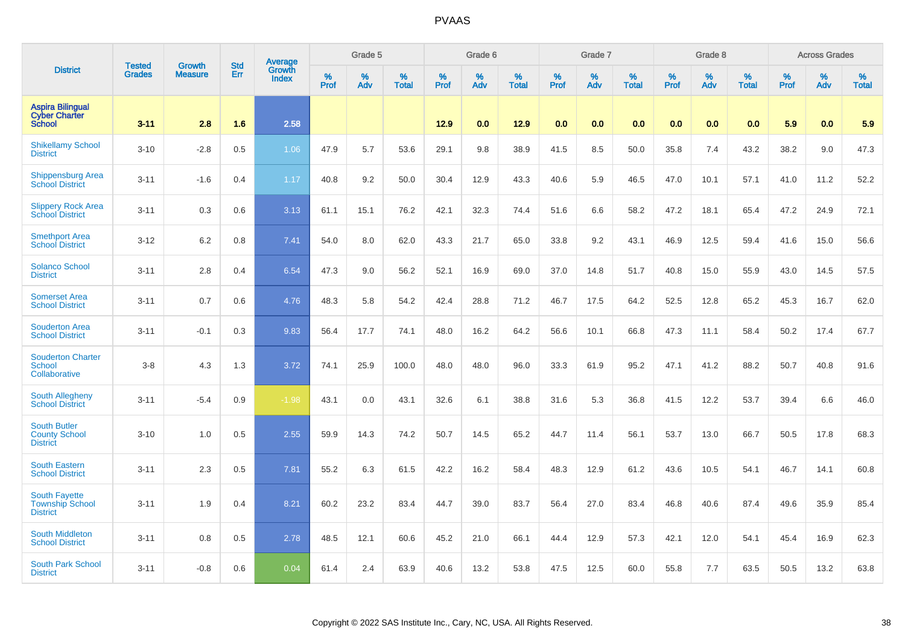# PVAAS

| District | Tested Grades | Growth Measure | Std Err | Average Growth Index | Grade 5 | | | Grade 6 | | | Grade 7 | | | Grade 8 | | | Across Grades | | |
|---|---|---|---|---|---|---|---|---|---|---|---|---|---|---|---|---|---|---|---|
| | | | | | % Prof | % Adv | % Total | % Prof | % Adv | % Total | % Prof | % Adv | % Total | % Prof | % Adv | % Total | % Prof | % Adv | % Total |
| **Aspira Bilingual Cyber Charter School** | **3-11** | **2.8** | **1.6** | **2.58** | | | | **12.9** | **0.0** | **12.9** | **0.0** | **0.0** | **0.0** | **0.0** | **0.0** | **0.0** | **5.9** | **0.0** | **5.9** |
| Shikellamy School District | 3-10 | -2.8 | 0.5 | 1.06 | 47.9 | 5.7 | 53.6 | 29.1 | 9.8 | 38.9 | 41.5 | 8.5 | 50.0 | 35.8 | 7.4 | 43.2 | 38.2 | 9.0 | 47.3 |
| Shippensburg Area School District | 3-11 | -1.6 | 0.4 | 1.17 | 40.8 | 9.2 | 50.0 | 30.4 | 12.9 | 43.3 | 40.6 | 5.9 | 46.5 | 47.0 | 10.1 | 57.1 | 41.0 | 11.2 | 52.2 |
| Slippery Rock Area School District | 3-11 | 0.3 | 0.6 | 3.13 | 61.1 | 15.1 | 76.2 | 42.1 | 32.3 | 74.4 | 51.6 | 6.6 | 58.2 | 47.2 | 18.1 | 65.4 | 47.2 | 24.9 | 72.1 |
| Smethport Area School District | 3-12 | 6.2 | 0.8 | 7.41 | 54.0 | 8.0 | 62.0 | 43.3 | 21.7 | 65.0 | 33.8 | 9.2 | 43.1 | 46.9 | 12.5 | 59.4 | 41.6 | 15.0 | 56.6 |
| Solanco School District | 3-11 | 2.8 | 0.4 | 6.54 | 47.3 | 9.0 | 56.2 | 52.1 | 16.9 | 69.0 | 37.0 | 14.8 | 51.7 | 40.8 | 15.0 | 55.9 | 43.0 | 14.5 | 57.5 |
| Somerset Area School District | 3-11 | 0.7 | 0.6 | 4.76 | 48.3 | 5.8 | 54.2 | 42.4 | 28.8 | 71.2 | 46.7 | 17.5 | 64.2 | 52.5 | 12.8 | 65.2 | 45.3 | 16.7 | 62.0 |
| Souderton Area School District | 3-11 | -0.1 | 0.3 | 9.83 | 56.4 | 17.7 | 74.1 | 48.0 | 16.2 | 64.2 | 56.6 | 10.1 | 66.8 | 47.3 | 11.1 | 58.4 | 50.2 | 17.4 | 67.7 |
| Souderton Charter School Collaborative | 3-8 | 4.3 | 1.3 | 3.72 | 74.1 | 25.9 | 100.0 | 48.0 | 48.0 | 96.0 | 33.3 | 61.9 | 95.2 | 47.1 | 41.2 | 88.2 | 50.7 | 40.8 | 91.6 |
| South Allegheny School District | 3-11 | -5.4 | 0.9 | -1.98 | 43.1 | 0.0 | 43.1 | 32.6 | 6.1 | 38.8 | 31.6 | 5.3 | 36.8 | 41.5 | 12.2 | 53.7 | 39.4 | 6.6 | 46.0 |
| South Butler County School District | 3-10 | 1.0 | 0.5 | 2.55 | 59.9 | 14.3 | 74.2 | 50.7 | 14.5 | 65.2 | 44.7 | 11.4 | 56.1 | 53.7 | 13.0 | 66.7 | 50.5 | 17.8 | 68.3 |
| South Eastern School District | 3-11 | 2.3 | 0.5 | 7.81 | 55.2 | 6.3 | 61.5 | 42.2 | 16.2 | 58.4 | 48.3 | 12.9 | 61.2 | 43.6 | 10.5 | 54.1 | 46.7 | 14.1 | 60.8 |
| South Fayette Township School District | 3-11 | 1.9 | 0.4 | 8.21 | 60.2 | 23.2 | 83.4 | 44.7 | 39.0 | 83.7 | 56.4 | 27.0 | 83.4 | 46.8 | 40.6 | 87.4 | 49.6 | 35.9 | 85.4 |
| South Middleton School District | 3-11 | 0.8 | 0.5 | 2.78 | 48.5 | 12.1 | 60.6 | 45.2 | 21.0 | 66.1 | 44.4 | 12.9 | 57.3 | 42.1 | 12.0 | 54.1 | 45.4 | 16.9 | 62.3 |
| South Park School District | 3-11 | -0.8 | 0.6 | 0.04 | 61.4 | 2.4 | 63.9 | 40.6 | 13.2 | 53.8 | 47.5 | 12.5 | 60.0 | 55.8 | 7.7 | 63.5 | 50.5 | 13.2 | 63.8 |

Copyright © 2022 SAS Institute Inc., Cary, NC, USA. All Rights Reserved.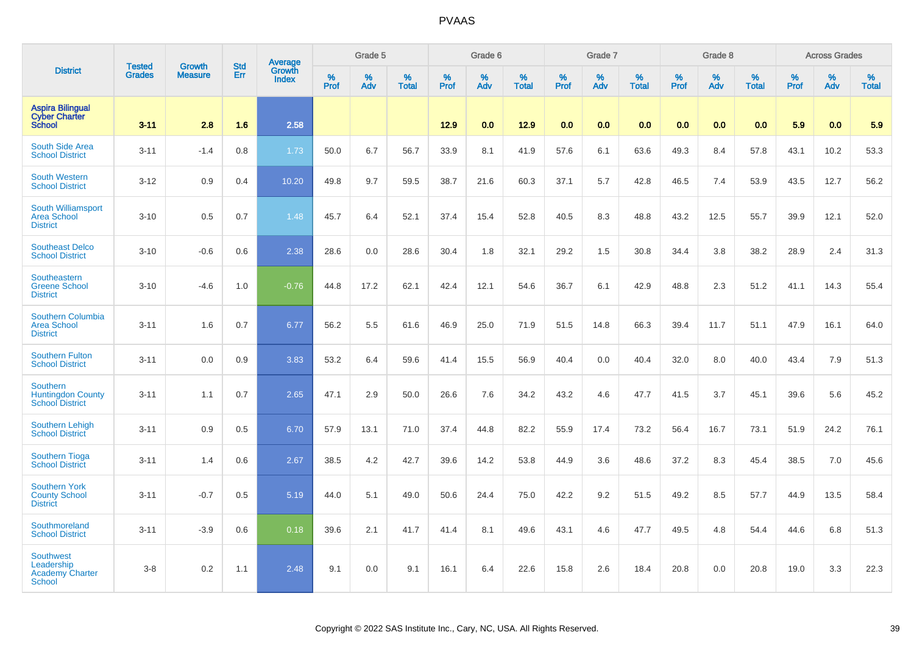# PVAAS

| District | Tested Grades | Growth Measure | Std Err | Average Growth Index | Grade 5 | | | Grade 6 | | | Grade 7 | | | Grade 8 | | | Across Grades | | |
|---|---|---|---|---|---|---|---|---|---|---|---|---|---|---|---|---|---|---|---|
| | | | | | % Prof | % Adv | % Total | % Prof | % Adv | % Total | % Prof | % Adv | % Total | % Prof | % Adv | % Total | % Prof | % Adv | % Total |
| **Aspira Bilingual Cyber Charter School** | **3-11** | **2.8** | **1.6** | **2.58** | | | | **12.9** | **0.0** | **12.9** | **0.0** | **0.0** | **0.0** | **0.0** | **0.0** | **0.0** | **5.9** | **0.0** | **5.9** |
| South Side Area School District | 3-11 | -1.4 | 0.8 | 1.73 | 50.0 | 6.7 | 56.7 | 33.9 | 8.1 | 41.9 | 57.6 | 6.1 | 63.6 | 49.3 | 8.4 | 57.8 | 43.1 | 10.2 | 53.3 |
| South Western School District | 3-12 | 0.9 | 0.4 | 10.20 | 49.8 | 9.7 | 59.5 | 38.7 | 21.6 | 60.3 | 37.1 | 5.7 | 42.8 | 46.5 | 7.4 | 53.9 | 43.5 | 12.7 | 56.2 |
| South Williamsport Area School District | 3-10 | 0.5 | 0.7 | 1.48 | 45.7 | 6.4 | 52.1 | 37.4 | 15.4 | 52.8 | 40.5 | 8.3 | 48.8 | 43.2 | 12.5 | 55.7 | 39.9 | 12.1 | 52.0 |
| Southeast Delco School District | 3-10 | -0.6 | 0.6 | 2.38 | 28.6 | 0.0 | 28.6 | 30.4 | 1.8 | 32.1 | 29.2 | 1.5 | 30.8 | 34.4 | 3.8 | 38.2 | 28.9 | 2.4 | 31.3 |
| Southeastern Greene School District | 3-10 | -4.6 | 1.0 | -0.76 | 44.8 | 17.2 | 62.1 | 42.4 | 12.1 | 54.6 | 36.7 | 6.1 | 42.9 | 48.8 | 2.3 | 51.2 | 41.1 | 14.3 | 55.4 |
| Southern Columbia Area School District | 3-11 | 1.6 | 0.7 | 6.77 | 56.2 | 5.5 | 61.6 | 46.9 | 25.0 | 71.9 | 51.5 | 14.8 | 66.3 | 39.4 | 11.7 | 51.1 | 47.9 | 16.1 | 64.0 |
| Southern Fulton School District | 3-11 | 0.0 | 0.9 | 3.83 | 53.2 | 6.4 | 59.6 | 41.4 | 15.5 | 56.9 | 40.4 | 0.0 | 40.4 | 32.0 | 8.0 | 40.0 | 43.4 | 7.9 | 51.3 |
| Southern Huntingdon County School District | 3-11 | 1.1 | 0.7 | 2.65 | 47.1 | 2.9 | 50.0 | 26.6 | 7.6 | 34.2 | 43.2 | 4.6 | 47.7 | 41.5 | 3.7 | 45.1 | 39.6 | 5.6 | 45.2 |
| Southern Lehigh School District | 3-11 | 0.9 | 0.5 | 6.70 | 57.9 | 13.1 | 71.0 | 37.4 | 44.8 | 82.2 | 55.9 | 17.4 | 73.2 | 56.4 | 16.7 | 73.1 | 51.9 | 24.2 | 76.1 |
| Southern Tioga School District | 3-11 | 1.4 | 0.6 | 2.67 | 38.5 | 4.2 | 42.7 | 39.6 | 14.2 | 53.8 | 44.9 | 3.6 | 48.6 | 37.2 | 8.3 | 45.4 | 38.5 | 7.0 | 45.6 |
| Southern York County School District | 3-11 | -0.7 | 0.5 | 5.19 | 44.0 | 5.1 | 49.0 | 50.6 | 24.4 | 75.0 | 42.2 | 9.2 | 51.5 | 49.2 | 8.5 | 57.7 | 44.9 | 13.5 | 58.4 |
| Southmoreland School District | 3-11 | -3.9 | 0.6 | 0.18 | 39.6 | 2.1 | 41.7 | 41.4 | 8.1 | 49.6 | 43.1 | 4.6 | 47.7 | 49.5 | 4.8 | 54.4 | 44.6 | 6.8 | 51.3 |
| Southwest Leadership Academy Charter School | 3-8 | 0.2 | 1.1 | 2.48 | 9.1 | 0.0 | 9.1 | 16.1 | 6.4 | 22.6 | 15.8 | 2.6 | 18.4 | 20.8 | 0.0 | 20.8 | 19.0 | 3.3 | 22.3 |

Copyright © 2022 SAS Institute Inc., Cary, NC, USA. All Rights Reserved.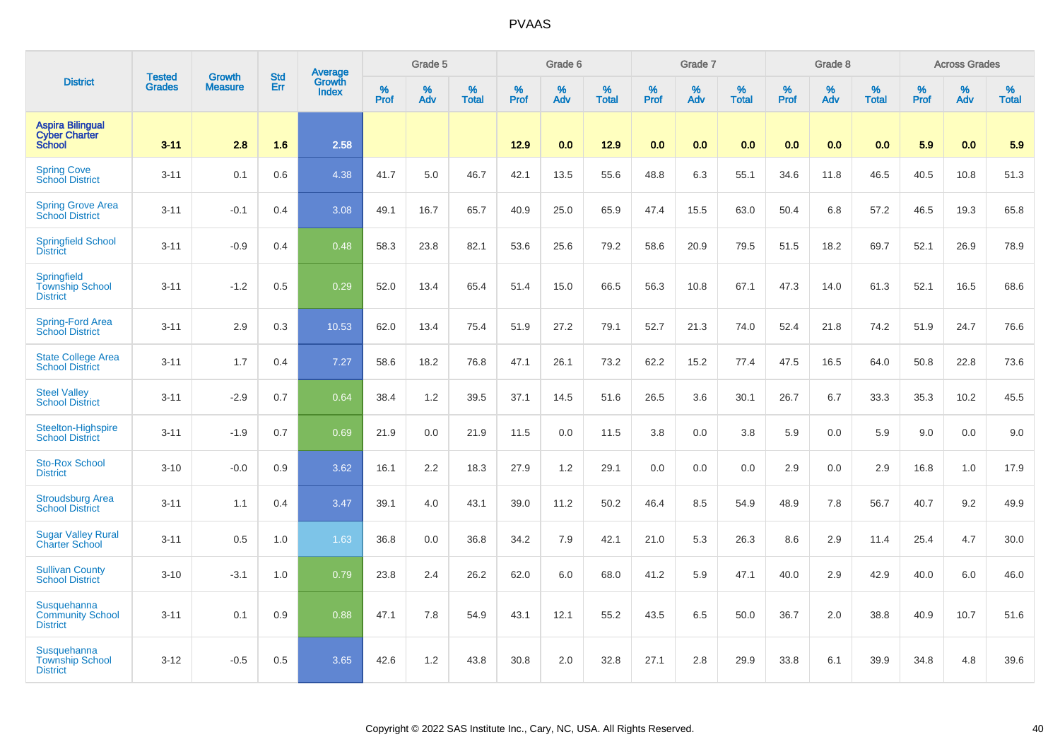| District | Tested Grades | Growth Measure | Std Err | Average Growth Index | Grade 5 | | | Grade 6 | | | Grade 7 | | | Grade 8 | | | Across Grades | | |
|---|---|---|---|---|---|---|---|---|---|---|---|---|---|---|---|---|---|---|---|
| | | | | | % Prof | % Adv | % Total | % Prof | % Adv | % Total | % Prof | % Adv | % Total | % Prof | % Adv | % Total | % Prof | % Adv | % Total |
| **Aspira Bilingual Cyber Charter School** | **3-11** | **2.8** | **1.6** | **2.58** | | | | **12.9** | **0.0** | **12.9** | **0.0** | **0.0** | **0.0** | **0.0** | **0.0** | **0.0** | **5.9** | **0.0** | **5.9** |
| Spring Cove School District | 3-11 | 0.1 | 0.6 | 4.38 | 41.7 | 5.0 | 46.7 | 42.1 | 13.5 | 55.6 | 48.8 | 6.3 | 55.1 | 34.6 | 11.8 | 46.5 | 40.5 | 10.8 | 51.3 |
| Spring Grove Area School District | 3-11 | -0.1 | 0.4 | 3.08 | 49.1 | 16.7 | 65.7 | 40.9 | 25.0 | 65.9 | 47.4 | 15.5 | 63.0 | 50.4 | 6.8 | 57.2 | 46.5 | 19.3 | 65.8 |
| Springfield School District | 3-11 | -0.9 | 0.4 | 0.48 | 58.3 | 23.8 | 82.1 | 53.6 | 25.6 | 79.2 | 58.6 | 20.9 | 79.5 | 51.5 | 18.2 | 69.7 | 52.1 | 26.9 | 78.9 |
| Springfield Township School District | 3-11 | -1.2 | 0.5 | 0.29 | 52.0 | 13.4 | 65.4 | 51.4 | 15.0 | 66.5 | 56.3 | 10.8 | 67.1 | 47.3 | 14.0 | 61.3 | 52.1 | 16.5 | 68.6 |
| Spring-Ford Area School District | 3-11 | 2.9 | 0.3 | 10.53 | 62.0 | 13.4 | 75.4 | 51.9 | 27.2 | 79.1 | 52.7 | 21.3 | 74.0 | 52.4 | 21.8 | 74.2 | 51.9 | 24.7 | 76.6 |
| State College Area School District | 3-11 | 1.7 | 0.4 | 7.27 | 58.6 | 18.2 | 76.8 | 47.1 | 26.1 | 73.2 | 62.2 | 15.2 | 77.4 | 47.5 | 16.5 | 64.0 | 50.8 | 22.8 | 73.6 |
| Steel Valley School District | 3-11 | -2.9 | 0.7 | 0.64 | 38.4 | 1.2 | 39.5 | 37.1 | 14.5 | 51.6 | 26.5 | 3.6 | 30.1 | 26.7 | 6.7 | 33.3 | 35.3 | 10.2 | 45.5 |
| Steelton-Highspire School District | 3-11 | -1.9 | 0.7 | 0.69 | 21.9 | 0.0 | 21.9 | 11.5 | 0.0 | 11.5 | 3.8 | 0.0 | 3.8 | 5.9 | 0.0 | 5.9 | 9.0 | 0.0 | 9.0 |
| Sto-Rox School District | 3-10 | -0.0 | 0.9 | 3.62 | 16.1 | 2.2 | 18.3 | 27.9 | 1.2 | 29.1 | 0.0 | 0.0 | 0.0 | 2.9 | 0.0 | 2.9 | 16.8 | 1.0 | 17.9 |
| Stroudsburg Area School District | 3-11 | 1.1 | 0.4 | 3.47 | 39.1 | 4.0 | 43.1 | 39.0 | 11.2 | 50.2 | 46.4 | 8.5 | 54.9 | 48.9 | 7.8 | 56.7 | 40.7 | 9.2 | 49.9 |
| Sugar Valley Rural Charter School | 3-11 | 0.5 | 1.0 | 1.63 | 36.8 | 0.0 | 36.8 | 34.2 | 7.9 | 42.1 | 21.0 | 5.3 | 26.3 | 8.6 | 2.9 | 11.4 | 25.4 | 4.7 | 30.0 |
| Sullivan County School District | 3-10 | -3.1 | 1.0 | 0.79 | 23.8 | 2.4 | 26.2 | 62.0 | 6.0 | 68.0 | 41.2 | 5.9 | 47.1 | 40.0 | 2.9 | 42.9 | 40.0 | 6.0 | 46.0 |
| Susquehanna Community School District | 3-11 | 0.1 | 0.9 | 0.88 | 47.1 | 7.8 | 54.9 | 43.1 | 12.1 | 55.2 | 43.5 | 6.5 | 50.0 | 36.7 | 2.0 | 38.8 | 40.9 | 10.7 | 51.6 |
| Susquehanna Township School District | 3-12 | -0.5 | 0.5 | 3.65 | 42.6 | 1.2 | 43.8 | 30.8 | 2.0 | 32.8 | 27.1 | 2.8 | 29.9 | 33.8 | 6.1 | 39.9 | 34.8 | 4.8 | 39.6 |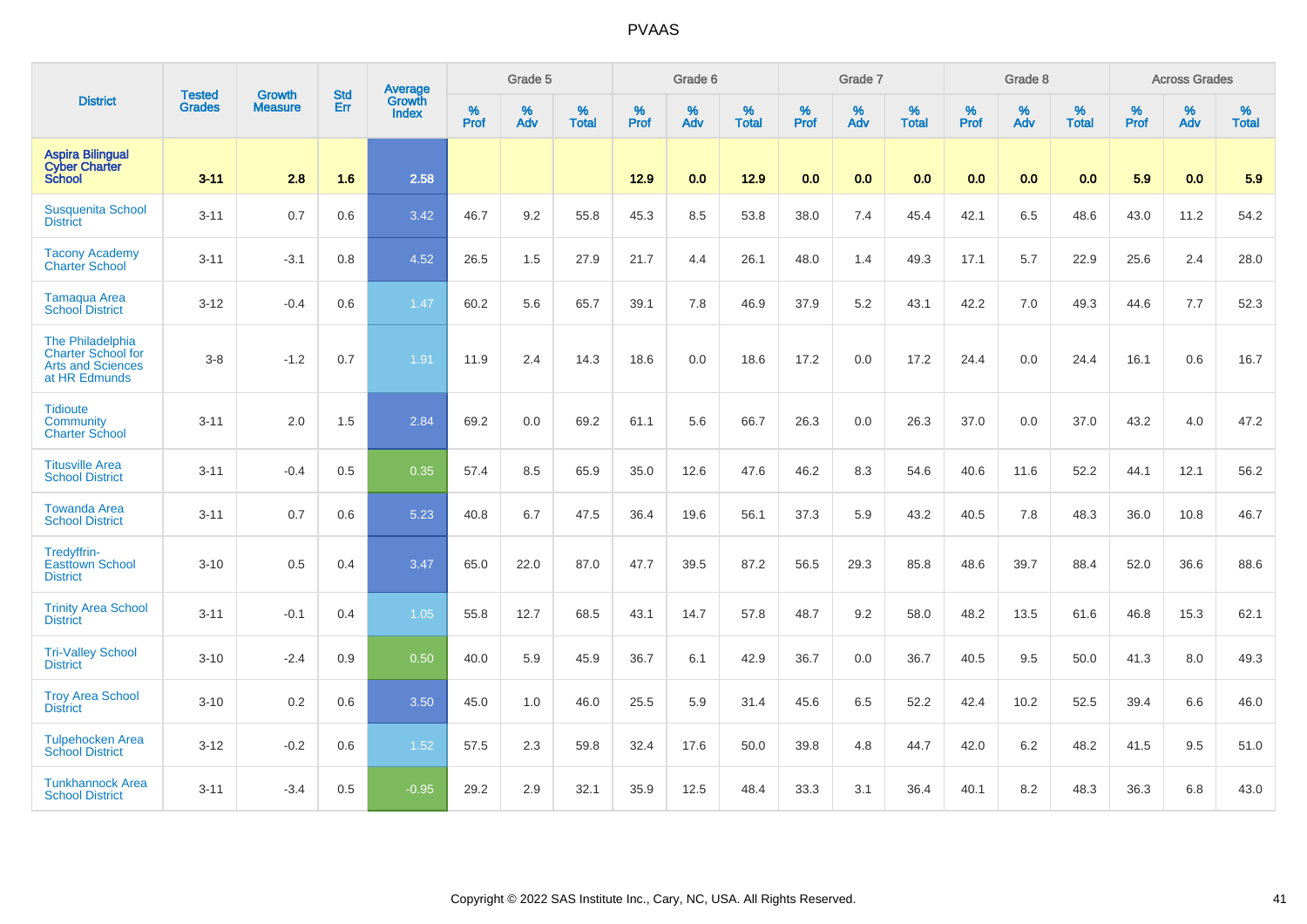# PVAAS

| District | Tested Grades | Growth Measure | Std Err | Average Growth Index | Grade 5 | | | Grade 6 | | | Grade 7 | | | Grade 8 | | | Across Grades | | |
|---|---|---|---|---|---|---|---|---|---|---|---|---|---|---|---|---|---|---|---|
| | | | | | % Prof | % Adv | % Total | % Prof | % Adv | % Total | % Prof | % Adv | % Total | % Prof | % Adv | % Total | % Prof | % Adv | % Total |
| **Aspira Bilingual Cyber Charter School** | **3-11** | **2.8** | **1.6** | **2.58** | | | | **12.9** | **0.0** | **12.9** | **0.0** | **0.0** | **0.0** | **0.0** | **0.0** | **0.0** | **5.9** | **0.0** | **5.9** |
| Susquenita School District | 3-11 | 0.7 | 0.6 | 3.42 | 46.7 | 9.2 | 55.8 | 45.3 | 8.5 | 53.8 | 38.0 | 7.4 | 45.4 | 42.1 | 6.5 | 48.6 | 43.0 | 11.2 | 54.2 |
| Tacony Academy Charter School | 3-11 | -3.1 | 0.8 | 4.52 | 26.5 | 1.5 | 27.9 | 21.7 | 4.4 | 26.1 | 48.0 | 1.4 | 49.3 | 17.1 | 5.7 | 22.9 | 25.6 | 2.4 | 28.0 |
| Tamaqua Area School District | 3-12 | -0.4 | 0.6 | 1.47 | 60.2 | 5.6 | 65.7 | 39.1 | 7.8 | 46.9 | 37.9 | 5.2 | 43.1 | 42.2 | 7.0 | 49.3 | 44.6 | 7.7 | 52.3 |
| The Philadelphia Charter School for Arts and Sciences at HR Edmunds | 3-8 | -1.2 | 0.7 | 1.91 | 11.9 | 2.4 | 14.3 | 18.6 | 0.0 | 18.6 | 17.2 | 0.0 | 17.2 | 24.4 | 0.0 | 24.4 | 16.1 | 0.6 | 16.7 |
| Tidioute Community Charter School | 3-11 | 2.0 | 1.5 | 2.84 | 69.2 | 0.0 | 69.2 | 61.1 | 5.6 | 66.7 | 26.3 | 0.0 | 26.3 | 37.0 | 0.0 | 37.0 | 43.2 | 4.0 | 47.2 |
| Titusville Area School District | 3-11 | -0.4 | 0.5 | 0.35 | 57.4 | 8.5 | 65.9 | 35.0 | 12.6 | 47.6 | 46.2 | 8.3 | 54.6 | 40.6 | 11.6 | 52.2 | 44.1 | 12.1 | 56.2 |
| Towanda Area School District | 3-11 | 0.7 | 0.6 | 5.23 | 40.8 | 6.7 | 47.5 | 36.4 | 19.6 | 56.1 | 37.3 | 5.9 | 43.2 | 40.5 | 7.8 | 48.3 | 36.0 | 10.8 | 46.7 |
| Tredyffrin-Easttown School District | 3-10 | 0.5 | 0.4 | 3.47 | 65.0 | 22.0 | 87.0 | 47.7 | 39.5 | 87.2 | 56.5 | 29.3 | 85.8 | 48.6 | 39.7 | 88.4 | 52.0 | 36.6 | 88.6 |
| Trinity Area School District | 3-11 | -0.1 | 0.4 | 1.05 | 55.8 | 12.7 | 68.5 | 43.1 | 14.7 | 57.8 | 48.7 | 9.2 | 58.0 | 48.2 | 13.5 | 61.6 | 46.8 | 15.3 | 62.1 |
| Tri-Valley School District | 3-10 | -2.4 | 0.9 | 0.50 | 40.0 | 5.9 | 45.9 | 36.7 | 6.1 | 42.9 | 36.7 | 0.0 | 36.7 | 40.5 | 9.5 | 50.0 | 41.3 | 8.0 | 49.3 |
| Troy Area School District | 3-10 | 0.2 | 0.6 | 3.50 | 45.0 | 1.0 | 46.0 | 25.5 | 5.9 | 31.4 | 45.6 | 6.5 | 52.2 | 42.4 | 10.2 | 52.5 | 39.4 | 6.6 | 46.0 |
| Tulpehocken Area School District | 3-12 | -0.2 | 0.6 | 1.52 | 57.5 | 2.3 | 59.8 | 32.4 | 17.6 | 50.0 | 39.8 | 4.8 | 44.7 | 42.0 | 6.2 | 48.2 | 41.5 | 9.5 | 51.0 |
| Tunkhannock Area School District | 3-11 | -3.4 | 0.5 | -0.95 | 29.2 | 2.9 | 32.1 | 35.9 | 12.5 | 48.4 | 33.3 | 3.1 | 36.4 | 40.1 | 8.2 | 48.3 | 36.3 | 6.8 | 43.0 |

Copyright © 2022 SAS Institute Inc., Cary, NC, USA. All Rights Reserved.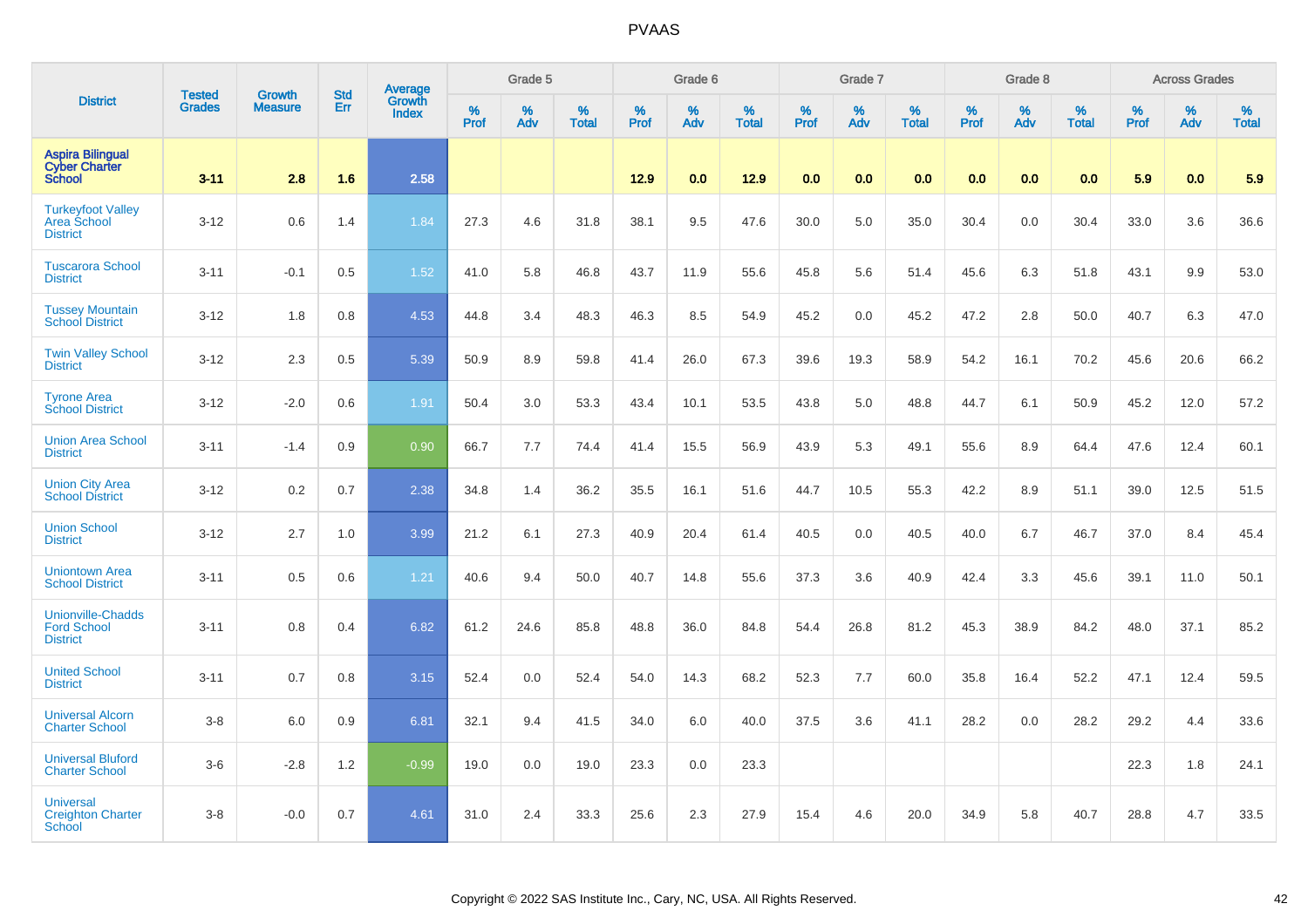# PVAAS

| District | Tested Grades | Growth Measure | Std Err | Average Growth Index | Grade 5 | | | Grade 6 | | | Grade 7 | | | Grade 8 | | | Across Grades | | |
|---|---|---|---|---|---|---|---|---|---|---|---|---|---|---|---|---|---|---|---|
| | | | | | % Prof | % Adv | % Total | % Prof | % Adv | % Total | % Prof | % Adv | % Total | % Prof | % Adv | % Total | % Prof | % Adv | % Total |
| **Aspira Bilingual Cyber Charter School** | **3-11** | **2.8** | **1.6** | **2.58** | | | | **12.9** | **0.0** | **12.9** | **0.0** | **0.0** | **0.0** | **0.0** | **0.0** | **0.0** | **5.9** | **0.0** | **5.9** |
| Turkeyfoot Valley Area School District | 3-12 | 0.6 | 1.4 | 1.84 | 27.3 | 4.6 | 31.8 | 38.1 | 9.5 | 47.6 | 30.0 | 5.0 | 35.0 | 30.4 | 0.0 | 30.4 | 33.0 | 3.6 | 36.6 |
| Tuscarora School District | 3-11 | -0.1 | 0.5 | 1.52 | 41.0 | 5.8 | 46.8 | 43.7 | 11.9 | 55.6 | 45.8 | 5.6 | 51.4 | 45.6 | 6.3 | 51.8 | 43.1 | 9.9 | 53.0 |
| Tussey Mountain School District | 3-12 | 1.8 | 0.8 | 4.53 | 44.8 | 3.4 | 48.3 | 46.3 | 8.5 | 54.9 | 45.2 | 0.0 | 45.2 | 47.2 | 2.8 | 50.0 | 40.7 | 6.3 | 47.0 |
| Twin Valley School District | 3-12 | 2.3 | 0.5 | 5.39 | 50.9 | 8.9 | 59.8 | 41.4 | 26.0 | 67.3 | 39.6 | 19.3 | 58.9 | 54.2 | 16.1 | 70.2 | 45.6 | 20.6 | 66.2 |
| Tyrone Area School District | 3-12 | -2.0 | 0.6 | 1.91 | 50.4 | 3.0 | 53.3 | 43.4 | 10.1 | 53.5 | 43.8 | 5.0 | 48.8 | 44.7 | 6.1 | 50.9 | 45.2 | 12.0 | 57.2 |
| Union Area School District | 3-11 | -1.4 | 0.9 | 0.90 | 66.7 | 7.7 | 74.4 | 41.4 | 15.5 | 56.9 | 43.9 | 5.3 | 49.1 | 55.6 | 8.9 | 64.4 | 47.6 | 12.4 | 60.1 |
| Union City Area School District | 3-12 | 0.2 | 0.7 | 2.38 | 34.8 | 1.4 | 36.2 | 35.5 | 16.1 | 51.6 | 44.7 | 10.5 | 55.3 | 42.2 | 8.9 | 51.1 | 39.0 | 12.5 | 51.5 |
| Union School District | 3-12 | 2.7 | 1.0 | 3.99 | 21.2 | 6.1 | 27.3 | 40.9 | 20.4 | 61.4 | 40.5 | 0.0 | 40.5 | 40.0 | 6.7 | 46.7 | 37.0 | 8.4 | 45.4 |
| Uniontown Area School District | 3-11 | 0.5 | 0.6 | 1.21 | 40.6 | 9.4 | 50.0 | 40.7 | 14.8 | 55.6 | 37.3 | 3.6 | 40.9 | 42.4 | 3.3 | 45.6 | 39.1 | 11.0 | 50.1 |
| Unionville-Chadds Ford School District | 3-11 | 0.8 | 0.4 | 6.82 | 61.2 | 24.6 | 85.8 | 48.8 | 36.0 | 84.8 | 54.4 | 26.8 | 81.2 | 45.3 | 38.9 | 84.2 | 48.0 | 37.1 | 85.2 |
| United School District | 3-11 | 0.7 | 0.8 | 3.15 | 52.4 | 0.0 | 52.4 | 54.0 | 14.3 | 68.2 | 52.3 | 7.7 | 60.0 | 35.8 | 16.4 | 52.2 | 47.1 | 12.4 | 59.5 |
| Universal Alcorn Charter School | 3-8 | 6.0 | 0.9 | 6.81 | 32.1 | 9.4 | 41.5 | 34.0 | 6.0 | 40.0 | 37.5 | 3.6 | 41.1 | 28.2 | 0.0 | 28.2 | 29.2 | 4.4 | 33.6 |
| Universal Bluford Charter School | 3-6 | -2.8 | 1.2 | -0.99 | 19.0 | 0.0 | 19.0 | 23.3 | 0.0 | 23.3 | | | | | | | 22.3 | 1.8 | 24.1 |
| Universal Creighton Charter School | 3-8 | -0.0 | 0.7 | 4.61 | 31.0 | 2.4 | 33.3 | 25.6 | 2.3 | 27.9 | 15.4 | 4.6 | 20.0 | 34.9 | 5.8 | 40.7 | 28.8 | 4.7 | 33.5 |

Copyright © 2022 SAS Institute Inc., Cary, NC, USA. All Rights Reserved.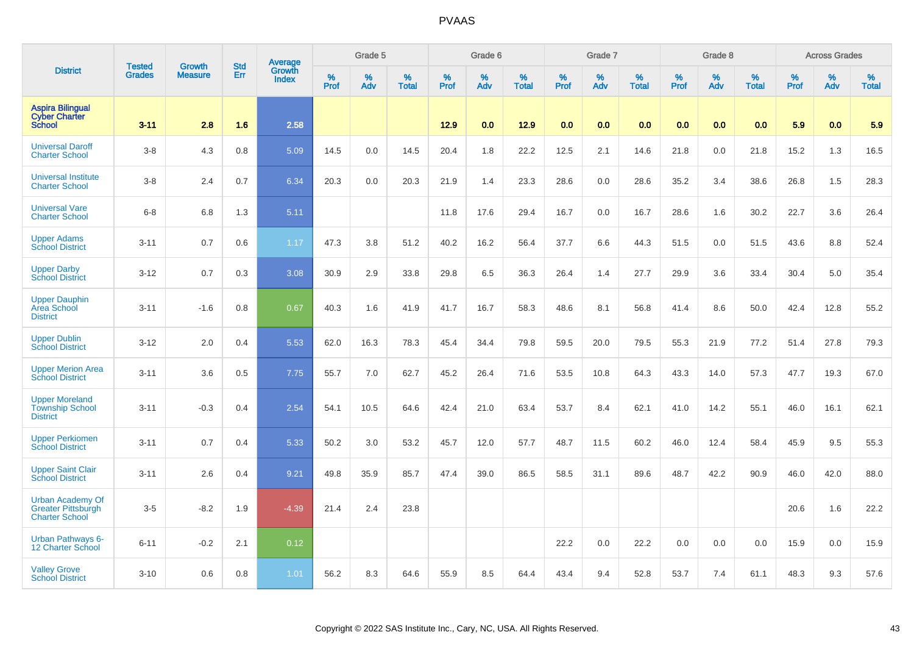| District | Tested Grades | Growth Measure | Std Err | Average Growth Index | Grade 5 | | | Grade 6 | | | Grade 7 | | | Grade 8 | | | Across Grades | | |
|---|---|---|---|---|---|---|---|---|---|---|---|---|---|---|---|---|---|---|---|
| | | | | | % Prof | % Adv | % Total | % Prof | % Adv | % Total | % Prof | % Adv | % Total | % Prof | % Adv | % Total | % Prof | % Adv | % Total |
| **Aspira Bilingual Cyber Charter School** | **3-11** | **2.8** | **1.6** | **2.58** | | | | **12.9** | **0.0** | **12.9** | **0.0** | **0.0** | **0.0** | **0.0** | **0.0** | **0.0** | **5.9** | **0.0** | **5.9** |
| Universal Daroff Charter School | 3-8 | 4.3 | 0.8 | 5.09 | 14.5 | 0.0 | 14.5 | 20.4 | 1.8 | 22.2 | 12.5 | 2.1 | 14.6 | 21.8 | 0.0 | 21.8 | 15.2 | 1.3 | 16.5 |
| Universal Institute Charter School | 3-8 | 2.4 | 0.7 | 6.34 | 20.3 | 0.0 | 20.3 | 21.9 | 1.4 | 23.3 | 28.6 | 0.0 | 28.6 | 35.2 | 3.4 | 38.6 | 26.8 | 1.5 | 28.3 |
| Universal Vare Charter School | 6-8 | 6.8 | 1.3 | 5.11 | | | | 11.8 | 17.6 | 29.4 | 16.7 | 0.0 | 16.7 | 28.6 | 1.6 | 30.2 | 22.7 | 3.6 | 26.4 |
| Upper Adams School District | 3-11 | 0.7 | 0.6 | 1.17 | 47.3 | 3.8 | 51.2 | 40.2 | 16.2 | 56.4 | 37.7 | 6.6 | 44.3 | 51.5 | 0.0 | 51.5 | 43.6 | 8.8 | 52.4 |
| Upper Darby School District | 3-12 | 0.7 | 0.3 | 3.08 | 30.9 | 2.9 | 33.8 | 29.8 | 6.5 | 36.3 | 26.4 | 1.4 | 27.7 | 29.9 | 3.6 | 33.4 | 30.4 | 5.0 | 35.4 |
| Upper Dauphin Area School District | 3-11 | -1.6 | 0.8 | 0.67 | 40.3 | 1.6 | 41.9 | 41.7 | 16.7 | 58.3 | 48.6 | 8.1 | 56.8 | 41.4 | 8.6 | 50.0 | 42.4 | 12.8 | 55.2 |
| Upper Dublin School District | 3-12 | 2.0 | 0.4 | 5.53 | 62.0 | 16.3 | 78.3 | 45.4 | 34.4 | 79.8 | 59.5 | 20.0 | 79.5 | 55.3 | 21.9 | 77.2 | 51.4 | 27.8 | 79.3 |
| Upper Merion Area School District | 3-11 | 3.6 | 0.5 | 7.75 | 55.7 | 7.0 | 62.7 | 45.2 | 26.4 | 71.6 | 53.5 | 10.8 | 64.3 | 43.3 | 14.0 | 57.3 | 47.7 | 19.3 | 67.0 |
| Upper Moreland Township School District | 3-11 | -0.3 | 0.4 | 2.54 | 54.1 | 10.5 | 64.6 | 42.4 | 21.0 | 63.4 | 53.7 | 8.4 | 62.1 | 41.0 | 14.2 | 55.1 | 46.0 | 16.1 | 62.1 |
| Upper Perkiomen School District | 3-11 | 0.7 | 0.4 | 5.33 | 50.2 | 3.0 | 53.2 | 45.7 | 12.0 | 57.7 | 48.7 | 11.5 | 60.2 | 46.0 | 12.4 | 58.4 | 45.9 | 9.5 | 55.3 |
| Upper Saint Clair School District | 3-11 | 2.6 | 0.4 | 9.21 | 49.8 | 35.9 | 85.7 | 47.4 | 39.0 | 86.5 | 58.5 | 31.1 | 89.6 | 48.7 | 42.2 | 90.9 | 46.0 | 42.0 | 88.0 |
| Urban Academy Of Greater Pittsburgh Charter School | 3-5 | -8.2 | 1.9 | -4.39 | 21.4 | 2.4 | 23.8 | | | | | | | | | | 20.6 | 1.6 | 22.2 |
| Urban Pathways 6-12 Charter School | 6-11 | -0.2 | 2.1 | 0.12 | | | | | | | 22.2 | 0.0 | 22.2 | 0.0 | 0.0 | 0.0 | 15.9 | 0.0 | 15.9 |
| Valley Grove School District | 3-10 | 0.6 | 0.8 | 1.01 | 56.2 | 8.3 | 64.6 | 55.9 | 8.5 | 64.4 | 43.4 | 9.4 | 52.8 | 53.7 | 7.4 | 61.1 | 48.3 | 9.3 | 57.6 |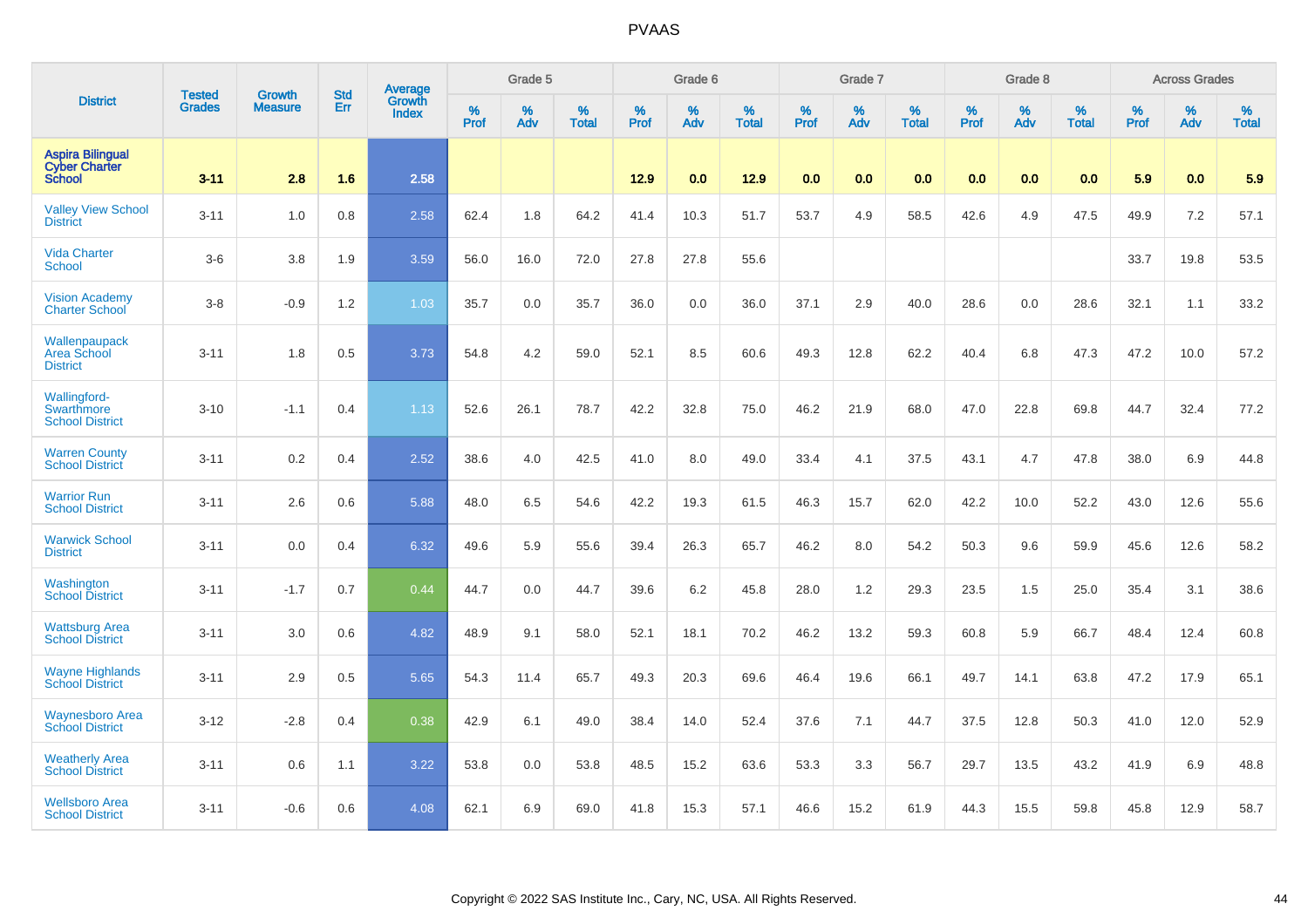# PVAAS

| District | Tested Grades | Growth Measure | Std Err | Average Growth Index | Grade 5 | | | Grade 6 | | | Grade 7 | | | Grade 8 | | | Across Grades | | |
|---|---|---|---|---|---|---|---|---|---|---|---|---|---|---|---|---|---|---|---|
| | | | | | % Prof | % Adv | % Total | % Prof | % Adv | % Total | % Prof | % Adv | % Total | % Prof | % Adv | % Total | % Prof | % Adv | % Total |
| **Aspira Bilingual Cyber Charter School** | **3-11** | **2.8** | **1.6** | **2.58** | | | | **12.9** | **0.0** | **12.9** | **0.0** | **0.0** | **0.0** | **0.0** | **0.0** | **0.0** | **5.9** | **0.0** | **5.9** |
| Valley View School District | 3-11 | 1.0 | 0.8 | 2.58 | 62.4 | 1.8 | 64.2 | 41.4 | 10.3 | 51.7 | 53.7 | 4.9 | 58.5 | 42.6 | 4.9 | 47.5 | 49.9 | 7.2 | 57.1 |
| Vida Charter School | 3-6 | 3.8 | 1.9 | 3.59 | 56.0 | 16.0 | 72.0 | 27.8 | 27.8 | 55.6 | | | | | | | 33.7 | 19.8 | 53.5 |
| Vision Academy Charter School | 3-8 | -0.9 | 1.2 | 1.03 | 35.7 | 0.0 | 35.7 | 36.0 | 0.0 | 36.0 | 37.1 | 2.9 | 40.0 | 28.6 | 0.0 | 28.6 | 32.1 | 1.1 | 33.2 |
| Wallenpaupack Area School District | 3-11 | 1.8 | 0.5 | 3.73 | 54.8 | 4.2 | 59.0 | 52.1 | 8.5 | 60.6 | 49.3 | 12.8 | 62.2 | 40.4 | 6.8 | 47.3 | 47.2 | 10.0 | 57.2 |
| Wallingford-Swarthmore School District | 3-10 | -1.1 | 0.4 | 1.13 | 52.6 | 26.1 | 78.7 | 42.2 | 32.8 | 75.0 | 46.2 | 21.9 | 68.0 | 47.0 | 22.8 | 69.8 | 44.7 | 32.4 | 77.2 |
| Warren County School District | 3-11 | 0.2 | 0.4 | 2.52 | 38.6 | 4.0 | 42.5 | 41.0 | 8.0 | 49.0 | 33.4 | 4.1 | 37.5 | 43.1 | 4.7 | 47.8 | 38.0 | 6.9 | 44.8 |
| Warrior Run School District | 3-11 | 2.6 | 0.6 | 5.88 | 48.0 | 6.5 | 54.6 | 42.2 | 19.3 | 61.5 | 46.3 | 15.7 | 62.0 | 42.2 | 10.0 | 52.2 | 43.0 | 12.6 | 55.6 |
| Warwick School District | 3-11 | 0.0 | 0.4 | 6.32 | 49.6 | 5.9 | 55.6 | 39.4 | 26.3 | 65.7 | 46.2 | 8.0 | 54.2 | 50.3 | 9.6 | 59.9 | 45.6 | 12.6 | 58.2 |
| Washington School District | 3-11 | -1.7 | 0.7 | 0.44 | 44.7 | 0.0 | 44.7 | 39.6 | 6.2 | 45.8 | 28.0 | 1.2 | 29.3 | 23.5 | 1.5 | 25.0 | 35.4 | 3.1 | 38.6 |
| Wattsburg Area School District | 3-11 | 3.0 | 0.6 | 4.82 | 48.9 | 9.1 | 58.0 | 52.1 | 18.1 | 70.2 | 46.2 | 13.2 | 59.3 | 60.8 | 5.9 | 66.7 | 48.4 | 12.4 | 60.8 |
| Wayne Highlands School District | 3-11 | 2.9 | 0.5 | 5.65 | 54.3 | 11.4 | 65.7 | 49.3 | 20.3 | 69.6 | 46.4 | 19.6 | 66.1 | 49.7 | 14.1 | 63.8 | 47.2 | 17.9 | 65.1 |
| Waynesboro Area School District | 3-12 | -2.8 | 0.4 | 0.38 | 42.9 | 6.1 | 49.0 | 38.4 | 14.0 | 52.4 | 37.6 | 7.1 | 44.7 | 37.5 | 12.8 | 50.3 | 41.0 | 12.0 | 52.9 |
| Weatherly Area School District | 3-11 | 0.6 | 1.1 | 3.22 | 53.8 | 0.0 | 53.8 | 48.5 | 15.2 | 63.6 | 53.3 | 3.3 | 56.7 | 29.7 | 13.5 | 43.2 | 41.9 | 6.9 | 48.8 |
| Wellsboro Area School District | 3-11 | -0.6 | 0.6 | 4.08 | 62.1 | 6.9 | 69.0 | 41.8 | 15.3 | 57.1 | 46.6 | 15.2 | 61.9 | 44.3 | 15.5 | 59.8 | 45.8 | 12.9 | 58.7 |

Copyright © 2022 SAS Institute Inc., Cary, NC, USA. All Rights Reserved.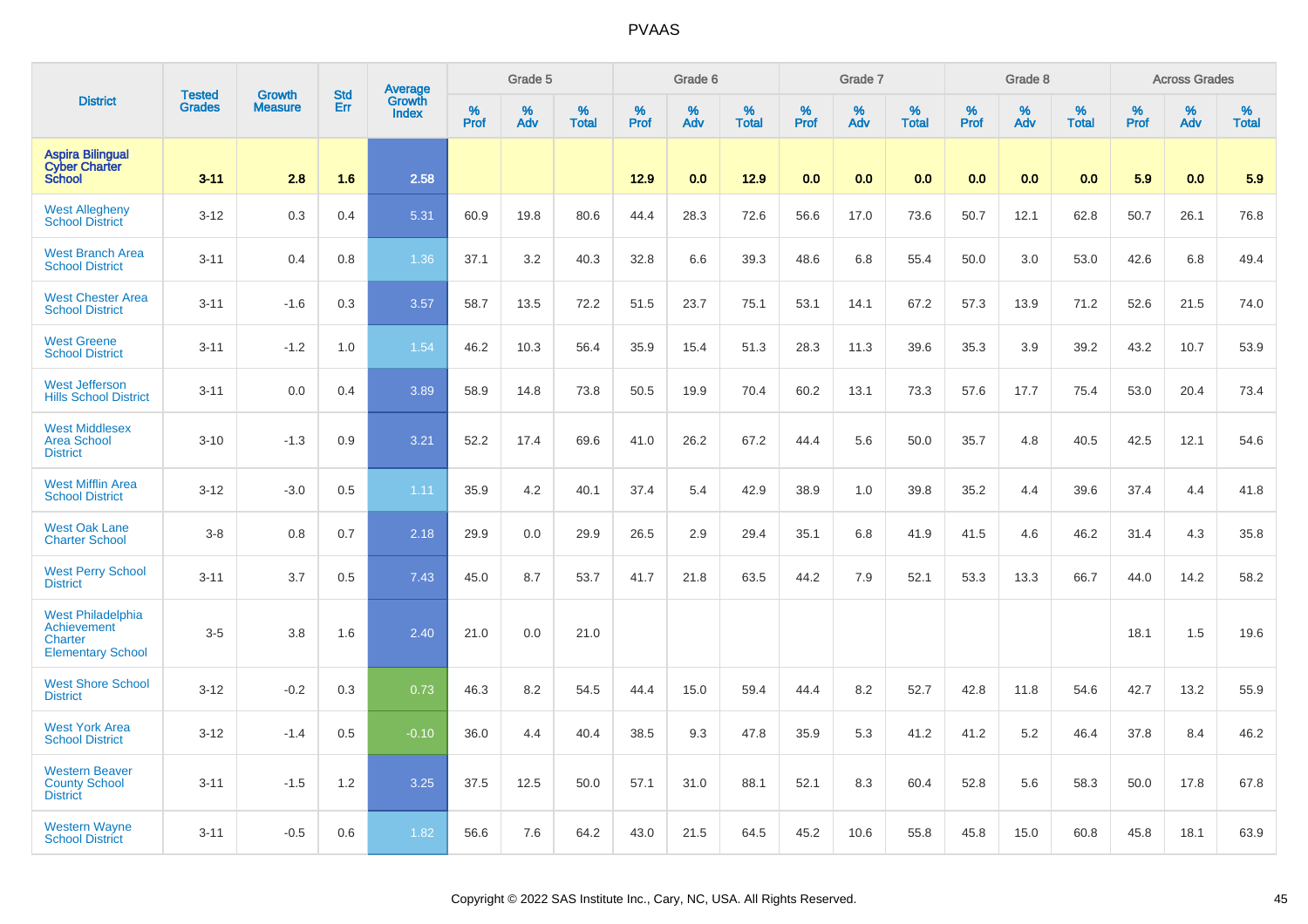| District | Tested Grades | Growth Measure | Std Err | Average Growth Index | Grade 5 | | | Grade 6 | | | Grade 7 | | | Grade 8 | | | Across Grades | | |
|---|---|---|---|---|---|---|---|---|---|---|---|---|---|---|---|---|---|---|---|
| | | | | | % Prof | % Adv | % Total | % Prof | % Adv | % Total | % Prof | % Adv | % Total | % Prof | % Adv | % Total | % Prof | % Adv | % Total |
| **Aspira Bilingual Cyber Charter School** | **3-11** | **2.8** | **1.6** | **2.58** | | | | **12.9** | **0.0** | **12.9** | **0.0** | **0.0** | **0.0** | **0.0** | **0.0** | **0.0** | **5.9** | **0.0** | **5.9** |
| West Allegheny School District | 3-12 | 0.3 | 0.4 | 5.31 | 60.9 | 19.8 | 80.6 | 44.4 | 28.3 | 72.6 | 56.6 | 17.0 | 73.6 | 50.7 | 12.1 | 62.8 | 50.7 | 26.1 | 76.8 |
| West Branch Area School District | 3-11 | 0.4 | 0.8 | 1.36 | 37.1 | 3.2 | 40.3 | 32.8 | 6.6 | 39.3 | 48.6 | 6.8 | 55.4 | 50.0 | 3.0 | 53.0 | 42.6 | 6.8 | 49.4 |
| West Chester Area School District | 3-11 | -1.6 | 0.3 | 3.57 | 58.7 | 13.5 | 72.2 | 51.5 | 23.7 | 75.1 | 53.1 | 14.1 | 67.2 | 57.3 | 13.9 | 71.2 | 52.6 | 21.5 | 74.0 |
| West Greene School District | 3-11 | -1.2 | 1.0 | 1.54 | 46.2 | 10.3 | 56.4 | 35.9 | 15.4 | 51.3 | 28.3 | 11.3 | 39.6 | 35.3 | 3.9 | 39.2 | 43.2 | 10.7 | 53.9 |
| West Jefferson Hills School District | 3-11 | 0.0 | 0.4 | 3.89 | 58.9 | 14.8 | 73.8 | 50.5 | 19.9 | 70.4 | 60.2 | 13.1 | 73.3 | 57.6 | 17.7 | 75.4 | 53.0 | 20.4 | 73.4 |
| West Middlesex Area School District | 3-10 | -1.3 | 0.9 | 3.21 | 52.2 | 17.4 | 69.6 | 41.0 | 26.2 | 67.2 | 44.4 | 5.6 | 50.0 | 35.7 | 4.8 | 40.5 | 42.5 | 12.1 | 54.6 |
| West Mifflin Area School District | 3-12 | -3.0 | 0.5 | 1.11 | 35.9 | 4.2 | 40.1 | 37.4 | 5.4 | 42.9 | 38.9 | 1.0 | 39.8 | 35.2 | 4.4 | 39.6 | 37.4 | 4.4 | 41.8 |
| West Oak Lane Charter School | 3-8 | 0.8 | 0.7 | 2.18 | 29.9 | 0.0 | 29.9 | 26.5 | 2.9 | 29.4 | 35.1 | 6.8 | 41.9 | 41.5 | 4.6 | 46.2 | 31.4 | 4.3 | 35.8 |
| West Perry School District | 3-11 | 3.7 | 0.5 | 7.43 | 45.0 | 8.7 | 53.7 | 41.7 | 21.8 | 63.5 | 44.2 | 7.9 | 52.1 | 53.3 | 13.3 | 66.7 | 44.0 | 14.2 | 58.2 |
| West Philadelphia Achievement Charter Elementary School | 3-5 | 3.8 | 1.6 | 2.40 | 21.0 | 0.0 | 21.0 | | | | | | | | | | 18.1 | 1.5 | 19.6 |
| West Shore School District | 3-12 | -0.2 | 0.3 | 0.73 | 46.3 | 8.2 | 54.5 | 44.4 | 15.0 | 59.4 | 44.4 | 8.2 | 52.7 | 42.8 | 11.8 | 54.6 | 42.7 | 13.2 | 55.9 |
| West York Area School District | 3-12 | -1.4 | 0.5 | -0.10 | 36.0 | 4.4 | 40.4 | 38.5 | 9.3 | 47.8 | 35.9 | 5.3 | 41.2 | 41.2 | 5.2 | 46.4 | 37.8 | 8.4 | 46.2 |
| Western Beaver County School District | 3-11 | -1.5 | 1.2 | 3.25 | 37.5 | 12.5 | 50.0 | 57.1 | 31.0 | 88.1 | 52.1 | 8.3 | 60.4 | 52.8 | 5.6 | 58.3 | 50.0 | 17.8 | 67.8 |
| Western Wayne School District | 3-11 | -0.5 | 0.6 | 1.82 | 56.6 | 7.6 | 64.2 | 43.0 | 21.5 | 64.5 | 45.2 | 10.6 | 55.8 | 45.8 | 15.0 | 60.8 | 45.8 | 18.1 | 63.9 |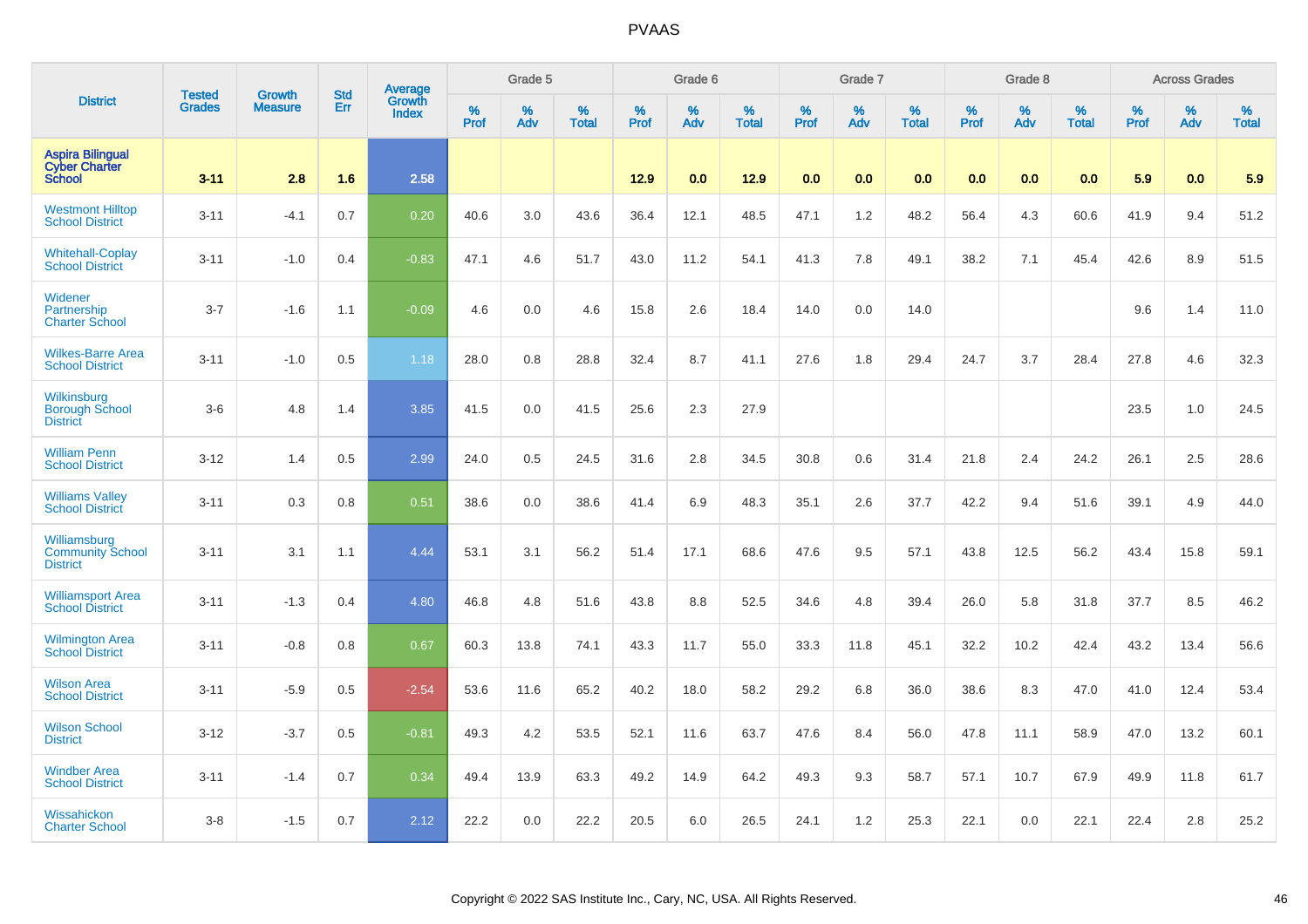# PVAAS

| District | Tested Grades | Growth Measure | Std Err | Average Growth Index | Grade 5 | | | Grade 6 | | | Grade 7 | | | Grade 8 | | | Across Grades | | |
|---|---|---|---|---|---|---|---|---|---|---|---|---|---|---|---|---|---|---|---|
| | | | | | % Prof | % Adv | % Total | % Prof | % Adv | % Total | % Prof | % Adv | % Total | % Prof | % Adv | % Total | % Prof | % Adv | % Total |
| **Aspira Bilingual Cyber Charter School** | **3-11** | **2.8** | **1.6** | **2.58** | | | | **12.9** | **0.0** | **12.9** | **0.0** | **0.0** | **0.0** | **0.0** | **0.0** | **0.0** | **5.9** | **0.0** | **5.9** |
| Westmont Hilltop School District | 3-11 | -4.1 | 0.7 | 0.20 | 40.6 | 3.0 | 43.6 | 36.4 | 12.1 | 48.5 | 47.1 | 1.2 | 48.2 | 56.4 | 4.3 | 60.6 | 41.9 | 9.4 | 51.2 |
| Whitehall-Coplay School District | 3-11 | -1.0 | 0.4 | -0.83 | 47.1 | 4.6 | 51.7 | 43.0 | 11.2 | 54.1 | 41.3 | 7.8 | 49.1 | 38.2 | 7.1 | 45.4 | 42.6 | 8.9 | 51.5 |
| Widener Partnership Charter School | 3-7 | -1.6 | 1.1 | -0.09 | 4.6 | 0.0 | 4.6 | 15.8 | 2.6 | 18.4 | 14.0 | 0.0 | 14.0 | | | | 9.6 | 1.4 | 11.0 |
| Wilkes-Barre Area School District | 3-11 | -1.0 | 0.5 | 1.18 | 28.0 | 0.8 | 28.8 | 32.4 | 8.7 | 41.1 | 27.6 | 1.8 | 29.4 | 24.7 | 3.7 | 28.4 | 27.8 | 4.6 | 32.3 |
| Wilkinsburg Borough School District | 3-6 | 4.8 | 1.4 | 3.85 | 41.5 | 0.0 | 41.5 | 25.6 | 2.3 | 27.9 | | | | | | | 23.5 | 1.0 | 24.5 |
| William Penn School District | 3-12 | 1.4 | 0.5 | 2.99 | 24.0 | 0.5 | 24.5 | 31.6 | 2.8 | 34.5 | 30.8 | 0.6 | 31.4 | 21.8 | 2.4 | 24.2 | 26.1 | 2.5 | 28.6 |
| Williams Valley School District | 3-11 | 0.3 | 0.8 | 0.51 | 38.6 | 0.0 | 38.6 | 41.4 | 6.9 | 48.3 | 35.1 | 2.6 | 37.7 | 42.2 | 9.4 | 51.6 | 39.1 | 4.9 | 44.0 |
| Williamsburg Community School District | 3-11 | 3.1 | 1.1 | 4.44 | 53.1 | 3.1 | 56.2 | 51.4 | 17.1 | 68.6 | 47.6 | 9.5 | 57.1 | 43.8 | 12.5 | 56.2 | 43.4 | 15.8 | 59.1 |
| Williamsport Area School District | 3-11 | -1.3 | 0.4 | 4.80 | 46.8 | 4.8 | 51.6 | 43.8 | 8.8 | 52.5 | 34.6 | 4.8 | 39.4 | 26.0 | 5.8 | 31.8 | 37.7 | 8.5 | 46.2 |
| Wilmington Area School District | 3-11 | -0.8 | 0.8 | 0.67 | 60.3 | 13.8 | 74.1 | 43.3 | 11.7 | 55.0 | 33.3 | 11.8 | 45.1 | 32.2 | 10.2 | 42.4 | 43.2 | 13.4 | 56.6 |
| Wilson Area School District | 3-11 | -5.9 | 0.5 | -2.54 | 53.6 | 11.6 | 65.2 | 40.2 | 18.0 | 58.2 | 29.2 | 6.8 | 36.0 | 38.6 | 8.3 | 47.0 | 41.0 | 12.4 | 53.4 |
| Wilson School District | 3-12 | -3.7 | 0.5 | -0.81 | 49.3 | 4.2 | 53.5 | 52.1 | 11.6 | 63.7 | 47.6 | 8.4 | 56.0 | 47.8 | 11.1 | 58.9 | 47.0 | 13.2 | 60.1 |
| Windber Area School District | 3-11 | -1.4 | 0.7 | 0.34 | 49.4 | 13.9 | 63.3 | 49.2 | 14.9 | 64.2 | 49.3 | 9.3 | 58.7 | 57.1 | 10.7 | 67.9 | 49.9 | 11.8 | 61.7 |
| Wissahickon Charter School | 3-8 | -1.5 | 0.7 | 2.12 | 22.2 | 0.0 | 22.2 | 20.5 | 6.0 | 26.5 | 24.1 | 1.2 | 25.3 | 22.1 | 0.0 | 22.1 | 22.4 | 2.8 | 25.2 |

Copyright © 2022 SAS Institute Inc., Cary, NC, USA. All Rights Reserved.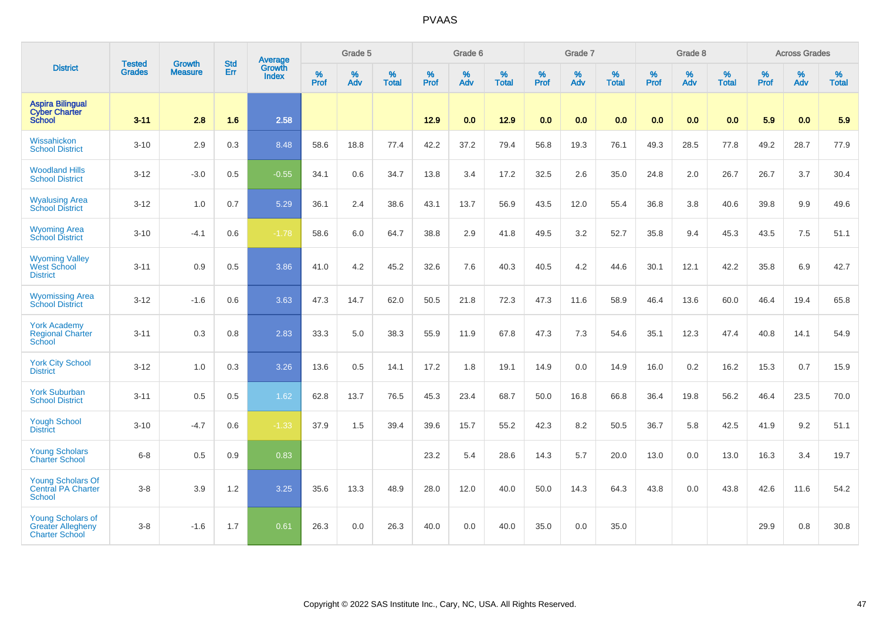# PVAAS

| District | Tested Grades | Growth Measure | Std Err | Average Growth Index | Grade 5 | | | Grade 6 | | | Grade 7 | | | Grade 8 | | | Across Grades | | |
|---|---|---|---|---|---|---|---|---|---|---|---|---|---|---|---|---|---|---|---|
| | | | | | % Prof | % Adv | % Total | % Prof | % Adv | % Total | % Prof | % Adv | % Total | % Prof | % Adv | % Total | % Prof | % Adv | % Total |
| **Aspira Bilingual Cyber Charter School** | **3-11** | **2.8** | **1.6** | **2.58** | | | | **12.9** | **0.0** | **12.9** | **0.0** | **0.0** | **0.0** | **0.0** | **0.0** | **0.0** | **5.9** | **0.0** | **5.9** |
| Wissahickon School District | 3-10 | 2.9 | 0.3 | 8.48 | 58.6 | 18.8 | 77.4 | 42.2 | 37.2 | 79.4 | 56.8 | 19.3 | 76.1 | 49.3 | 28.5 | 77.8 | 49.2 | 28.7 | 77.9 |
| Woodland Hills School District | 3-12 | -3.0 | 0.5 | -0.55 | 34.1 | 0.6 | 34.7 | 13.8 | 3.4 | 17.2 | 32.5 | 2.6 | 35.0 | 24.8 | 2.0 | 26.7 | 26.7 | 3.7 | 30.4 |
| Wyalusing Area School District | 3-12 | 1.0 | 0.7 | 5.29 | 36.1 | 2.4 | 38.6 | 43.1 | 13.7 | 56.9 | 43.5 | 12.0 | 55.4 | 36.8 | 3.8 | 40.6 | 39.8 | 9.9 | 49.6 |
| Wyoming Area School District | 3-10 | -4.1 | 0.6 | -1.78 | 58.6 | 6.0 | 64.7 | 38.8 | 2.9 | 41.8 | 49.5 | 3.2 | 52.7 | 35.8 | 9.4 | 45.3 | 43.5 | 7.5 | 51.1 |
| Wyoming Valley West School District | 3-11 | 0.9 | 0.5 | 3.86 | 41.0 | 4.2 | 45.2 | 32.6 | 7.6 | 40.3 | 40.5 | 4.2 | 44.6 | 30.1 | 12.1 | 42.2 | 35.8 | 6.9 | 42.7 |
| Wyomissing Area School District | 3-12 | -1.6 | 0.6 | 3.63 | 47.3 | 14.7 | 62.0 | 50.5 | 21.8 | 72.3 | 47.3 | 11.6 | 58.9 | 46.4 | 13.6 | 60.0 | 46.4 | 19.4 | 65.8 |
| York Academy Regional Charter School | 3-11 | 0.3 | 0.8 | 2.83 | 33.3 | 5.0 | 38.3 | 55.9 | 11.9 | 67.8 | 47.3 | 7.3 | 54.6 | 35.1 | 12.3 | 47.4 | 40.8 | 14.1 | 54.9 |
| York City School District | 3-12 | 1.0 | 0.3 | 3.26 | 13.6 | 0.5 | 14.1 | 17.2 | 1.8 | 19.1 | 14.9 | 0.0 | 14.9 | 16.0 | 0.2 | 16.2 | 15.3 | 0.7 | 15.9 |
| York Suburban School District | 3-11 | 0.5 | 0.5 | 1.62 | 62.8 | 13.7 | 76.5 | 45.3 | 23.4 | 68.7 | 50.0 | 16.8 | 66.8 | 36.4 | 19.8 | 56.2 | 46.4 | 23.5 | 70.0 |
| Yough School District | 3-10 | -4.7 | 0.6 | -1.33 | 37.9 | 1.5 | 39.4 | 39.6 | 15.7 | 55.2 | 42.3 | 8.2 | 50.5 | 36.7 | 5.8 | 42.5 | 41.9 | 9.2 | 51.1 |
| Young Scholars Charter School | 6-8 | 0.5 | 0.9 | 0.83 | | | | 23.2 | 5.4 | 28.6 | 14.3 | 5.7 | 20.0 | 13.0 | 0.0 | 13.0 | 16.3 | 3.4 | 19.7 |
| Young Scholars Of Central PA Charter School | 3-8 | 3.9 | 1.2 | 3.25 | 35.6 | 13.3 | 48.9 | 28.0 | 12.0 | 40.0 | 50.0 | 14.3 | 64.3 | 43.8 | 0.0 | 43.8 | 42.6 | 11.6 | 54.2 |
| Young Scholars of Greater Allegheny Charter School | 3-8 | -1.6 | 1.7 | 0.61 | 26.3 | 0.0 | 26.3 | 40.0 | 0.0 | 40.0 | 35.0 | 0.0 | 35.0 | | | | 29.9 | 0.8 | 30.8 |

Copyright © 2022 SAS Institute Inc., Cary, NC, USA. All Rights Reserved.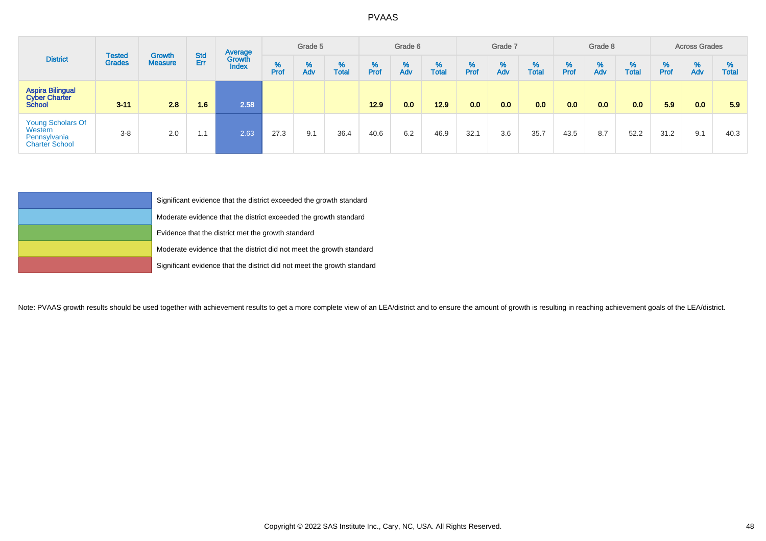# PVAAS

| District | Tested Grades | Growth Measure | Std Err | Average Growth Index | Grade 5 | | | Grade 6 | | | Grade 7 | | | Grade 8 | | | Across Grades | | |
|---|---|---|---|---|---|---|---|---|---|---|---|---|---|---|---|---|---|---|---|
| | | | | | % Prof | % Adv | % Total | % Prof | % Adv | % Total | % Prof | % Adv | % Total | % Prof | % Adv | % Total | % Prof | % Adv | % Total |
| **Aspira Bilingual Cyber Charter School** | **3-11** | **2.8** | **1.6** | **2.58** | | | | **12.9** | **0.0** | **12.9** | **0.0** | **0.0** | **0.0** | **0.0** | **0.0** | **0.0** | **5.9** | **0.0** | **5.9** |
| Young Scholars Of Western Pennsylvania Charter School | 3-8 | 2.0 | 1.1 | 2.63 | 27.3 | 9.1 | 36.4 | 40.6 | 6.2 | 46.9 | 32.1 | 3.6 | 35.7 | 43.5 | 8.7 | 52.2 | 31.2 | 9.1 | 40.3 |

- Significant evidence that the district exceeded the growth standard
- Moderate evidence that the district exceeded the growth standard
- Evidence that the district met the growth standard
- Moderate evidence that the district did not meet the growth standard
- Significant evidence that the district did not meet the growth standard

Note: PVAAS growth results should be used together with achievement results to get a more complete view of an LEA/district and to ensure the amount of growth is resulting in reaching achievement goals of the LEA/district.

Copyright © 2022 SAS Institute Inc., Cary, NC, USA. All Rights Reserved.